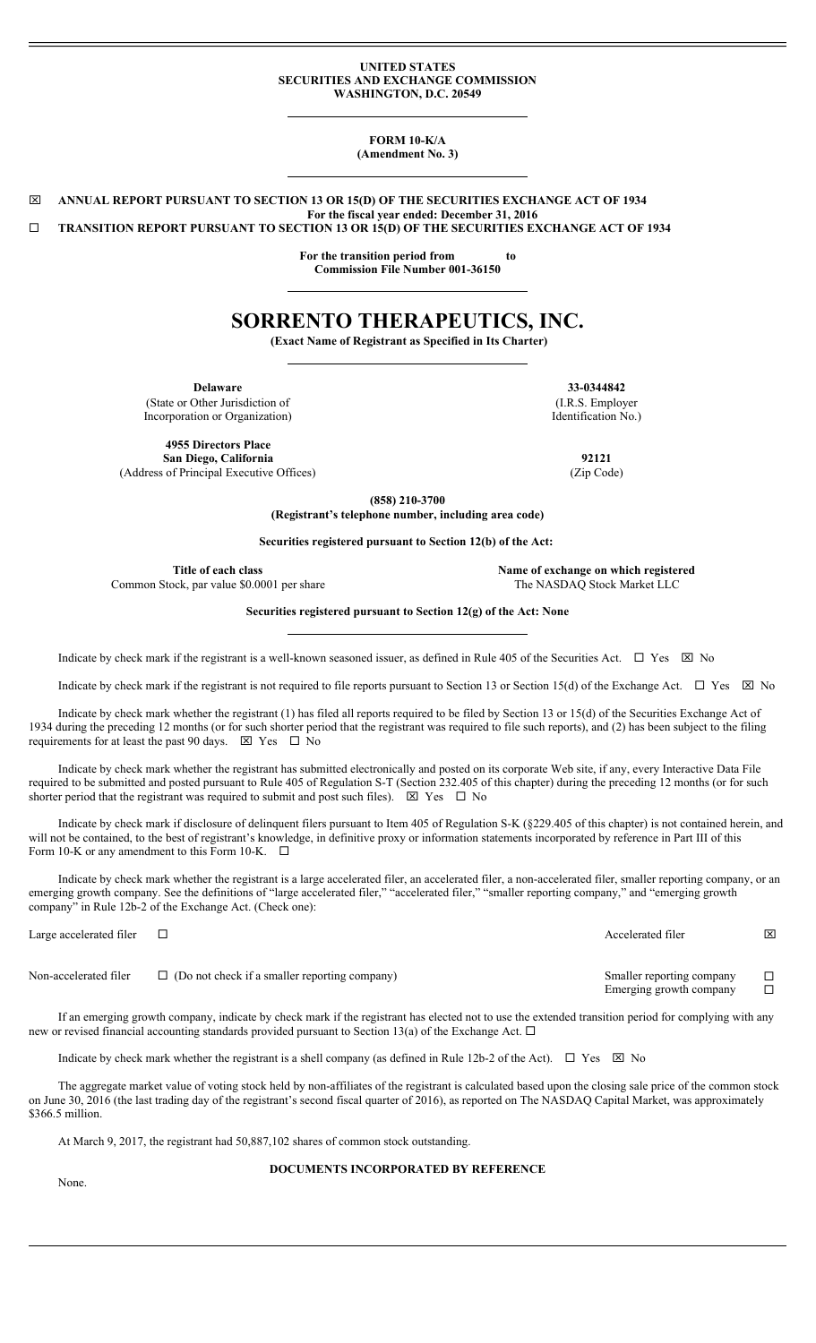**UNITED STATES**
**SECURITIES AND EXCHANGE COMMISSION**
**WASHINGTON, D.C. 20549**

**FORM 10-K/A**
**(Amendment No. 3)**

☒ **ANNUAL REPORT PURSUANT TO SECTION 13 OR 15(D) OF THE SECURITIES EXCHANGE ACT OF 1934**
**For the fiscal year ended: December 31, 2016**
☐ **TRANSITION REPORT PURSUANT TO SECTION 13 OR 15(D) OF THE SECURITIES EXCHANGE ACT OF 1934**

**For the transition period from to**
**Commission File Number 001-36150**

# SORRENTO THERAPEUTICS, INC.

**(Exact Name of Registrant as Specified in Its Charter)**

| **Delaware** | **33-0344842** |
|---|---|
| (State or Other Jurisdiction of Incorporation or Organization) | (I.R.S. Employer Identification No.) |
| **4955 Directors Place San Diego, California** | **92121** |
| (Address of Principal Executive Offices) | (Zip Code) |

**(858) 210-3700**
**(Registrant's telephone number, including area code)**

**Securities registered pursuant to Section 12(b) of the Act:**

| **Title of each class** | **Name of exchange on which registered** |
|---|---|
| Common Stock, par value $0.0001 per share | The NASDAQ Stock Market LLC |

**Securities registered pursuant to Section 12(g) of the Act: None**

Indicate by check mark if the registrant is a well-known seasoned issuer, as defined in Rule 405 of the Securities Act. ☐ Yes ☒ No

Indicate by check mark if the registrant is not required to file reports pursuant to Section 13 or Section 15(d) of the Exchange Act. ☐ Yes ☒ No

Indicate by check mark whether the registrant (1) has filed all reports required to be filed by Section 13 or 15(d) of the Securities Exchange Act of 1934 during the preceding 12 months (or for such shorter period that the registrant was required to file such reports), and (2) has been subject to the filing requirements for at least the past 90 days. ☒ Yes ☐ No

Indicate by check mark whether the registrant has submitted electronically and posted on its corporate Web site, if any, every Interactive Data File required to be submitted and posted pursuant to Rule 405 of Regulation S-T (Section 232.405 of this chapter) during the preceding 12 months (or for such shorter period that the registrant was required to submit and post such files). ☒ Yes ☐ No

Indicate by check mark if disclosure of delinquent filers pursuant to Item 405 of Regulation S-K (§229.405 of this chapter) is not contained herein, and will not be contained, to the best of registrant's knowledge, in definitive proxy or information statements incorporated by reference in Part III of this Form 10-K or any amendment to this Form 10-K. ☐

Indicate by check mark whether the registrant is a large accelerated filer, an accelerated filer, a non-accelerated filer, smaller reporting company, or an emerging growth company. See the definitions of "large accelerated filer," "accelerated filer," "smaller reporting company," and "emerging growth company" in Rule 12b-2 of the Exchange Act. (Check one):

| | | | |
|---|---|---|---|
| Large accelerated filer | ☐ | Accelerated filer | ☒ |
| Non-accelerated filer | ☐ (Do not check if a smaller reporting company) | Smaller reporting company | ☐ |
| | | Emerging growth company | ☐ |

If an emerging growth company, indicate by check mark if the registrant has elected not to use the extended transition period for complying with any new or revised financial accounting standards provided pursuant to Section 13(a) of the Exchange Act. ☐

Indicate by check mark whether the registrant is a shell company (as defined in Rule 12b-2 of the Act). ☐ Yes ☒ No

The aggregate market value of voting stock held by non-affiliates of the registrant is calculated based upon the closing sale price of the common stock on June 30, 2016 (the last trading day of the registrant's second fiscal quarter of 2016), as reported on The NASDAQ Capital Market, was approximately $366.5 million.

At March 9, 2017, the registrant had 50,887,102 shares of common stock outstanding.

**DOCUMENTS INCORPORATED BY REFERENCE**

None.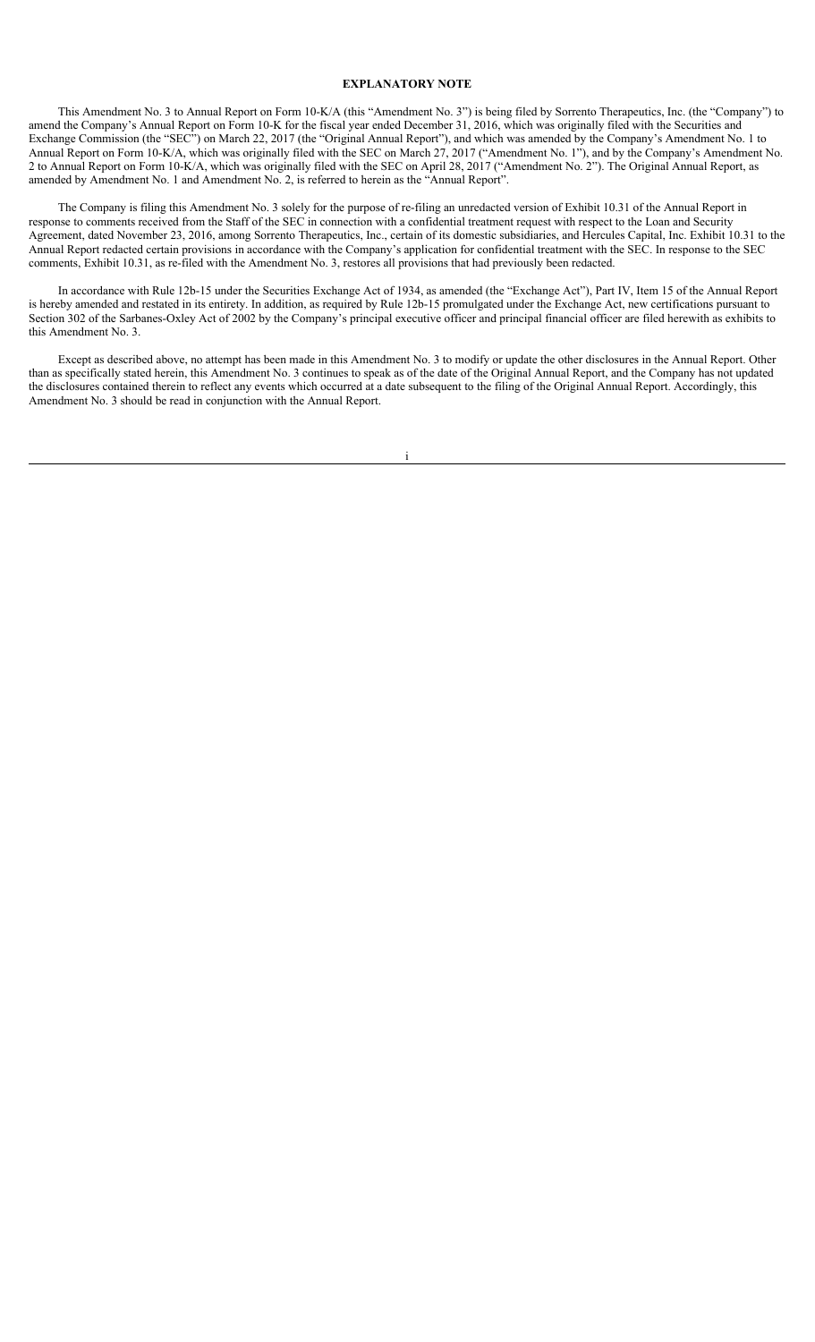## EXPLANATORY NOTE

This Amendment No. 3 to Annual Report on Form 10-K/A (this "Amendment No. 3") is being filed by Sorrento Therapeutics, Inc. (the "Company") to amend the Company's Annual Report on Form 10-K for the fiscal year ended December 31, 2016, which was originally filed with the Securities and Exchange Commission (the "SEC") on March 22, 2017 (the "Original Annual Report"), and which was amended by the Company's Amendment No. 1 to Annual Report on Form 10-K/A, which was originally filed with the SEC on March 27, 2017 ("Amendment No. 1"), and by the Company's Amendment No. 2 to Annual Report on Form 10-K/A, which was originally filed with the SEC on April 28, 2017 ("Amendment No. 2"). The Original Annual Report, as amended by Amendment No. 1 and Amendment No. 2, is referred to herein as the "Annual Report".

The Company is filing this Amendment No. 3 solely for the purpose of re-filing an unredacted version of Exhibit 10.31 of the Annual Report in response to comments received from the Staff of the SEC in connection with a confidential treatment request with respect to the Loan and Security Agreement, dated November 23, 2016, among Sorrento Therapeutics, Inc., certain of its domestic subsidiaries, and Hercules Capital, Inc. Exhibit 10.31 to the Annual Report redacted certain provisions in accordance with the Company's application for confidential treatment with the SEC. In response to the SEC comments, Exhibit 10.31, as re-filed with the Amendment No. 3, restores all provisions that had previously been redacted.

In accordance with Rule 12b-15 under the Securities Exchange Act of 1934, as amended (the "Exchange Act"), Part IV, Item 15 of the Annual Report is hereby amended and restated in its entirety. In addition, as required by Rule 12b-15 promulgated under the Exchange Act, new certifications pursuant to Section 302 of the Sarbanes-Oxley Act of 2002 by the Company's principal executive officer and principal financial officer are filed herewith as exhibits to this Amendment No. 3.

Except as described above, no attempt has been made in this Amendment No. 3 to modify or update the other disclosures in the Annual Report. Other than as specifically stated herein, this Amendment No. 3 continues to speak as of the date of the Original Annual Report, and the Company has not updated the disclosures contained therein to reflect any events which occurred at a date subsequent to the filing of the Original Annual Report. Accordingly, this Amendment No. 3 should be read in conjunction with the Annual Report.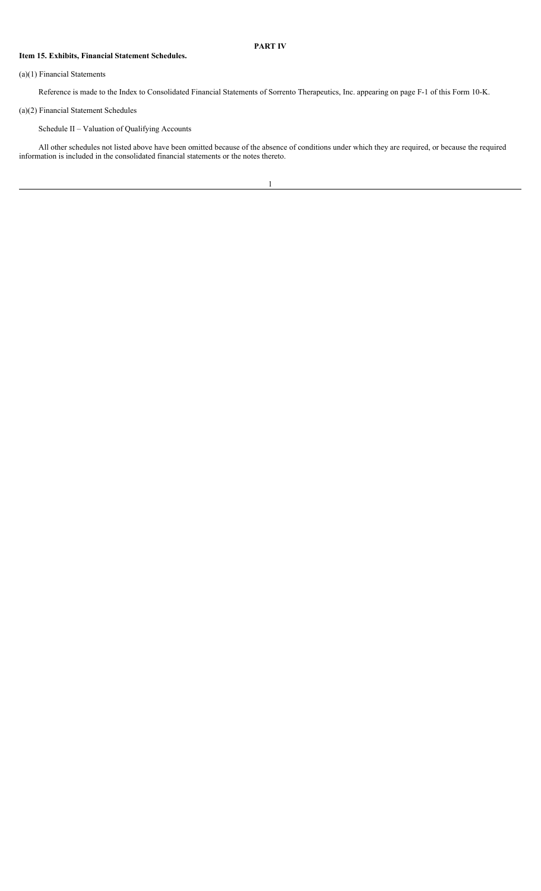## PART IV

### Item 15. Exhibits, Financial Statement Schedules.

(a)(1) Financial Statements

Reference is made to the Index to Consolidated Financial Statements of Sorrento Therapeutics, Inc. appearing on page F-1 of this Form 10-K.

(a)(2) Financial Statement Schedules

Schedule II – Valuation of Qualifying Accounts

All other schedules not listed above have been omitted because of the absence of conditions under which they are required, or because the required information is included in the consolidated financial statements or the notes thereto.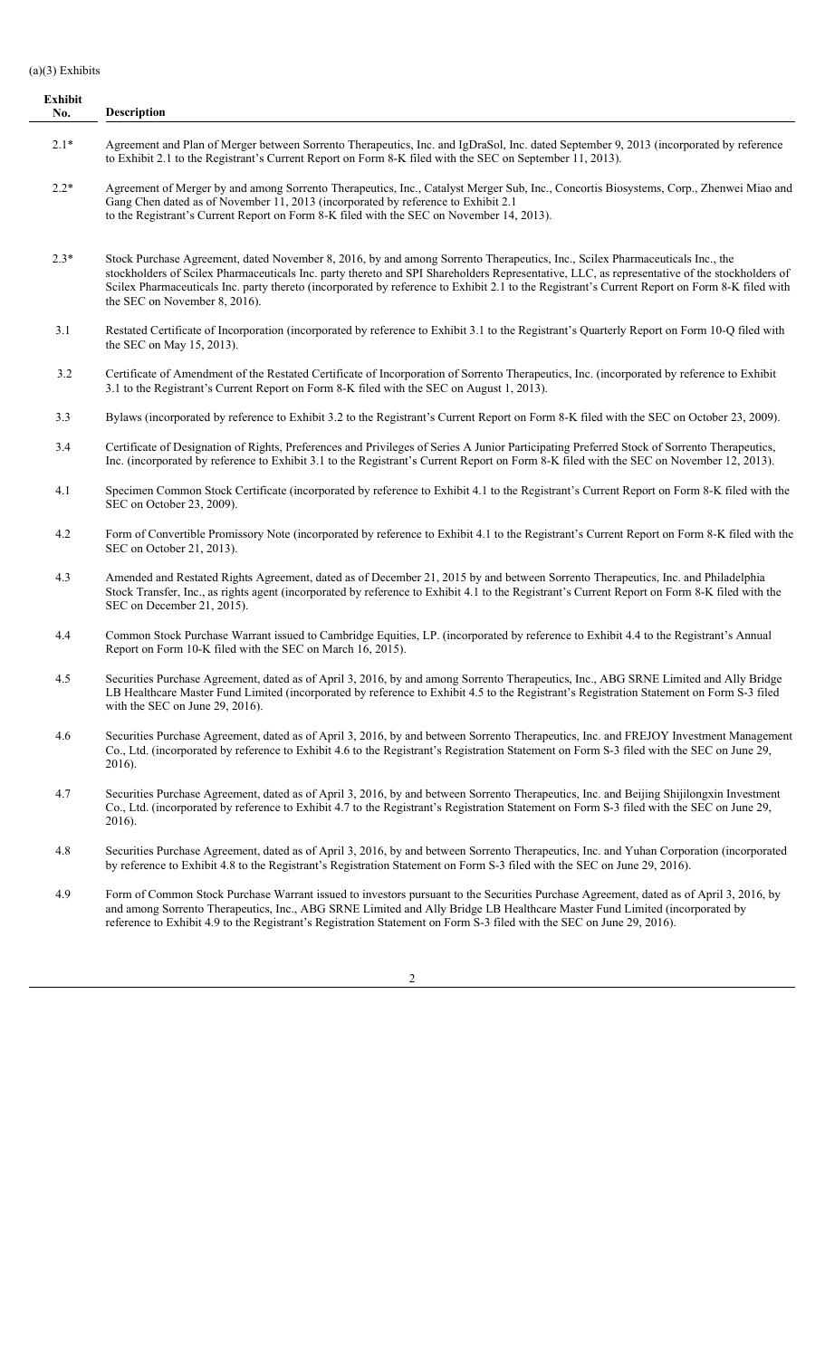(a)(3) Exhibits

| Exhibit No. | Description |
|---|---|
| 2.1* | Agreement and Plan of Merger between Sorrento Therapeutics, Inc. and IgDraSol, Inc. dated September 9, 2013 (incorporated by reference to Exhibit 2.1 to the Registrant's Current Report on Form 8-K filed with the SEC on September 11, 2013). |
| 2.2* | Agreement of Merger by and among Sorrento Therapeutics, Inc., Catalyst Merger Sub, Inc., Concortis Biosystems, Corp., Zhenwei Miao and Gang Chen dated as of November 11, 2013 (incorporated by reference to Exhibit 2.1 to the Registrant's Current Report on Form 8-K filed with the SEC on November 14, 2013). |
| 2.3* | Stock Purchase Agreement, dated November 8, 2016, by and among Sorrento Therapeutics, Inc., Scilex Pharmaceuticals Inc., the stockholders of Scilex Pharmaceuticals Inc. party thereto and SPI Shareholders Representative, LLC, as representative of the stockholders of Scilex Pharmaceuticals Inc. party thereto (incorporated by reference to Exhibit 2.1 to the Registrant's Current Report on Form 8-K filed with the SEC on November 8, 2016). |
| 3.1 | Restated Certificate of Incorporation (incorporated by reference to Exhibit 3.1 to the Registrant's Quarterly Report on Form 10-Q filed with the SEC on May 15, 2013). |
| 3.2 | Certificate of Amendment of the Restated Certificate of Incorporation of Sorrento Therapeutics, Inc. (incorporated by reference to Exhibit 3.1 to the Registrant's Current Report on Form 8-K filed with the SEC on August 1, 2013). |
| 3.3 | Bylaws (incorporated by reference to Exhibit 3.2 to the Registrant's Current Report on Form 8-K filed with the SEC on October 23, 2009). |
| 3.4 | Certificate of Designation of Rights, Preferences and Privileges of Series A Junior Participating Preferred Stock of Sorrento Therapeutics, Inc. (incorporated by reference to Exhibit 3.1 to the Registrant's Current Report on Form 8-K filed with the SEC on November 12, 2013). |
| 4.1 | Specimen Common Stock Certificate (incorporated by reference to Exhibit 4.1 to the Registrant's Current Report on Form 8-K filed with the SEC on October 23, 2009). |
| 4.2 | Form of Convertible Promissory Note (incorporated by reference to Exhibit 4.1 to the Registrant's Current Report on Form 8-K filed with the SEC on October 21, 2013). |
| 4.3 | Amended and Restated Rights Agreement, dated as of December 21, 2015 by and between Sorrento Therapeutics, Inc. and Philadelphia Stock Transfer, Inc., as rights agent (incorporated by reference to Exhibit 4.1 to the Registrant's Current Report on Form 8-K filed with the SEC on December 21, 2015). |
| 4.4 | Common Stock Purchase Warrant issued to Cambridge Equities, LP. (incorporated by reference to Exhibit 4.4 to the Registrant's Annual Report on Form 10-K filed with the SEC on March 16, 2015). |
| 4.5 | Securities Purchase Agreement, dated as of April 3, 2016, by and among Sorrento Therapeutics, Inc., ABG SRNE Limited and Ally Bridge LB Healthcare Master Fund Limited (incorporated by reference to Exhibit 4.5 to the Registrant's Registration Statement on Form S-3 filed with the SEC on June 29, 2016). |
| 4.6 | Securities Purchase Agreement, dated as of April 3, 2016, by and between Sorrento Therapeutics, Inc. and FREJOY Investment Management Co., Ltd. (incorporated by reference to Exhibit 4.6 to the Registrant's Registration Statement on Form S-3 filed with the SEC on June 29, 2016). |
| 4.7 | Securities Purchase Agreement, dated as of April 3, 2016, by and between Sorrento Therapeutics, Inc. and Beijing Shijilongxin Investment Co., Ltd. (incorporated by reference to Exhibit 4.7 to the Registrant's Registration Statement on Form S-3 filed with the SEC on June 29, 2016). |
| 4.8 | Securities Purchase Agreement, dated as of April 3, 2016, by and between Sorrento Therapeutics, Inc. and Yuhan Corporation (incorporated by reference to Exhibit 4.8 to the Registrant's Registration Statement on Form S-3 filed with the SEC on June 29, 2016). |
| 4.9 | Form of Common Stock Purchase Warrant issued to investors pursuant to the Securities Purchase Agreement, dated as of April 3, 2016, by and among Sorrento Therapeutics, Inc., ABG SRNE Limited and Ally Bridge LB Healthcare Master Fund Limited (incorporated by reference to Exhibit 4.9 to the Registrant's Registration Statement on Form S-3 filed with the SEC on June 29, 2016). |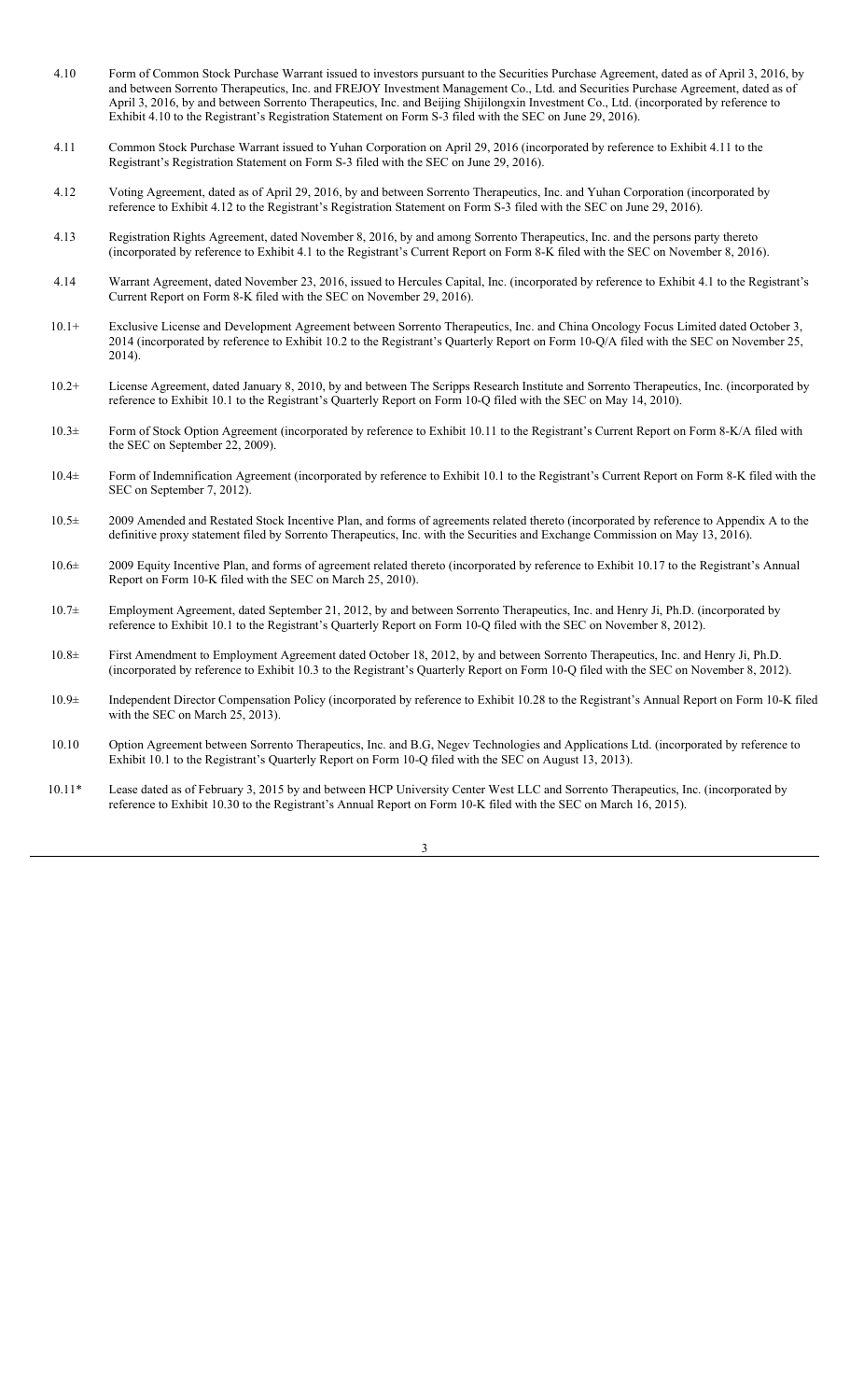| | |
|---|---|
| 4.10 | Form of Common Stock Purchase Warrant issued to investors pursuant to the Securities Purchase Agreement, dated as of April 3, 2016, by and between Sorrento Therapeutics, Inc. and FREJOY Investment Management Co., Ltd. and Securities Purchase Agreement, dated as of April 3, 2016, by and between Sorrento Therapeutics, Inc. and Beijing Shijilongxin Investment Co., Ltd. (incorporated by reference to Exhibit 4.10 to the Registrant's Registration Statement on Form S-3 filed with the SEC on June 29, 2016). |
| 4.11 | Common Stock Purchase Warrant issued to Yuhan Corporation on April 29, 2016 (incorporated by reference to Exhibit 4.11 to the Registrant's Registration Statement on Form S-3 filed with the SEC on June 29, 2016). |
| 4.12 | Voting Agreement, dated as of April 29, 2016, by and between Sorrento Therapeutics, Inc. and Yuhan Corporation (incorporated by reference to Exhibit 4.12 to the Registrant's Registration Statement on Form S-3 filed with the SEC on June 29, 2016). |
| 4.13 | Registration Rights Agreement, dated November 8, 2016, by and among Sorrento Therapeutics, Inc. and the persons party thereto (incorporated by reference to Exhibit 4.1 to the Registrant's Current Report on Form 8-K filed with the SEC on November 8, 2016). |
| 4.14 | Warrant Agreement, dated November 23, 2016, issued to Hercules Capital, Inc. (incorporated by reference to Exhibit 4.1 to the Registrant's Current Report on Form 8-K filed with the SEC on November 29, 2016). |
| 10.1+ | Exclusive License and Development Agreement between Sorrento Therapeutics, Inc. and China Oncology Focus Limited dated October 3, 2014 (incorporated by reference to Exhibit 10.2 to the Registrant's Quarterly Report on Form 10-Q/A filed with the SEC on November 25, 2014). |
| 10.2+ | License Agreement, dated January 8, 2010, by and between The Scripps Research Institute and Sorrento Therapeutics, Inc. (incorporated by reference to Exhibit 10.1 to the Registrant's Quarterly Report on Form 10-Q filed with the SEC on May 14, 2010). |
| 10.3± | Form of Stock Option Agreement (incorporated by reference to Exhibit 10.11 to the Registrant's Current Report on Form 8-K/A filed with the SEC on September 22, 2009). |
| 10.4± | Form of Indemnification Agreement (incorporated by reference to Exhibit 10.1 to the Registrant's Current Report on Form 8-K filed with the SEC on September 7, 2012). |
| 10.5± | 2009 Amended and Restated Stock Incentive Plan, and forms of agreements related thereto (incorporated by reference to Appendix A to the definitive proxy statement filed by Sorrento Therapeutics, Inc. with the Securities and Exchange Commission on May 13, 2016). |
| 10.6± | 2009 Equity Incentive Plan, and forms of agreement related thereto (incorporated by reference to Exhibit 10.17 to the Registrant's Annual Report on Form 10-K filed with the SEC on March 25, 2010). |
| 10.7± | Employment Agreement, dated September 21, 2012, by and between Sorrento Therapeutics, Inc. and Henry Ji, Ph.D. (incorporated by reference to Exhibit 10.1 to the Registrant's Quarterly Report on Form 10-Q filed with the SEC on November 8, 2012). |
| 10.8± | First Amendment to Employment Agreement dated October 18, 2012, by and between Sorrento Therapeutics, Inc. and Henry Ji, Ph.D. (incorporated by reference to Exhibit 10.3 to the Registrant's Quarterly Report on Form 10-Q filed with the SEC on November 8, 2012). |
| 10.9± | Independent Director Compensation Policy (incorporated by reference to Exhibit 10.28 to the Registrant's Annual Report on Form 10-K filed with the SEC on March 25, 2013). |
| 10.10 | Option Agreement between Sorrento Therapeutics, Inc. and B.G, Negev Technologies and Applications Ltd. (incorporated by reference to Exhibit 10.1 to the Registrant's Quarterly Report on Form 10-Q filed with the SEC on August 13, 2013). |
| 10.11* | Lease dated as of February 3, 2015 by and between HCP University Center West LLC and Sorrento Therapeutics, Inc. (incorporated by reference to Exhibit 10.30 to the Registrant's Annual Report on Form 10-K filed with the SEC on March 16, 2015). |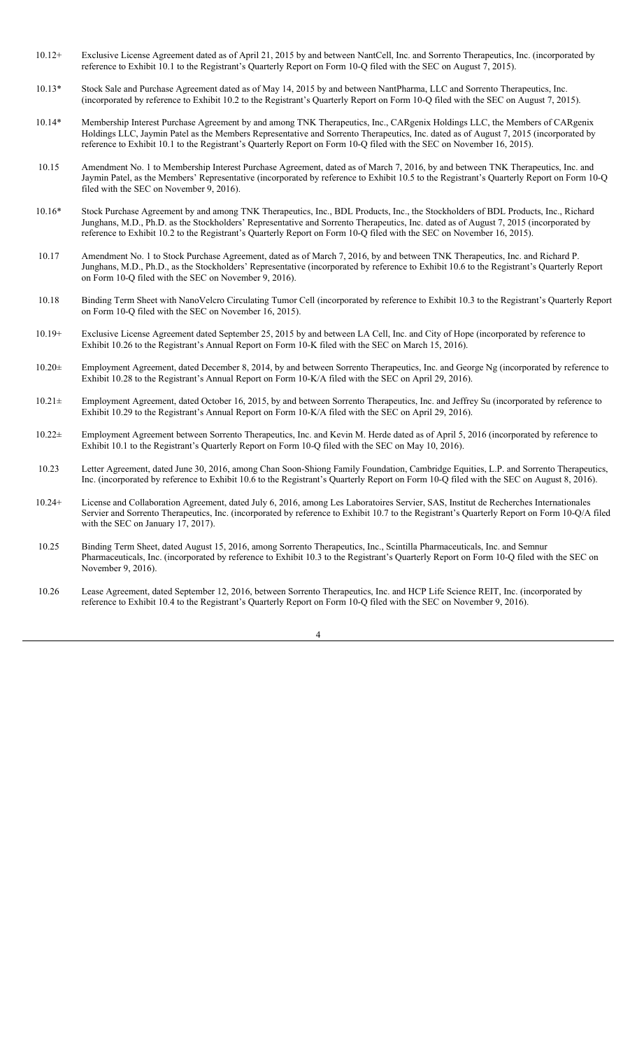| | |
|---|---|
| 10.12+ | Exclusive License Agreement dated as of April 21, 2015 by and between NantCell, Inc. and Sorrento Therapeutics, Inc. (incorporated by reference to Exhibit 10.1 to the Registrant's Quarterly Report on Form 10-Q filed with the SEC on August 7, 2015). |
| 10.13* | Stock Sale and Purchase Agreement dated as of May 14, 2015 by and between NantPharma, LLC and Sorrento Therapeutics, Inc. (incorporated by reference to Exhibit 10.2 to the Registrant's Quarterly Report on Form 10-Q filed with the SEC on August 7, 2015). |
| 10.14* | Membership Interest Purchase Agreement by and among TNK Therapeutics, Inc., CARgenix Holdings LLC, the Members of CARgenix Holdings LLC, Jaymin Patel as the Members Representative and Sorrento Therapeutics, Inc. dated as of August 7, 2015 (incorporated by reference to Exhibit 10.1 to the Registrant's Quarterly Report on Form 10-Q filed with the SEC on November 16, 2015). |
| 10.15 | Amendment No. 1 to Membership Interest Purchase Agreement, dated as of March 7, 2016, by and between TNK Therapeutics, Inc. and Jaymin Patel, as the Members' Representative (incorporated by reference to Exhibit 10.5 to the Registrant's Quarterly Report on Form 10-Q filed with the SEC on November 9, 2016). |
| 10.16* | Stock Purchase Agreement by and among TNK Therapeutics, Inc., BDL Products, Inc., the Stockholders of BDL Products, Inc., Richard Junghans, M.D., Ph.D. as the Stockholders' Representative and Sorrento Therapeutics, Inc. dated as of August 7, 2015 (incorporated by reference to Exhibit 10.2 to the Registrant's Quarterly Report on Form 10-Q filed with the SEC on November 16, 2015). |
| 10.17 | Amendment No. 1 to Stock Purchase Agreement, dated as of March 7, 2016, by and between TNK Therapeutics, Inc. and Richard P. Junghans, M.D., Ph.D., as the Stockholders' Representative (incorporated by reference to Exhibit 10.6 to the Registrant's Quarterly Report on Form 10-Q filed with the SEC on November 9, 2016). |
| 10.18 | Binding Term Sheet with NanoVelcro Circulating Tumor Cell (incorporated by reference to Exhibit 10.3 to the Registrant's Quarterly Report on Form 10-Q filed with the SEC on November 16, 2015). |
| 10.19+ | Exclusive License Agreement dated September 25, 2015 by and between LA Cell, Inc. and City of Hope (incorporated by reference to Exhibit 10.26 to the Registrant's Annual Report on Form 10-K filed with the SEC on March 15, 2016). |
| 10.20± | Employment Agreement, dated December 8, 2014, by and between Sorrento Therapeutics, Inc. and George Ng (incorporated by reference to Exhibit 10.28 to the Registrant's Annual Report on Form 10-K/A filed with the SEC on April 29, 2016). |
| 10.21± | Employment Agreement, dated October 16, 2015, by and between Sorrento Therapeutics, Inc. and Jeffrey Su (incorporated by reference to Exhibit 10.29 to the Registrant's Annual Report on Form 10-K/A filed with the SEC on April 29, 2016). |
| 10.22± | Employment Agreement between Sorrento Therapeutics, Inc. and Kevin M. Herde dated as of April 5, 2016 (incorporated by reference to Exhibit 10.1 to the Registrant's Quarterly Report on Form 10-Q filed with the SEC on May 10, 2016). |
| 10.23 | Letter Agreement, dated June 30, 2016, among Chan Soon-Shiong Family Foundation, Cambridge Equities, L.P. and Sorrento Therapeutics, Inc. (incorporated by reference to Exhibit 10.6 to the Registrant's Quarterly Report on Form 10-Q filed with the SEC on August 8, 2016). |
| 10.24+ | License and Collaboration Agreement, dated July 6, 2016, among Les Laboratoires Servier, SAS, Institut de Recherches Internationales Servier and Sorrento Therapeutics, Inc. (incorporated by reference to Exhibit 10.7 to the Registrant's Quarterly Report on Form 10-Q/A filed with the SEC on January 17, 2017). |
| 10.25 | Binding Term Sheet, dated August 15, 2016, among Sorrento Therapeutics, Inc., Scintilla Pharmaceuticals, Inc. and Semnur Pharmaceuticals, Inc. (incorporated by reference to Exhibit 10.3 to the Registrant's Quarterly Report on Form 10-Q filed with the SEC on November 9, 2016). |
| 10.26 | Lease Agreement, dated September 12, 2016, between Sorrento Therapeutics, Inc. and HCP Life Science REIT, Inc. (incorporated by reference to Exhibit 10.4 to the Registrant's Quarterly Report on Form 10-Q filed with the SEC on November 9, 2016). |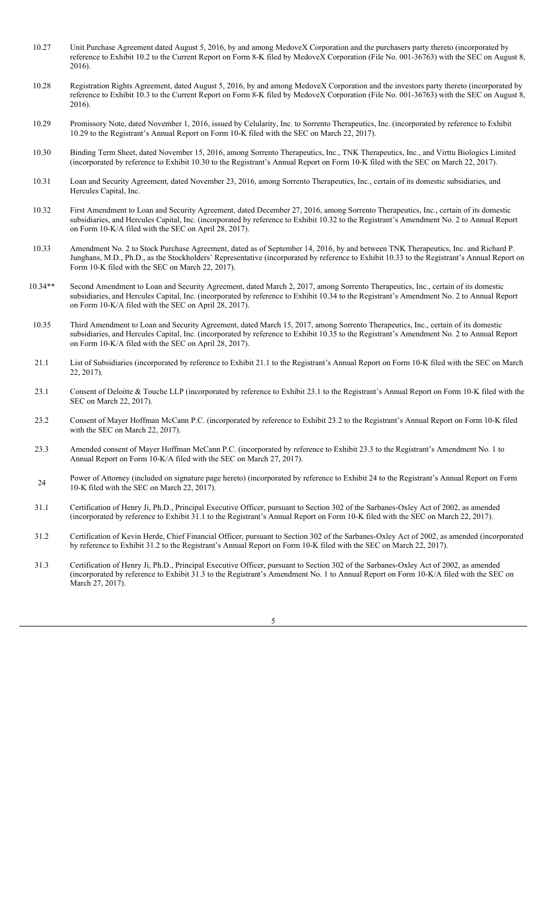| | |
|---|---|
| 10.27 | Unit Purchase Agreement dated August 5, 2016, by and among MedoveX Corporation and the purchasers party thereto (incorporated by reference to Exhibit 10.2 to the Current Report on Form 8-K filed by MedoveX Corporation (File No. 001-36763) with the SEC on August 8, 2016). |
| 10.28 | Registration Rights Agreement, dated August 5, 2016, by and among MedoveX Corporation and the investors party thereto (incorporated by reference to Exhibit 10.3 to the Current Report on Form 8-K filed by MedoveX Corporation (File No. 001-36763) with the SEC on August 8, 2016). |
| 10.29 | Promissory Note, dated November 1, 2016, issued by Celularity, Inc. to Sorrento Therapeutics, Inc. (incorporated by reference to Exhibit 10.29 to the Registrant's Annual Report on Form 10-K filed with the SEC on March 22, 2017). |
| 10.30 | Binding Term Sheet, dated November 15, 2016, among Sorrento Therapeutics, Inc., TNK Therapeutics, Inc., and Virttu Biologics Limited (incorporated by reference to Exhibit 10.30 to the Registrant's Annual Report on Form 10-K filed with the SEC on March 22, 2017). |
| 10.31 | Loan and Security Agreement, dated November 23, 2016, among Sorrento Therapeutics, Inc., certain of its domestic subsidiaries, and Hercules Capital, Inc. |
| 10.32 | First Amendment to Loan and Security Agreement, dated December 27, 2016, among Sorrento Therapeutics, Inc., certain of its domestic subsidiaries, and Hercules Capital, Inc. (incorporated by reference to Exhibit 10.32 to the Registrant's Amendment No. 2 to Annual Report on Form 10-K/A filed with the SEC on April 28, 2017). |
| 10.33 | Amendment No. 2 to Stock Purchase Agreement, dated as of September 14, 2016, by and between TNK Therapeutics, Inc. and Richard P. Junghans, M.D., Ph.D., as the Stockholders' Representative (incorporated by reference to Exhibit 10.33 to the Registrant's Annual Report on Form 10-K filed with the SEC on March 22, 2017). |
| 10.34** | Second Amendment to Loan and Security Agreement, dated March 2, 2017, among Sorrento Therapeutics, Inc., certain of its domestic subsidiaries, and Hercules Capital, Inc. (incorporated by reference to Exhibit 10.34 to the Registrant's Amendment No. 2 to Annual Report on Form 10-K/A filed with the SEC on April 28, 2017). |
| 10.35 | Third Amendment to Loan and Security Agreement, dated March 15, 2017, among Sorrento Therapeutics, Inc., certain of its domestic subsidiaries, and Hercules Capital, Inc. (incorporated by reference to Exhibit 10.35 to the Registrant's Amendment No. 2 to Annual Report on Form 10-K/A filed with the SEC on April 28, 2017). |
| 21.1 | List of Subsidiaries (incorporated by reference to Exhibit 21.1 to the Registrant's Annual Report on Form 10-K filed with the SEC on March 22, 2017). |
| 23.1 | Consent of Deloitte & Touche LLP (incorporated by reference to Exhibit 23.1 to the Registrant's Annual Report on Form 10-K filed with the SEC on March 22, 2017). |
| 23.2 | Consent of Mayer Hoffman McCann P.C. (incorporated by reference to Exhibit 23.2 to the Registrant's Annual Report on Form 10-K filed with the SEC on March 22, 2017). |
| 23.3 | Amended consent of Mayer Hoffman McCann P.C. (incorporated by reference to Exhibit 23.3 to the Registrant's Amendment No. 1 to Annual Report on Form 10-K/A filed with the SEC on March 27, 2017). |
| 24 | Power of Attorney (included on signature page hereto) (incorporated by reference to Exhibit 24 to the Registrant's Annual Report on Form 10-K filed with the SEC on March 22, 2017). |
| 31.1 | Certification of Henry Ji, Ph.D., Principal Executive Officer, pursuant to Section 302 of the Sarbanes-Oxley Act of 2002, as amended (incorporated by reference to Exhibit 31.1 to the Registrant's Annual Report on Form 10-K filed with the SEC on March 22, 2017). |
| 31.2 | Certification of Kevin Herde, Chief Financial Officer, pursuant to Section 302 of the Sarbanes-Oxley Act of 2002, as amended (incorporated by reference to Exhibit 31.2 to the Registrant's Annual Report on Form 10-K filed with the SEC on March 22, 2017). |
| 31.3 | Certification of Henry Ji, Ph.D., Principal Executive Officer, pursuant to Section 302 of the Sarbanes-Oxley Act of 2002, as amended (incorporated by reference to Exhibit 31.3 to the Registrant's Amendment No. 1 to Annual Report on Form 10-K/A filed with the SEC on March 27, 2017). |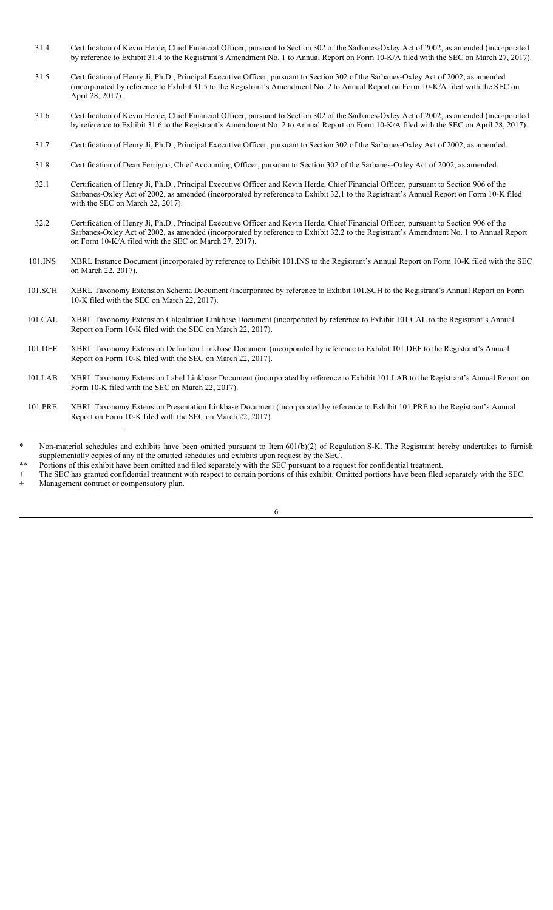| | |
|---|---|
| 31.4 | Certification of Kevin Herde, Chief Financial Officer, pursuant to Section 302 of the Sarbanes-Oxley Act of 2002, as amended (incorporated by reference to Exhibit 31.4 to the Registrant's Amendment No. 1 to Annual Report on Form 10-K/A filed with the SEC on March 27, 2017). |
| 31.5 | Certification of Henry Ji, Ph.D., Principal Executive Officer, pursuant to Section 302 of the Sarbanes-Oxley Act of 2002, as amended (incorporated by reference to Exhibit 31.5 to the Registrant's Amendment No. 2 to Annual Report on Form 10-K/A filed with the SEC on April 28, 2017). |
| 31.6 | Certification of Kevin Herde, Chief Financial Officer, pursuant to Section 302 of the Sarbanes-Oxley Act of 2002, as amended (incorporated by reference to Exhibit 31.6 to the Registrant's Amendment No. 2 to Annual Report on Form 10-K/A filed with the SEC on April 28, 2017). |
| 31.7 | Certification of Henry Ji, Ph.D., Principal Executive Officer, pursuant to Section 302 of the Sarbanes-Oxley Act of 2002, as amended. |
| 31.8 | Certification of Dean Ferrigno, Chief Accounting Officer, pursuant to Section 302 of the Sarbanes-Oxley Act of 2002, as amended. |
| 32.1 | Certification of Henry Ji, Ph.D., Principal Executive Officer and Kevin Herde, Chief Financial Officer, pursuant to Section 906 of the Sarbanes-Oxley Act of 2002, as amended (incorporated by reference to Exhibit 32.1 to the Registrant's Annual Report on Form 10-K filed with the SEC on March 22, 2017). |
| 32.2 | Certification of Henry Ji, Ph.D., Principal Executive Officer and Kevin Herde, Chief Financial Officer, pursuant to Section 906 of the Sarbanes-Oxley Act of 2002, as amended (incorporated by reference to Exhibit 32.2 to the Registrant's Amendment No. 1 to Annual Report on Form 10-K/A filed with the SEC on March 27, 2017). |
| 101.INS | XBRL Instance Document (incorporated by reference to Exhibit 101.INS to the Registrant's Annual Report on Form 10-K filed with the SEC on March 22, 2017). |
| 101.SCH | XBRL Taxonomy Extension Schema Document (incorporated by reference to Exhibit 101.SCH to the Registrant's Annual Report on Form 10-K filed with the SEC on March 22, 2017). |
| 101.CAL | XBRL Taxonomy Extension Calculation Linkbase Document (incorporated by reference to Exhibit 101.CAL to the Registrant's Annual Report on Form 10-K filed with the SEC on March 22, 2017). |
| 101.DEF | XBRL Taxonomy Extension Definition Linkbase Document (incorporated by reference to Exhibit 101.DEF to the Registrant's Annual Report on Form 10-K filed with the SEC on March 22, 2017). |
| 101.LAB | XBRL Taxonomy Extension Label Linkbase Document (incorporated by reference to Exhibit 101.LAB to the Registrant's Annual Report on Form 10-K filed with the SEC on March 22, 2017). |
| 101.PRE | XBRL Taxonomy Extension Presentation Linkbase Document (incorporated by reference to Exhibit 101.PRE to the Registrant's Annual Report on Form 10-K filed with the SEC on March 22, 2017). |

---

\* Non-material schedules and exhibits have been omitted pursuant to Item 601(b)(2) of Regulation S-K. The Registrant hereby undertakes to furnish supplementally copies of any of the omitted schedules and exhibits upon request by the SEC.

\*\* Portions of this exhibit have been omitted and filed separately with the SEC pursuant to a request for confidential treatment.

\+ The SEC has granted confidential treatment with respect to certain portions of this exhibit. Omitted portions have been filed separately with the SEC.

± Management contract or compensatory plan.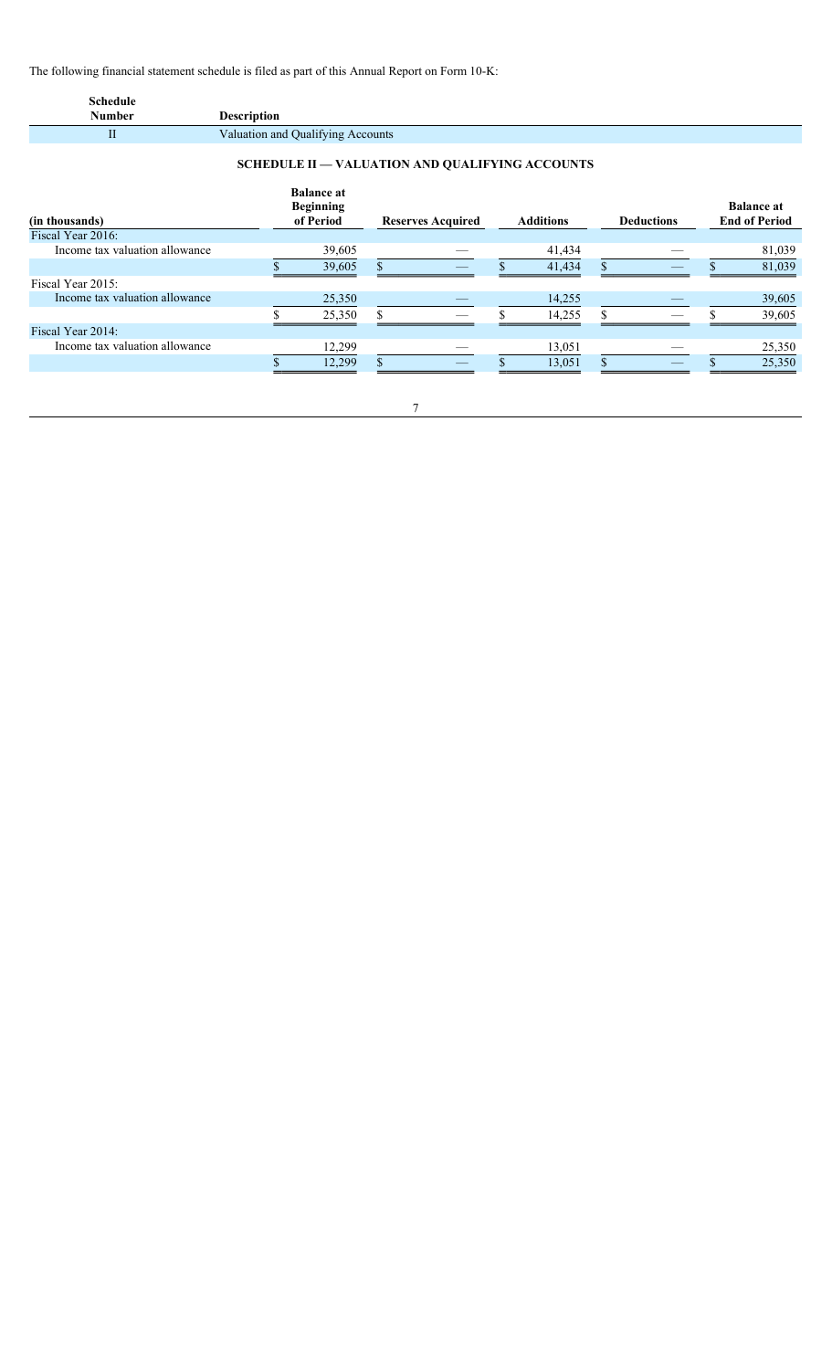The following financial statement schedule is filed as part of this Annual Report on Form 10-K:

| Schedule Number | Description |
| --- | --- |
| II | Valuation and Qualifying Accounts |

## SCHEDULE II — VALUATION AND QUALIFYING ACCOUNTS

| (in thousands) | Balance at Beginning of Period | Reserves Acquired | Additions | Deductions | Balance at End of Period |
| --- | --- | --- | --- | --- | --- |
| Fiscal Year 2016: | | | | | |
| Income tax valuation allowance | 39,605 | — | 41,434 | — | 81,039 |
| | $ 39,605 | $ — | $ 41,434 | $ — | $ 81,039 |
| Fiscal Year 2015: | | | | | |
| Income tax valuation allowance | 25,350 | — | 14,255 | — | 39,605 |
| | $ 25,350 | $ — | $ 14,255 | $ — | $ 39,605 |
| Fiscal Year 2014: | | | | | |
| Income tax valuation allowance | 12,299 | — | 13,051 | — | 25,350 |
| | $ 12,299 | $ — | $ 13,051 | $ — | $ 25,350 |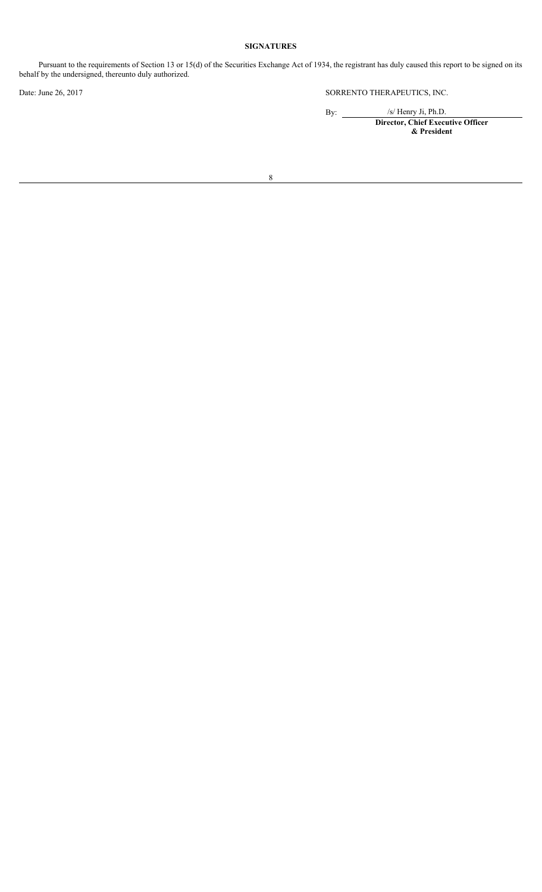## SIGNATURES

Pursuant to the requirements of Section 13 or 15(d) of the Securities Exchange Act of 1934, the registrant has duly caused this report to be signed on its behalf by the undersigned, thereunto duly authorized.

Date: June 26, 2017

SORRENTO THERAPEUTICS, INC.

By: /s/ Henry Ji, Ph.D.

**Director, Chief Executive Officer & President**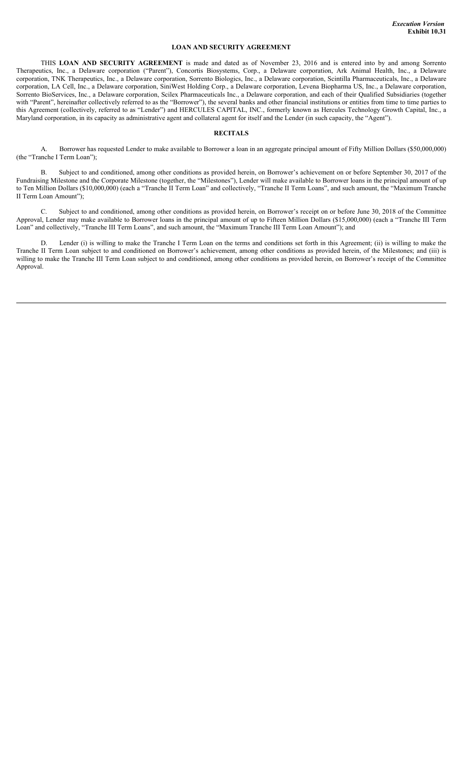*Execution Version*
**Exhibit 10.31**

# LOAN AND SECURITY AGREEMENT

THIS **LOAN AND SECURITY AGREEMENT** is made and dated as of November 23, 2016 and is entered into by and among Sorrento Therapeutics, Inc., a Delaware corporation ("Parent"), Concortis Biosystems, Corp., a Delaware corporation, Ark Animal Health, Inc., a Delaware corporation, TNK Therapeutics, Inc., a Delaware corporation, Sorrento Biologics, Inc., a Delaware corporation, Scintilla Pharmaceuticals, Inc., a Delaware corporation, LA Cell, Inc., a Delaware corporation, SiniWest Holding Corp., a Delaware corporation, Levena Biopharma US, Inc., a Delaware corporation, Sorrento BioServices, Inc., a Delaware corporation, Scilex Pharmaceuticals Inc., a Delaware corporation, and each of their Qualified Subsidiaries (together with "Parent", hereinafter collectively referred to as the "Borrower"), the several banks and other financial institutions or entities from time to time parties to this Agreement (collectively, referred to as "Lender") and HERCULES CAPITAL, INC., formerly known as Hercules Technology Growth Capital, Inc., a Maryland corporation, in its capacity as administrative agent and collateral agent for itself and the Lender (in such capacity, the "Agent").

## RECITALS

A. Borrower has requested Lender to make available to Borrower a loan in an aggregate principal amount of Fifty Million Dollars ($50,000,000) (the "Tranche I Term Loan");

B. Subject to and conditioned, among other conditions as provided herein, on Borrower's achievement on or before September 30, 2017 of the Fundraising Milestone and the Corporate Milestone (together, the "Milestones"), Lender will make available to Borrower loans in the principal amount of up to Ten Million Dollars ($10,000,000) (each a "Tranche II Term Loan" and collectively, "Tranche II Term Loans", and such amount, the "Maximum Tranche II Term Loan Amount");

C. Subject to and conditioned, among other conditions as provided herein, on Borrower's receipt on or before June 30, 2018 of the Committee Approval, Lender may make available to Borrower loans in the principal amount of up to Fifteen Million Dollars ($15,000,000) (each a "Tranche III Term Loan" and collectively, "Tranche III Term Loans", and such amount, the "Maximum Tranche III Term Loan Amount"); and

D. Lender (i) is willing to make the Tranche I Term Loan on the terms and conditions set forth in this Agreement; (ii) is willing to make the Tranche II Term Loan subject to and conditioned on Borrower's achievement, among other conditions as provided herein, of the Milestones; and (iii) is willing to make the Tranche III Term Loan subject to and conditioned, among other conditions as provided herein, on Borrower's receipt of the Committee Approval.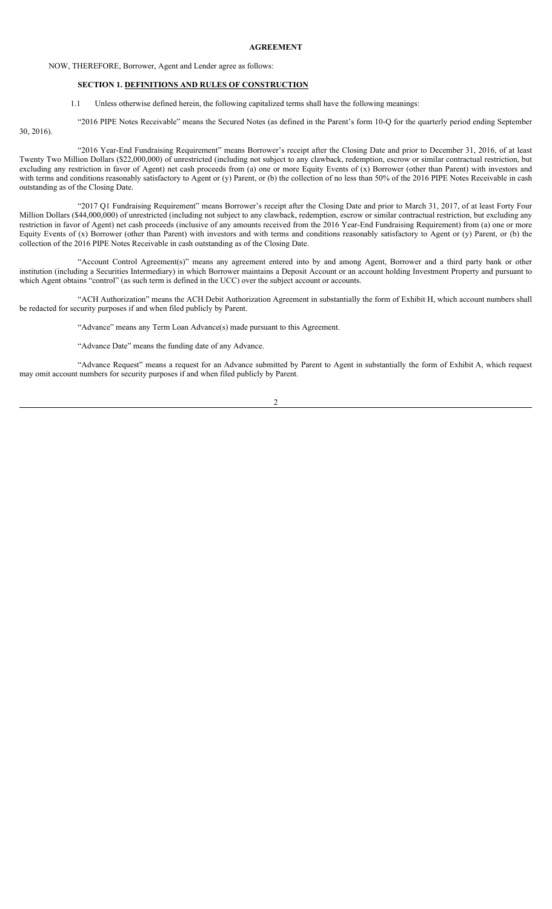**AGREEMENT**

NOW, THEREFORE, Borrower, Agent and Lender agree as follows:

**SECTION 1. <u>DEFINITIONS AND RULES OF CONSTRUCTION</u>**

1.1 Unless otherwise defined herein, the following capitalized terms shall have the following meanings:

"2016 PIPE Notes Receivable" means the Secured Notes (as defined in the Parent's form 10-Q for the quarterly period ending September 30, 2016).

"2016 Year-End Fundraising Requirement" means Borrower's receipt after the Closing Date and prior to December 31, 2016, of at least Twenty Two Million Dollars ($22,000,000) of unrestricted (including not subject to any clawback, redemption, escrow or similar contractual restriction, but excluding any restriction in favor of Agent) net cash proceeds from (a) one or more Equity Events of (x) Borrower (other than Parent) with investors and with terms and conditions reasonably satisfactory to Agent or (y) Parent, or (b) the collection of no less than 50% of the 2016 PIPE Notes Receivable in cash outstanding as of the Closing Date.

"2017 Q1 Fundraising Requirement" means Borrower's receipt after the Closing Date and prior to March 31, 2017, of at least Forty Four Million Dollars ($44,000,000) of unrestricted (including not subject to any clawback, redemption, escrow or similar contractual restriction, but excluding any restriction in favor of Agent) net cash proceeds (inclusive of any amounts received from the 2016 Year-End Fundraising Requirement) from (a) one or more Equity Events of (x) Borrower (other than Parent) with investors and with terms and conditions reasonably satisfactory to Agent or (y) Parent, or (b) the collection of the 2016 PIPE Notes Receivable in cash outstanding as of the Closing Date.

"Account Control Agreement(s)" means any agreement entered into by and among Agent, Borrower and a third party bank or other institution (including a Securities Intermediary) in which Borrower maintains a Deposit Account or an account holding Investment Property and pursuant to which Agent obtains "control" (as such term is defined in the UCC) over the subject account or accounts.

"ACH Authorization" means the ACH Debit Authorization Agreement in substantially the form of Exhibit H, which account numbers shall be redacted for security purposes if and when filed publicly by Parent.

"Advance" means any Term Loan Advance(s) made pursuant to this Agreement.

"Advance Date" means the funding date of any Advance.

"Advance Request" means a request for an Advance submitted by Parent to Agent in substantially the form of Exhibit A, which request may omit account numbers for security purposes if and when filed publicly by Parent.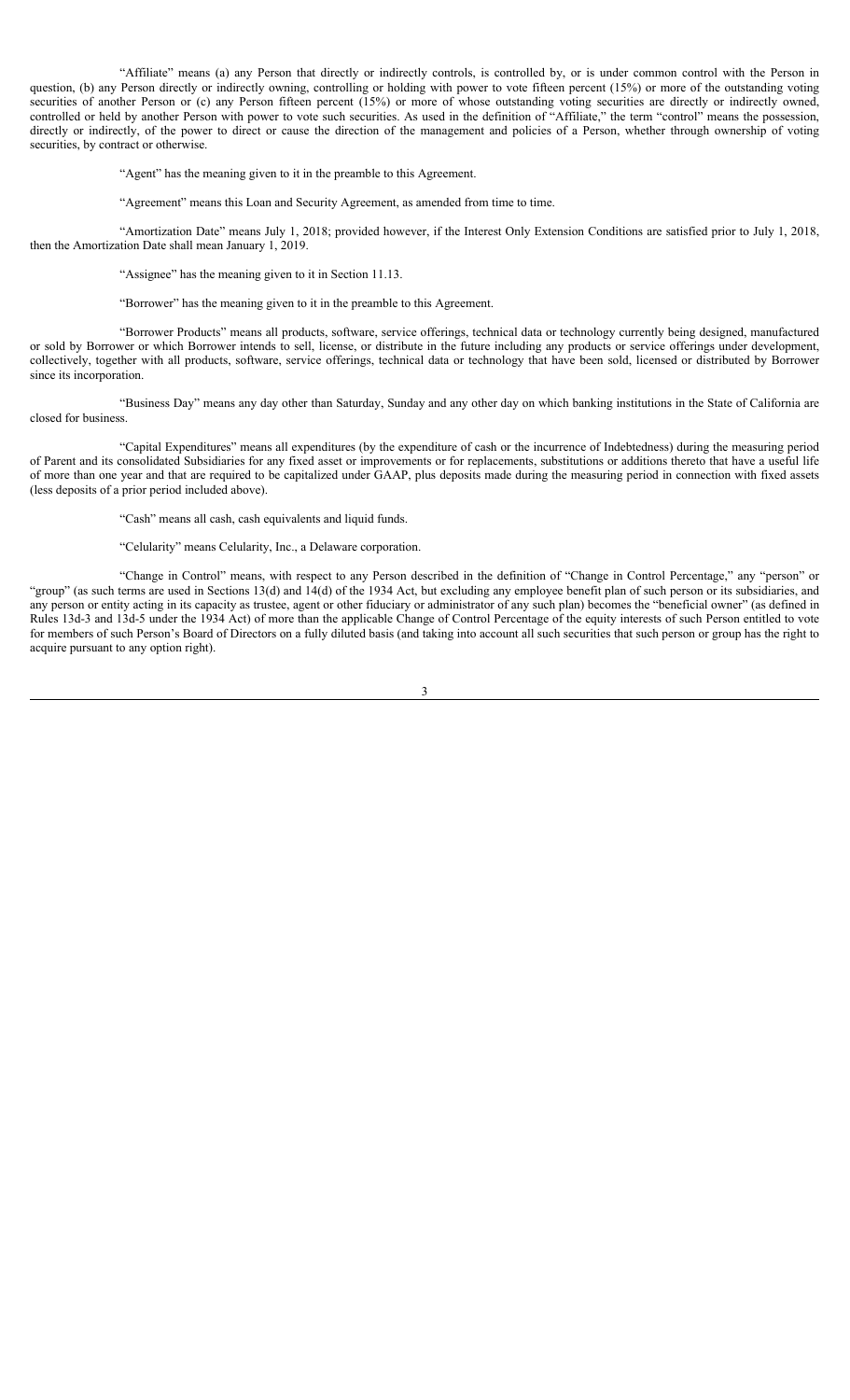"Affiliate" means (a) any Person that directly or indirectly controls, is controlled by, or is under common control with the Person in question, (b) any Person directly or indirectly owning, controlling or holding with power to vote fifteen percent (15%) or more of the outstanding voting securities of another Person or (c) any Person fifteen percent (15%) or more of whose outstanding voting securities are directly or indirectly owned, controlled or held by another Person with power to vote such securities. As used in the definition of "Affiliate," the term "control" means the possession, directly or indirectly, of the power to direct or cause the direction of the management and policies of a Person, whether through ownership of voting securities, by contract or otherwise.

"Agent" has the meaning given to it in the preamble to this Agreement.

"Agreement" means this Loan and Security Agreement, as amended from time to time.

"Amortization Date" means July 1, 2018; provided however, if the Interest Only Extension Conditions are satisfied prior to July 1, 2018, then the Amortization Date shall mean January 1, 2019.

"Assignee" has the meaning given to it in Section 11.13.

"Borrower" has the meaning given to it in the preamble to this Agreement.

"Borrower Products" means all products, software, service offerings, technical data or technology currently being designed, manufactured or sold by Borrower or which Borrower intends to sell, license, or distribute in the future including any products or service offerings under development, collectively, together with all products, software, service offerings, technical data or technology that have been sold, licensed or distributed by Borrower since its incorporation.

"Business Day" means any day other than Saturday, Sunday and any other day on which banking institutions in the State of California are closed for business.

"Capital Expenditures" means all expenditures (by the expenditure of cash or the incurrence of Indebtedness) during the measuring period of Parent and its consolidated Subsidiaries for any fixed asset or improvements or for replacements, substitutions or additions thereto that have a useful life of more than one year and that are required to be capitalized under GAAP, plus deposits made during the measuring period in connection with fixed assets (less deposits of a prior period included above).

"Cash" means all cash, cash equivalents and liquid funds.

"Celularity" means Celularity, Inc., a Delaware corporation.

"Change in Control" means, with respect to any Person described in the definition of "Change in Control Percentage," any "person" or "group" (as such terms are used in Sections 13(d) and 14(d) of the 1934 Act, but excluding any employee benefit plan of such person or its subsidiaries, and any person or entity acting in its capacity as trustee, agent or other fiduciary or administrator of any such plan) becomes the "beneficial owner" (as defined in Rules 13d-3 and 13d-5 under the 1934 Act) of more than the applicable Change of Control Percentage of the equity interests of such Person entitled to vote for members of such Person's Board of Directors on a fully diluted basis (and taking into account all such securities that such person or group has the right to acquire pursuant to any option right).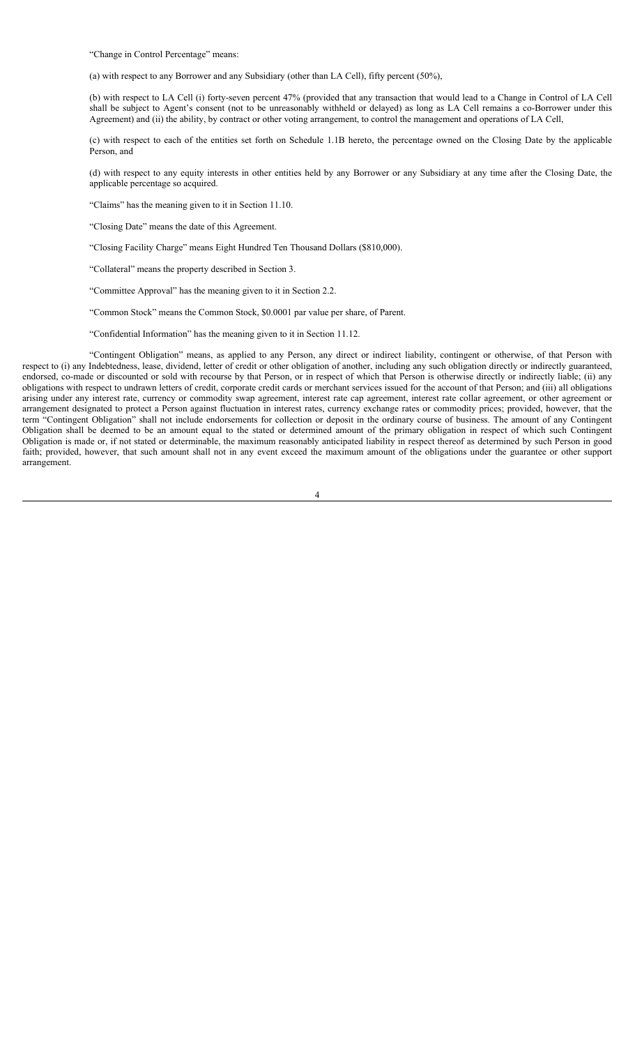"Change in Control Percentage" means:

(a) with respect to any Borrower and any Subsidiary (other than LA Cell), fifty percent (50%),

(b) with respect to LA Cell (i) forty-seven percent 47% (provided that any transaction that would lead to a Change in Control of LA Cell shall be subject to Agent's consent (not to be unreasonably withheld or delayed) as long as LA Cell remains a co-Borrower under this Agreement) and (ii) the ability, by contract or other voting arrangement, to control the management and operations of LA Cell,

(c) with respect to each of the entities set forth on Schedule 1.1B hereto, the percentage owned on the Closing Date by the applicable Person, and

(d) with respect to any equity interests in other entities held by any Borrower or any Subsidiary at any time after the Closing Date, the applicable percentage so acquired.

"Claims" has the meaning given to it in Section 11.10.

"Closing Date" means the date of this Agreement.

"Closing Facility Charge" means Eight Hundred Ten Thousand Dollars ($810,000).

"Collateral" means the property described in Section 3.

"Committee Approval" has the meaning given to it in Section 2.2.

"Common Stock" means the Common Stock, $0.0001 par value per share, of Parent.

"Confidential Information" has the meaning given to it in Section 11.12.

"Contingent Obligation" means, as applied to any Person, any direct or indirect liability, contingent or otherwise, of that Person with respect to (i) any Indebtedness, lease, dividend, letter of credit or other obligation of another, including any such obligation directly or indirectly guaranteed, endorsed, co-made or discounted or sold with recourse by that Person, or in respect of which that Person is otherwise directly or indirectly liable; (ii) any obligations with respect to undrawn letters of credit, corporate credit cards or merchant services issued for the account of that Person; and (iii) all obligations arising under any interest rate, currency or commodity swap agreement, interest rate cap agreement, interest rate collar agreement, or other agreement or arrangement designated to protect a Person against fluctuation in interest rates, currency exchange rates or commodity prices; provided, however, that the term "Contingent Obligation" shall not include endorsements for collection or deposit in the ordinary course of business. The amount of any Contingent Obligation shall be deemed to be an amount equal to the stated or determined amount of the primary obligation in respect of which such Contingent Obligation is made or, if not stated or determinable, the maximum reasonably anticipated liability in respect thereof as determined by such Person in good faith; provided, however, that such amount shall not in any event exceed the maximum amount of the obligations under the guarantee or other support arrangement.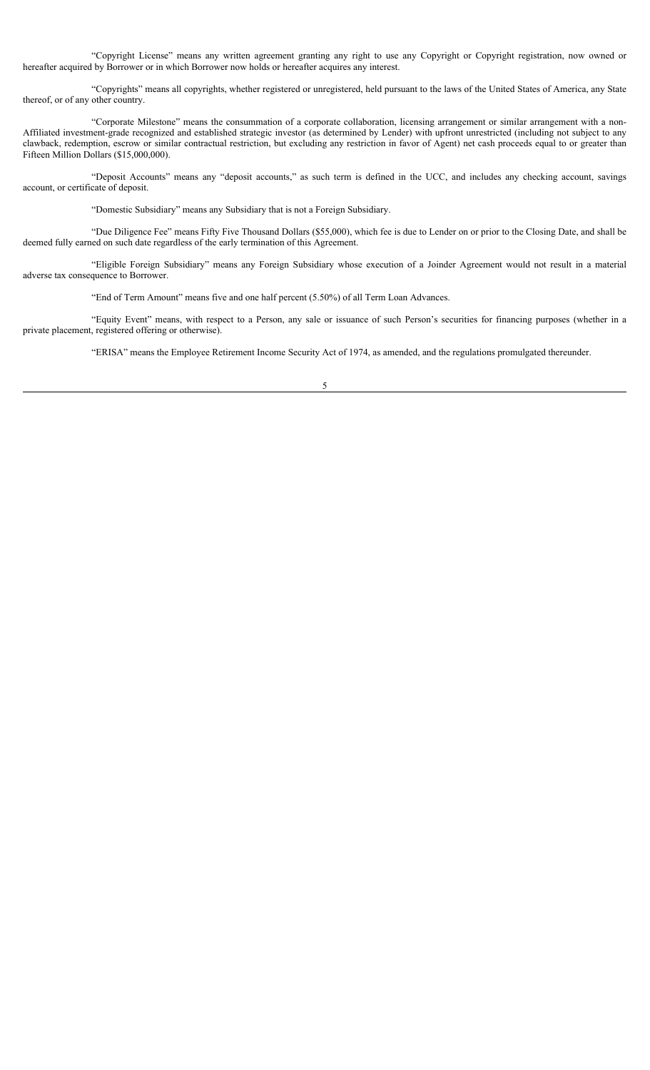"Copyright License" means any written agreement granting any right to use any Copyright or Copyright registration, now owned or hereafter acquired by Borrower or in which Borrower now holds or hereafter acquires any interest.

"Copyrights" means all copyrights, whether registered or unregistered, held pursuant to the laws of the United States of America, any State thereof, or of any other country.

"Corporate Milestone" means the consummation of a corporate collaboration, licensing arrangement or similar arrangement with a non-Affiliated investment-grade recognized and established strategic investor (as determined by Lender) with upfront unrestricted (including not subject to any clawback, redemption, escrow or similar contractual restriction, but excluding any restriction in favor of Agent) net cash proceeds equal to or greater than Fifteen Million Dollars ($15,000,000).

"Deposit Accounts" means any "deposit accounts," as such term is defined in the UCC, and includes any checking account, savings account, or certificate of deposit.

"Domestic Subsidiary" means any Subsidiary that is not a Foreign Subsidiary.

"Due Diligence Fee" means Fifty Five Thousand Dollars ($55,000), which fee is due to Lender on or prior to the Closing Date, and shall be deemed fully earned on such date regardless of the early termination of this Agreement.

"Eligible Foreign Subsidiary" means any Foreign Subsidiary whose execution of a Joinder Agreement would not result in a material adverse tax consequence to Borrower.

"End of Term Amount" means five and one half percent (5.50%) of all Term Loan Advances.

"Equity Event" means, with respect to a Person, any sale or issuance of such Person's securities for financing purposes (whether in a private placement, registered offering or otherwise).

"ERISA" means the Employee Retirement Income Security Act of 1974, as amended, and the regulations promulgated thereunder.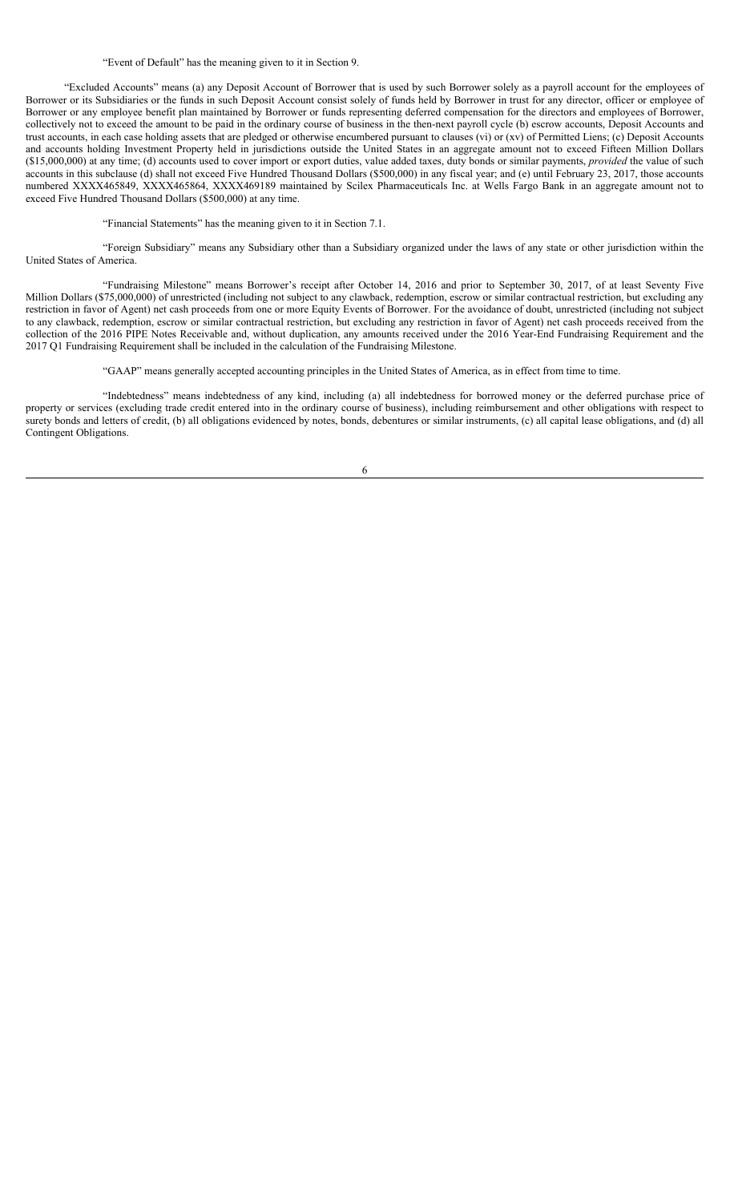"Event of Default" has the meaning given to it in Section 9.

"Excluded Accounts" means (a) any Deposit Account of Borrower that is used by such Borrower solely as a payroll account for the employees of Borrower or its Subsidiaries or the funds in such Deposit Account consist solely of funds held by Borrower in trust for any director, officer or employee of Borrower or any employee benefit plan maintained by Borrower or funds representing deferred compensation for the directors and employees of Borrower, collectively not to exceed the amount to be paid in the ordinary course of business in the then-next payroll cycle (b) escrow accounts, Deposit Accounts and trust accounts, in each case holding assets that are pledged or otherwise encumbered pursuant to clauses (vi) or (xv) of Permitted Liens; (c) Deposit Accounts and accounts holding Investment Property held in jurisdictions outside the United States in an aggregate amount not to exceed Fifteen Million Dollars ($15,000,000) at any time; (d) accounts used to cover import or export duties, value added taxes, duty bonds or similar payments, *provided* the value of such accounts in this subclause (d) shall not exceed Five Hundred Thousand Dollars ($500,000) in any fiscal year; and (e) until February 23, 2017, those accounts numbered XXXX465849, XXXX465864, XXXX469189 maintained by Scilex Pharmaceuticals Inc. at Wells Fargo Bank in an aggregate amount not to exceed Five Hundred Thousand Dollars ($500,000) at any time.

"Financial Statements" has the meaning given to it in Section 7.1.

"Foreign Subsidiary" means any Subsidiary other than a Subsidiary organized under the laws of any state or other jurisdiction within the United States of America.

"Fundraising Milestone" means Borrower's receipt after October 14, 2016 and prior to September 30, 2017, of at least Seventy Five Million Dollars ($75,000,000) of unrestricted (including not subject to any clawback, redemption, escrow or similar contractual restriction, but excluding any restriction in favor of Agent) net cash proceeds from one or more Equity Events of Borrower. For the avoidance of doubt, unrestricted (including not subject to any clawback, redemption, escrow or similar contractual restriction, but excluding any restriction in favor of Agent) net cash proceeds received from the collection of the 2016 PIPE Notes Receivable and, without duplication, any amounts received under the 2016 Year-End Fundraising Requirement and the 2017 Q1 Fundraising Requirement shall be included in the calculation of the Fundraising Milestone.

"GAAP" means generally accepted accounting principles in the United States of America, as in effect from time to time.

"Indebtedness" means indebtedness of any kind, including (a) all indebtedness for borrowed money or the deferred purchase price of property or services (excluding trade credit entered into in the ordinary course of business), including reimbursement and other obligations with respect to surety bonds and letters of credit, (b) all obligations evidenced by notes, bonds, debentures or similar instruments, (c) all capital lease obligations, and (d) all Contingent Obligations.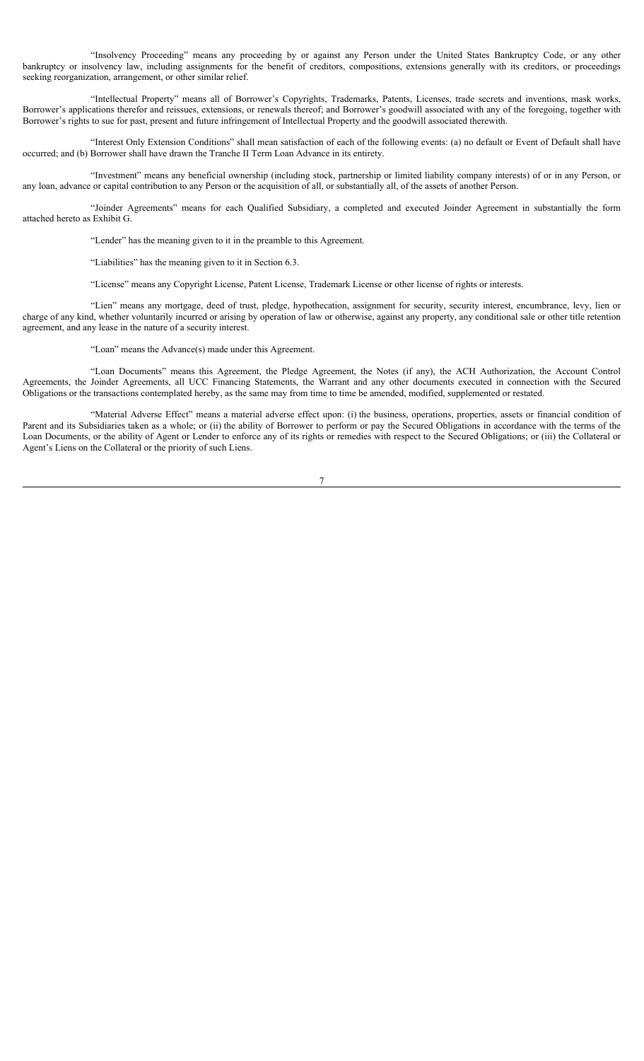"Insolvency Proceeding" means any proceeding by or against any Person under the United States Bankruptcy Code, or any other bankruptcy or insolvency law, including assignments for the benefit of creditors, compositions, extensions generally with its creditors, or proceedings seeking reorganization, arrangement, or other similar relief.

"Intellectual Property" means all of Borrower's Copyrights, Trademarks, Patents, Licenses, trade secrets and inventions, mask works, Borrower's applications therefor and reissues, extensions, or renewals thereof; and Borrower's goodwill associated with any of the foregoing, together with Borrower's rights to sue for past, present and future infringement of Intellectual Property and the goodwill associated therewith.

"Interest Only Extension Conditions" shall mean satisfaction of each of the following events: (a) no default or Event of Default shall have occurred; and (b) Borrower shall have drawn the Tranche II Term Loan Advance in its entirety.

"Investment" means any beneficial ownership (including stock, partnership or limited liability company interests) of or in any Person, or any loan, advance or capital contribution to any Person or the acquisition of all, or substantially all, of the assets of another Person.

"Joinder Agreements" means for each Qualified Subsidiary, a completed and executed Joinder Agreement in substantially the form attached hereto as Exhibit G.

"Lender" has the meaning given to it in the preamble to this Agreement.

"Liabilities" has the meaning given to it in Section 6.3.

"License" means any Copyright License, Patent License, Trademark License or other license of rights or interests.

"Lien" means any mortgage, deed of trust, pledge, hypothecation, assignment for security, security interest, encumbrance, levy, lien or charge of any kind, whether voluntarily incurred or arising by operation of law or otherwise, against any property, any conditional sale or other title retention agreement, and any lease in the nature of a security interest.

"Loan" means the Advance(s) made under this Agreement.

"Loan Documents" means this Agreement, the Pledge Agreement, the Notes (if any), the ACH Authorization, the Account Control Agreements, the Joinder Agreements, all UCC Financing Statements, the Warrant and any other documents executed in connection with the Secured Obligations or the transactions contemplated hereby, as the same may from time to time be amended, modified, supplemented or restated.

"Material Adverse Effect" means a material adverse effect upon: (i) the business, operations, properties, assets or financial condition of Parent and its Subsidiaries taken as a whole; or (ii) the ability of Borrower to perform or pay the Secured Obligations in accordance with the terms of the Loan Documents, or the ability of Agent or Lender to enforce any of its rights or remedies with respect to the Secured Obligations; or (iii) the Collateral or Agent's Liens on the Collateral or the priority of such Liens.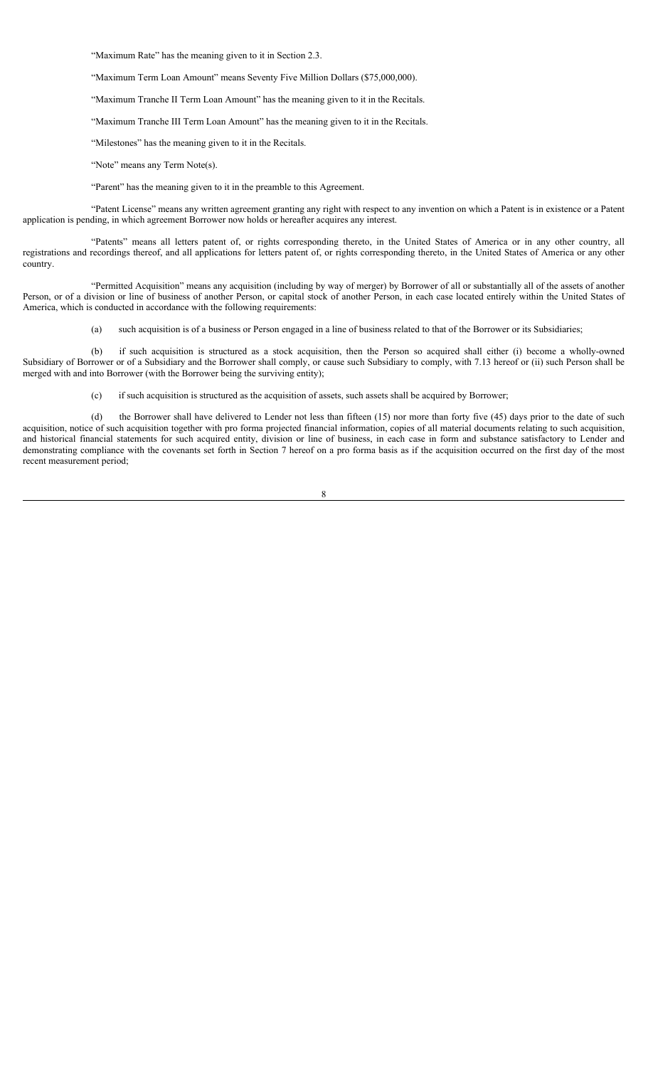"Maximum Rate" has the meaning given to it in Section 2.3.

"Maximum Term Loan Amount" means Seventy Five Million Dollars ($75,000,000).

"Maximum Tranche II Term Loan Amount" has the meaning given to it in the Recitals.

"Maximum Tranche III Term Loan Amount" has the meaning given to it in the Recitals.

"Milestones" has the meaning given to it in the Recitals.

"Note" means any Term Note(s).

"Parent" has the meaning given to it in the preamble to this Agreement.

"Patent License" means any written agreement granting any right with respect to any invention on which a Patent is in existence or a Patent application is pending, in which agreement Borrower now holds or hereafter acquires any interest.

"Patents" means all letters patent of, or rights corresponding thereto, in the United States of America or in any other country, all registrations and recordings thereof, and all applications for letters patent of, or rights corresponding thereto, in the United States of America or any other country.

"Permitted Acquisition" means any acquisition (including by way of merger) by Borrower of all or substantially all of the assets of another Person, or of a division or line of business of another Person, or capital stock of another Person, in each case located entirely within the United States of America, which is conducted in accordance with the following requirements:

(a) such acquisition is of a business or Person engaged in a line of business related to that of the Borrower or its Subsidiaries;

(b) if such acquisition is structured as a stock acquisition, then the Person so acquired shall either (i) become a wholly-owned Subsidiary of Borrower or of a Subsidiary and the Borrower shall comply, or cause such Subsidiary to comply, with 7.13 hereof or (ii) such Person shall be merged with and into Borrower (with the Borrower being the surviving entity);

(c) if such acquisition is structured as the acquisition of assets, such assets shall be acquired by Borrower;

(d) the Borrower shall have delivered to Lender not less than fifteen (15) nor more than forty five (45) days prior to the date of such acquisition, notice of such acquisition together with pro forma projected financial information, copies of all material documents relating to such acquisition, and historical financial statements for such acquired entity, division or line of business, in each case in form and substance satisfactory to Lender and demonstrating compliance with the covenants set forth in Section 7 hereof on a pro forma basis as if the acquisition occurred on the first day of the most recent measurement period;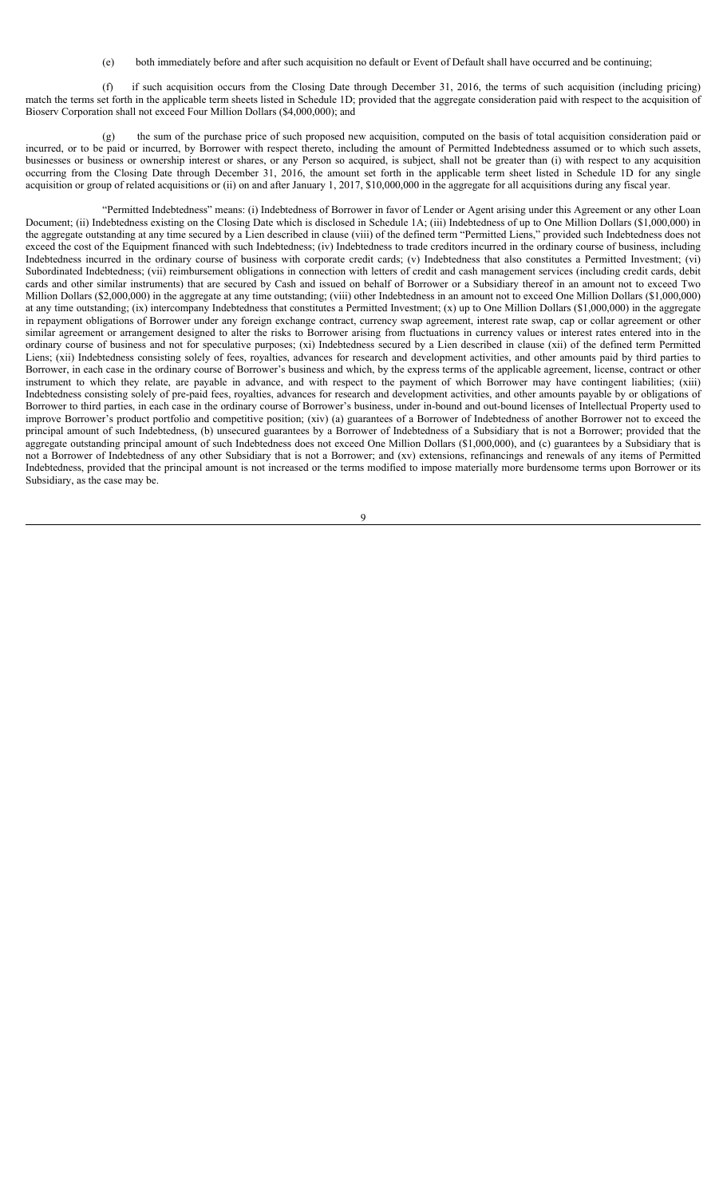(e) both immediately before and after such acquisition no default or Event of Default shall have occurred and be continuing;

(f) if such acquisition occurs from the Closing Date through December 31, 2016, the terms of such acquisition (including pricing) match the terms set forth in the applicable term sheets listed in Schedule 1D; provided that the aggregate consideration paid with respect to the acquisition of Bioserv Corporation shall not exceed Four Million Dollars ($4,000,000); and

(g) the sum of the purchase price of such proposed new acquisition, computed on the basis of total acquisition consideration paid or incurred, or to be paid or incurred, by Borrower with respect thereto, including the amount of Permitted Indebtedness assumed or to which such assets, businesses or business or ownership interest or shares, or any Person so acquired, is subject, shall not be greater than (i) with respect to any acquisition occurring from the Closing Date through December 31, 2016, the amount set forth in the applicable term sheet listed in Schedule 1D for any single acquisition or group of related acquisitions or (ii) on and after January 1, 2017, $10,000,000 in the aggregate for all acquisitions during any fiscal year.

"Permitted Indebtedness" means: (i) Indebtedness of Borrower in favor of Lender or Agent arising under this Agreement or any other Loan Document; (ii) Indebtedness existing on the Closing Date which is disclosed in Schedule 1A; (iii) Indebtedness of up to One Million Dollars ($1,000,000) in the aggregate outstanding at any time secured by a Lien described in clause (viii) of the defined term "Permitted Liens," provided such Indebtedness does not exceed the cost of the Equipment financed with such Indebtedness; (iv) Indebtedness to trade creditors incurred in the ordinary course of business, including Indebtedness incurred in the ordinary course of business with corporate credit cards; (v) Indebtedness that also constitutes a Permitted Investment; (vi) Subordinated Indebtedness; (vii) reimbursement obligations in connection with letters of credit and cash management services (including credit cards, debit cards and other similar instruments) that are secured by Cash and issued on behalf of Borrower or a Subsidiary thereof in an amount not to exceed Two Million Dollars ($2,000,000) in the aggregate at any time outstanding; (viii) other Indebtedness in an amount not to exceed One Million Dollars ($1,000,000) at any time outstanding; (ix) intercompany Indebtedness that constitutes a Permitted Investment; (x) up to One Million Dollars ($1,000,000) in the aggregate in repayment obligations of Borrower under any foreign exchange contract, currency swap agreement, interest rate swap, cap or collar agreement or other similar agreement or arrangement designed to alter the risks to Borrower arising from fluctuations in currency values or interest rates entered into in the ordinary course of business and not for speculative purposes; (xi) Indebtedness secured by a Lien described in clause (xii) of the defined term Permitted Liens; (xii) Indebtedness consisting solely of fees, royalties, advances for research and development activities, and other amounts paid by third parties to Borrower, in each case in the ordinary course of Borrower's business and which, by the express terms of the applicable agreement, license, contract or other instrument to which they relate, are payable in advance, and with respect to the payment of which Borrower may have contingent liabilities; (xiii) Indebtedness consisting solely of pre-paid fees, royalties, advances for research and development activities, and other amounts payable by or obligations of Borrower to third parties, in each case in the ordinary course of Borrower's business, under in-bound and out-bound licenses of Intellectual Property used to improve Borrower's product portfolio and competitive position; (xiv) (a) guarantees of a Borrower of Indebtedness of another Borrower not to exceed the principal amount of such Indebtedness, (b) unsecured guarantees by a Borrower of Indebtedness of a Subsidiary that is not a Borrower; provided that the aggregate outstanding principal amount of such Indebtedness does not exceed One Million Dollars ($1,000,000), and (c) guarantees by a Subsidiary that is not a Borrower of Indebtedness of any other Subsidiary that is not a Borrower; and (xv) extensions, refinancings and renewals of any items of Permitted Indebtedness, provided that the principal amount is not increased or the terms modified to impose materially more burdensome terms upon Borrower or its Subsidiary, as the case may be.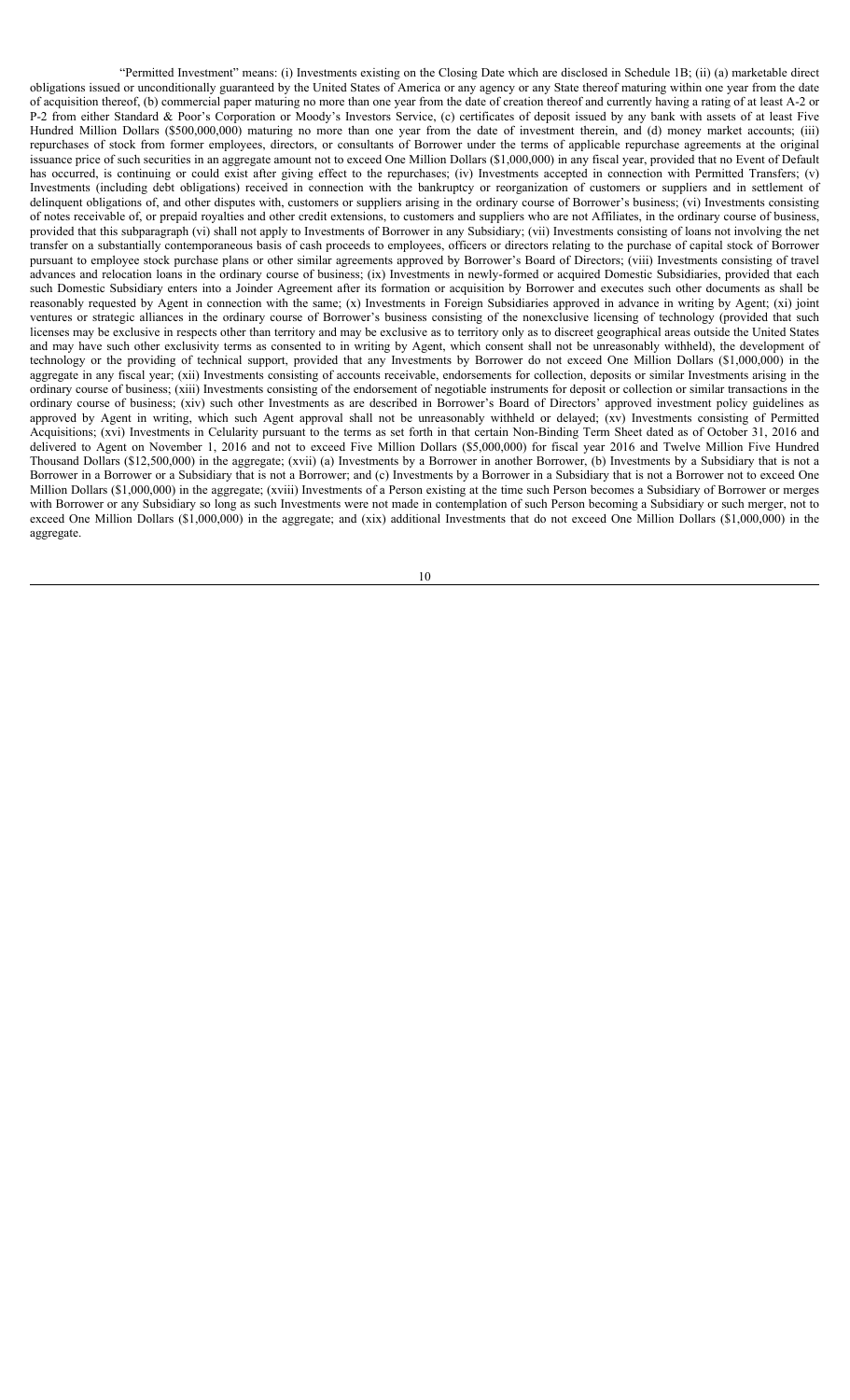"Permitted Investment" means: (i) Investments existing on the Closing Date which are disclosed in Schedule 1B; (ii) (a) marketable direct obligations issued or unconditionally guaranteed by the United States of America or any agency or any State thereof maturing within one year from the date of acquisition thereof, (b) commercial paper maturing no more than one year from the date of creation thereof and currently having a rating of at least A-2 or P-2 from either Standard & Poor's Corporation or Moody's Investors Service, (c) certificates of deposit issued by any bank with assets of at least Five Hundred Million Dollars ($500,000,000) maturing no more than one year from the date of investment therein, and (d) money market accounts; (iii) repurchases of stock from former employees, directors, or consultants of Borrower under the terms of applicable repurchase agreements at the original issuance price of such securities in an aggregate amount not to exceed One Million Dollars ($1,000,000) in any fiscal year, provided that no Event of Default has occurred, is continuing or could exist after giving effect to the repurchases; (iv) Investments accepted in connection with Permitted Transfers; (v) Investments (including debt obligations) received in connection with the bankruptcy or reorganization of customers or suppliers and in settlement of delinquent obligations of, and other disputes with, customers or suppliers arising in the ordinary course of Borrower's business; (vi) Investments consisting of notes receivable of, or prepaid royalties and other credit extensions, to customers and suppliers who are not Affiliates, in the ordinary course of business, provided that this subparagraph (vi) shall not apply to Investments of Borrower in any Subsidiary; (vii) Investments consisting of loans not involving the net transfer on a substantially contemporaneous basis of cash proceeds to employees, officers or directors relating to the purchase of capital stock of Borrower pursuant to employee stock purchase plans or other similar agreements approved by Borrower's Board of Directors; (viii) Investments consisting of travel advances and relocation loans in the ordinary course of business; (ix) Investments in newly-formed or acquired Domestic Subsidiaries, provided that each such Domestic Subsidiary enters into a Joinder Agreement after its formation or acquisition by Borrower and executes such other documents as shall be reasonably requested by Agent in connection with the same; (x) Investments in Foreign Subsidiaries approved in advance in writing by Agent; (xi) joint ventures or strategic alliances in the ordinary course of Borrower's business consisting of the nonexclusive licensing of technology (provided that such licenses may be exclusive in respects other than territory and may be exclusive as to territory only as to discreet geographical areas outside the United States and may have such other exclusivity terms as consented to in writing by Agent, which consent shall not be unreasonably withheld), the development of technology or the providing of technical support, provided that any Investments by Borrower do not exceed One Million Dollars ($1,000,000) in the aggregate in any fiscal year; (xii) Investments consisting of accounts receivable, endorsements for collection, deposits or similar Investments arising in the ordinary course of business; (xiii) Investments consisting of the endorsement of negotiable instruments for deposit or collection or similar transactions in the ordinary course of business; (xiv) such other Investments as are described in Borrower's Board of Directors' approved investment policy guidelines as approved by Agent in writing, which such Agent approval shall not be unreasonably withheld or delayed; (xv) Investments consisting of Permitted Acquisitions; (xvi) Investments in Celularity pursuant to the terms as set forth in that certain Non-Binding Term Sheet dated as of October 31, 2016 and delivered to Agent on November 1, 2016 and not to exceed Five Million Dollars ($5,000,000) for fiscal year 2016 and Twelve Million Five Hundred Thousand Dollars ($12,500,000) in the aggregate; (xvii) (a) Investments by a Borrower in another Borrower, (b) Investments by a Subsidiary that is not a Borrower in a Borrower or a Subsidiary that is not a Borrower; and (c) Investments by a Borrower in a Subsidiary that is not a Borrower not to exceed One Million Dollars ($1,000,000) in the aggregate; (xviii) Investments of a Person existing at the time such Person becomes a Subsidiary of Borrower or merges with Borrower or any Subsidiary so long as such Investments were not made in contemplation of such Person becoming a Subsidiary or such merger, not to exceed One Million Dollars ($1,000,000) in the aggregate; and (xix) additional Investments that do not exceed One Million Dollars ($1,000,000) in the aggregate.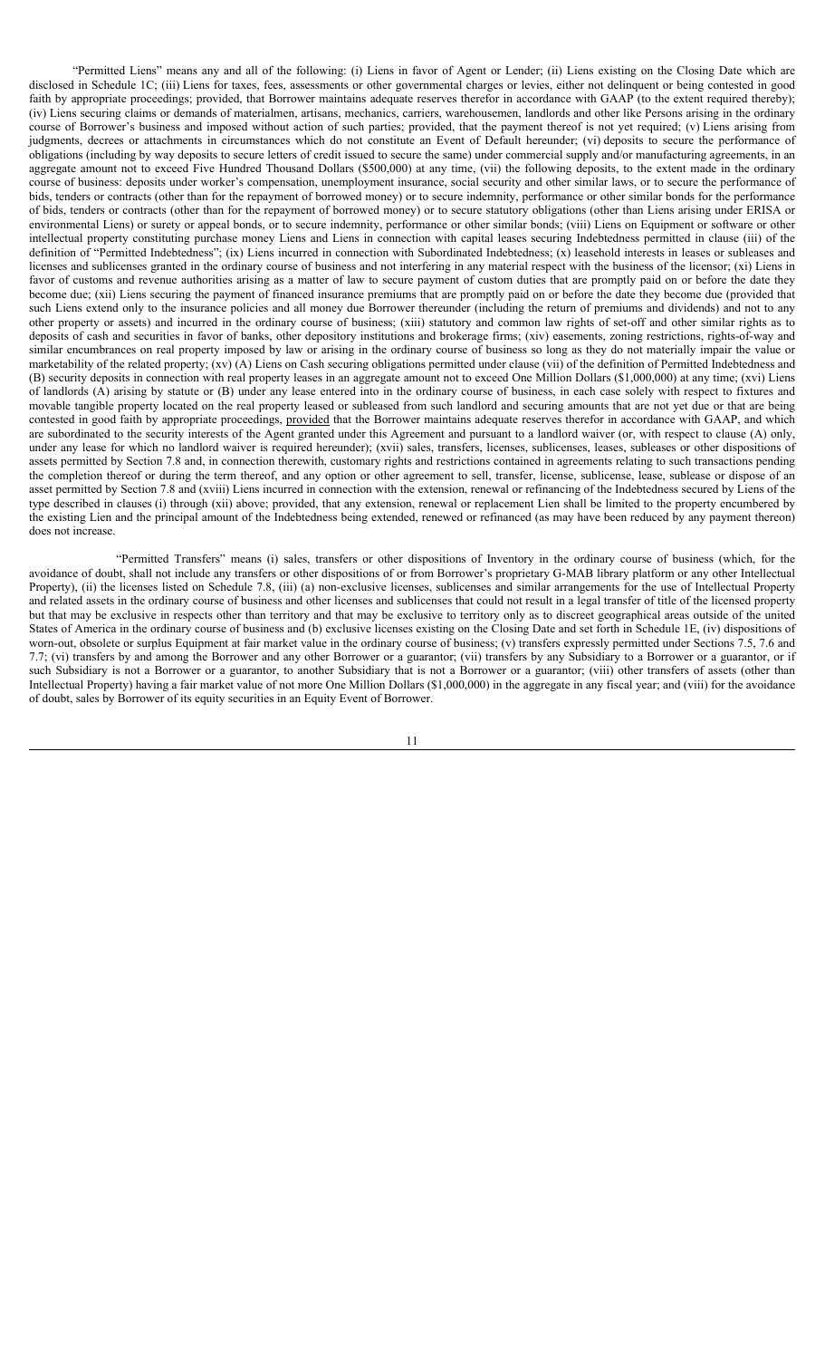"Permitted Liens" means any and all of the following: (i) Liens in favor of Agent or Lender; (ii) Liens existing on the Closing Date which are disclosed in Schedule 1C; (iii) Liens for taxes, fees, assessments or other governmental charges or levies, either not delinquent or being contested in good faith by appropriate proceedings; provided, that Borrower maintains adequate reserves therefor in accordance with GAAP (to the extent required thereby); (iv) Liens securing claims or demands of materialmen, artisans, mechanics, carriers, warehousemen, landlords and other like Persons arising in the ordinary course of Borrower's business and imposed without action of such parties; provided, that the payment thereof is not yet required; (v) Liens arising from judgments, decrees or attachments in circumstances which do not constitute an Event of Default hereunder; (vi) deposits to secure the performance of obligations (including by way deposits to secure letters of credit issued to secure the same) under commercial supply and/or manufacturing agreements, in an aggregate amount not to exceed Five Hundred Thousand Dollars ($500,000) at any time, (vii) the following deposits, to the extent made in the ordinary course of business: deposits under worker's compensation, unemployment insurance, social security and other similar laws, or to secure the performance of bids, tenders or contracts (other than for the repayment of borrowed money) or to secure indemnity, performance or other similar bonds for the performance of bids, tenders or contracts (other than for the repayment of borrowed money) or to secure statutory obligations (other than Liens arising under ERISA or environmental Liens) or surety or appeal bonds, or to secure indemnity, performance or other similar bonds; (viii) Liens on Equipment or software or other intellectual property constituting purchase money Liens and Liens in connection with capital leases securing Indebtedness permitted in clause (iii) of the definition of "Permitted Indebtedness"; (ix) Liens incurred in connection with Subordinated Indebtedness; (x) leasehold interests in leases or subleases and licenses and sublicenses granted in the ordinary course of business and not interfering in any material respect with the business of the licensor; (xi) Liens in favor of customs and revenue authorities arising as a matter of law to secure payment of custom duties that are promptly paid on or before the date they become due; (xii) Liens securing the payment of financed insurance premiums that are promptly paid on or before the date they become due (provided that such Liens extend only to the insurance policies and all money due Borrower thereunder (including the return of premiums and dividends) and not to any other property or assets) and incurred in the ordinary course of business; (xiii) statutory and common law rights of set-off and other similar rights as to deposits of cash and securities in favor of banks, other depository institutions and brokerage firms; (xiv) easements, zoning restrictions, rights-of-way and similar encumbrances on real property imposed by law or arising in the ordinary course of business so long as they do not materially impair the value or marketability of the related property; (xv) (A) Liens on Cash securing obligations permitted under clause (vii) of the definition of Permitted Indebtedness and (B) security deposits in connection with real property leases in an aggregate amount not to exceed One Million Dollars ($1,000,000) at any time; (xvi) Liens of landlords (A) arising by statute or (B) under any lease entered into in the ordinary course of business, in each case solely with respect to fixtures and movable tangible property located on the real property leased or subleased from such landlord and securing amounts that are not yet due or that are being contested in good faith by appropriate proceedings, provided that the Borrower maintains adequate reserves therefor in accordance with GAAP, and which are subordinated to the security interests of the Agent granted under this Agreement and pursuant to a landlord waiver (or, with respect to clause (A) only, under any lease for which no landlord waiver is required hereunder); (xvii) sales, transfers, licenses, sublicenses, leases, subleases or other dispositions of assets permitted by Section 7.8 and, in connection therewith, customary rights and restrictions contained in agreements relating to such transactions pending the completion thereof or during the term thereof, and any option or other agreement to sell, transfer, license, sublicense, lease, sublease or dispose of an asset permitted by Section 7.8 and (xviii) Liens incurred in connection with the extension, renewal or refinancing of the Indebtedness secured by Liens of the type described in clauses (i) through (xii) above; provided, that any extension, renewal or replacement Lien shall be limited to the property encumbered by the existing Lien and the principal amount of the Indebtedness being extended, renewed or refinanced (as may have been reduced by any payment thereon) does not increase.

"Permitted Transfers" means (i) sales, transfers or other dispositions of Inventory in the ordinary course of business (which, for the avoidance of doubt, shall not include any transfers or other dispositions of or from Borrower's proprietary G-MAB library platform or any other Intellectual Property), (ii) the licenses listed on Schedule 7.8, (iii) (a) non-exclusive licenses, sublicenses and similar arrangements for the use of Intellectual Property and related assets in the ordinary course of business and other licenses and sublicenses that could not result in a legal transfer of title of the licensed property but that may be exclusive in respects other than territory and that may be exclusive to territory only as to discreet geographical areas outside of the united States of America in the ordinary course of business and (b) exclusive licenses existing on the Closing Date and set forth in Schedule 1E, (iv) dispositions of worn-out, obsolete or surplus Equipment at fair market value in the ordinary course of business; (v) transfers expressly permitted under Sections 7.5, 7.6 and 7.7; (vi) transfers by and among the Borrower and any other Borrower or a guarantor; (vii) transfers by any Subsidiary to a Borrower or a guarantor, or if such Subsidiary is not a Borrower or a guarantor, to another Subsidiary that is not a Borrower or a guarantor; (viii) other transfers of assets (other than Intellectual Property) having a fair market value of not more One Million Dollars ($1,000,000) in the aggregate in any fiscal year; and (viii) for the avoidance of doubt, sales by Borrower of its equity securities in an Equity Event of Borrower.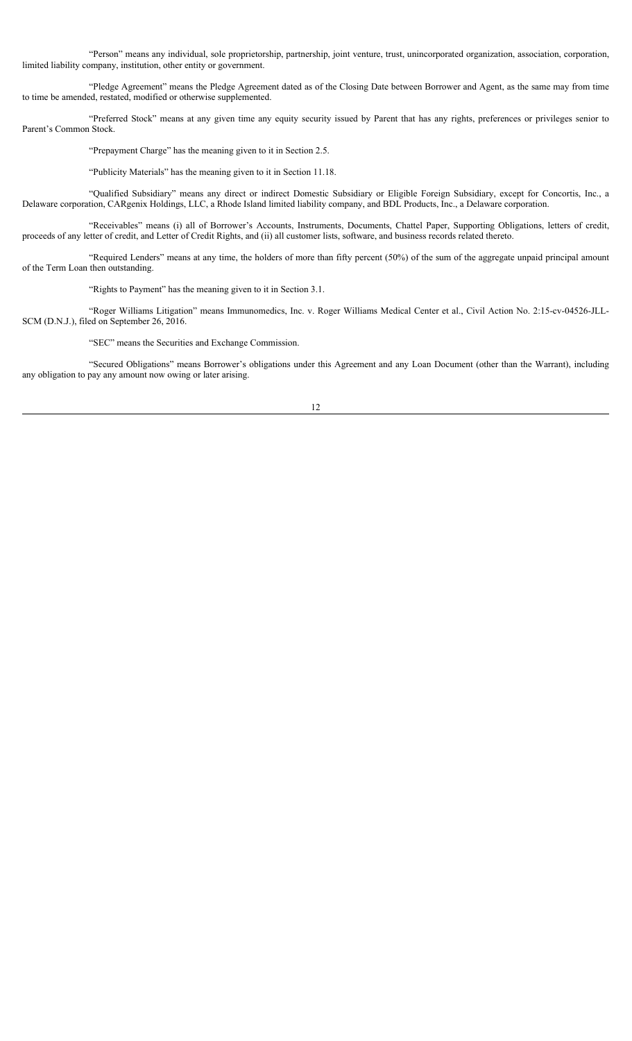"Person" means any individual, sole proprietorship, partnership, joint venture, trust, unincorporated organization, association, corporation, limited liability company, institution, other entity or government.

"Pledge Agreement" means the Pledge Agreement dated as of the Closing Date between Borrower and Agent, as the same may from time to time be amended, restated, modified or otherwise supplemented.

"Preferred Stock" means at any given time any equity security issued by Parent that has any rights, preferences or privileges senior to Parent's Common Stock.

"Prepayment Charge" has the meaning given to it in Section 2.5.

"Publicity Materials" has the meaning given to it in Section 11.18.

"Qualified Subsidiary" means any direct or indirect Domestic Subsidiary or Eligible Foreign Subsidiary, except for Concortis, Inc., a Delaware corporation, CARgenix Holdings, LLC, a Rhode Island limited liability company, and BDL Products, Inc., a Delaware corporation.

"Receivables" means (i) all of Borrower's Accounts, Instruments, Documents, Chattel Paper, Supporting Obligations, letters of credit, proceeds of any letter of credit, and Letter of Credit Rights, and (ii) all customer lists, software, and business records related thereto.

"Required Lenders" means at any time, the holders of more than fifty percent (50%) of the sum of the aggregate unpaid principal amount of the Term Loan then outstanding.

"Rights to Payment" has the meaning given to it in Section 3.1.

"Roger Williams Litigation" means Immunomedics, Inc. v. Roger Williams Medical Center et al., Civil Action No. 2:15-cv-04526-JLL-SCM (D.N.J.), filed on September 26, 2016.

"SEC" means the Securities and Exchange Commission.

"Secured Obligations" means Borrower's obligations under this Agreement and any Loan Document (other than the Warrant), including any obligation to pay any amount now owing or later arising.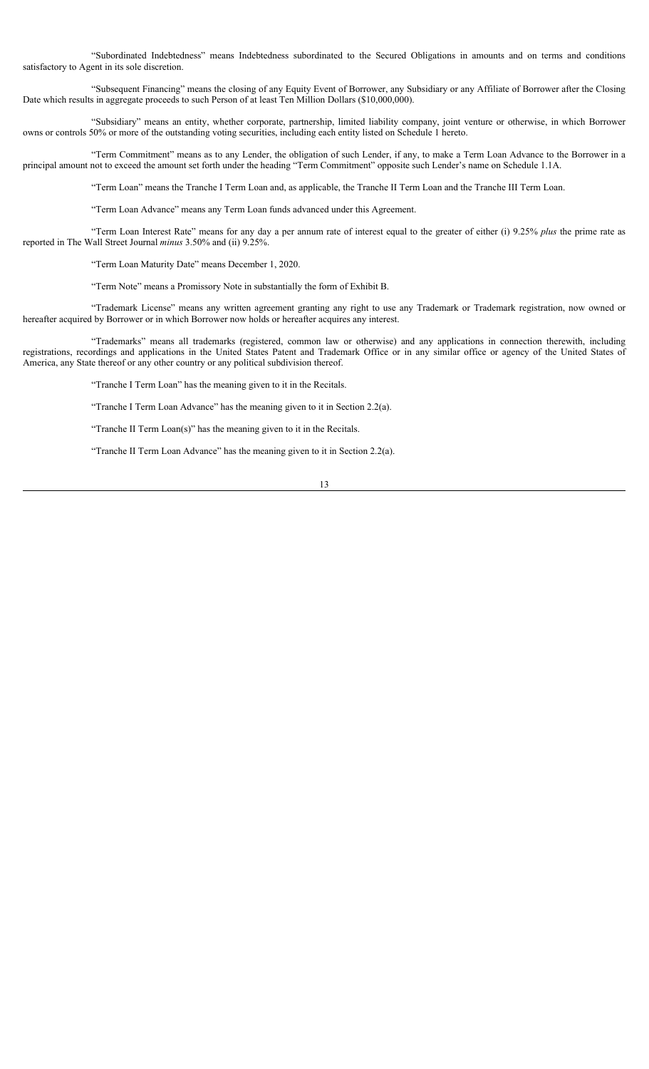"Subordinated Indebtedness" means Indebtedness subordinated to the Secured Obligations in amounts and on terms and conditions satisfactory to Agent in its sole discretion.

"Subsequent Financing" means the closing of any Equity Event of Borrower, any Subsidiary or any Affiliate of Borrower after the Closing Date which results in aggregate proceeds to such Person of at least Ten Million Dollars ($10,000,000).

"Subsidiary" means an entity, whether corporate, partnership, limited liability company, joint venture or otherwise, in which Borrower owns or controls 50% or more of the outstanding voting securities, including each entity listed on Schedule 1 hereto.

"Term Commitment" means as to any Lender, the obligation of such Lender, if any, to make a Term Loan Advance to the Borrower in a principal amount not to exceed the amount set forth under the heading "Term Commitment" opposite such Lender's name on Schedule 1.1A.

"Term Loan" means the Tranche I Term Loan and, as applicable, the Tranche II Term Loan and the Tranche III Term Loan.

"Term Loan Advance" means any Term Loan funds advanced under this Agreement.

"Term Loan Interest Rate" means for any day a per annum rate of interest equal to the greater of either (i) 9.25% *plus* the prime rate as reported in The Wall Street Journal *minus* 3.50% and (ii) 9.25%.

"Term Loan Maturity Date" means December 1, 2020.

"Term Note" means a Promissory Note in substantially the form of Exhibit B.

"Trademark License" means any written agreement granting any right to use any Trademark or Trademark registration, now owned or hereafter acquired by Borrower or in which Borrower now holds or hereafter acquires any interest.

"Trademarks" means all trademarks (registered, common law or otherwise) and any applications in connection therewith, including registrations, recordings and applications in the United States Patent and Trademark Office or in any similar office or agency of the United States of America, any State thereof or any other country or any political subdivision thereof.

"Tranche I Term Loan" has the meaning given to it in the Recitals.

"Tranche I Term Loan Advance" has the meaning given to it in Section 2.2(a).

"Tranche II Term Loan(s)" has the meaning given to it in the Recitals.

"Tranche II Term Loan Advance" has the meaning given to it in Section 2.2(a).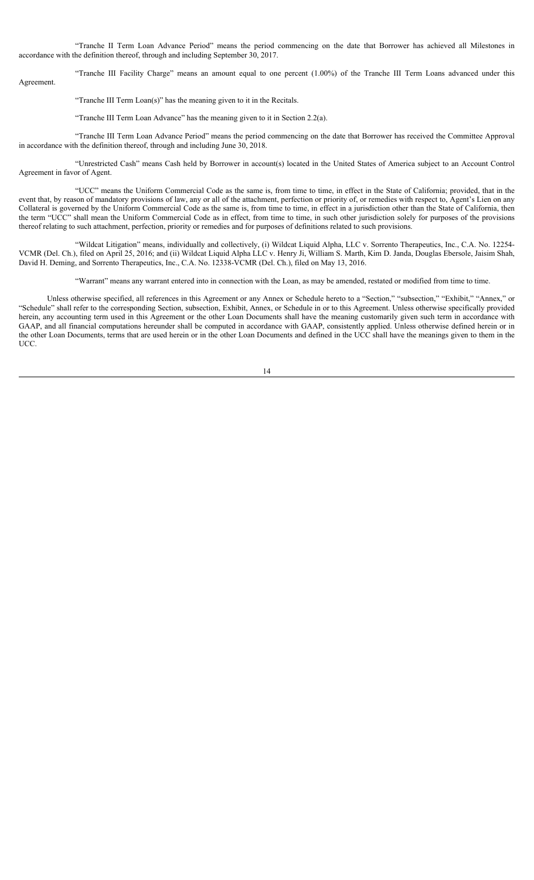"Tranche II Term Loan Advance Period" means the period commencing on the date that Borrower has achieved all Milestones in accordance with the definition thereof, through and including September 30, 2017.

"Tranche III Facility Charge" means an amount equal to one percent (1.00%) of the Tranche III Term Loans advanced under this Agreement.

"Tranche III Term Loan(s)" has the meaning given to it in the Recitals.

"Tranche III Term Loan Advance" has the meaning given to it in Section 2.2(a).

"Tranche III Term Loan Advance Period" means the period commencing on the date that Borrower has received the Committee Approval in accordance with the definition thereof, through and including June 30, 2018.

"Unrestricted Cash" means Cash held by Borrower in account(s) located in the United States of America subject to an Account Control Agreement in favor of Agent.

"UCC" means the Uniform Commercial Code as the same is, from time to time, in effect in the State of California; provided, that in the event that, by reason of mandatory provisions of law, any or all of the attachment, perfection or priority of, or remedies with respect to, Agent's Lien on any Collateral is governed by the Uniform Commercial Code as the same is, from time to time, in effect in a jurisdiction other than the State of California, then the term "UCC" shall mean the Uniform Commercial Code as in effect, from time to time, in such other jurisdiction solely for purposes of the provisions thereof relating to such attachment, perfection, priority or remedies and for purposes of definitions related to such provisions.

"Wildcat Litigation" means, individually and collectively, (i) Wildcat Liquid Alpha, LLC v. Sorrento Therapeutics, Inc., C.A. No. 12254-VCMR (Del. Ch.), filed on April 25, 2016; and (ii) Wildcat Liquid Alpha LLC v. Henry Ji, William S. Marth, Kim D. Janda, Douglas Ebersole, Jaisim Shah, David H. Deming, and Sorrento Therapeutics, Inc., C.A. No. 12338-VCMR (Del. Ch.), filed on May 13, 2016.

"Warrant" means any warrant entered into in connection with the Loan, as may be amended, restated or modified from time to time.

Unless otherwise specified, all references in this Agreement or any Annex or Schedule hereto to a "Section," "subsection," "Exhibit," "Annex," or "Schedule" shall refer to the corresponding Section, subsection, Exhibit, Annex, or Schedule in or to this Agreement. Unless otherwise specifically provided herein, any accounting term used in this Agreement or the other Loan Documents shall have the meaning customarily given such term in accordance with GAAP, and all financial computations hereunder shall be computed in accordance with GAAP, consistently applied. Unless otherwise defined herein or in the other Loan Documents, terms that are used herein or in the other Loan Documents and defined in the UCC shall have the meanings given to them in the UCC.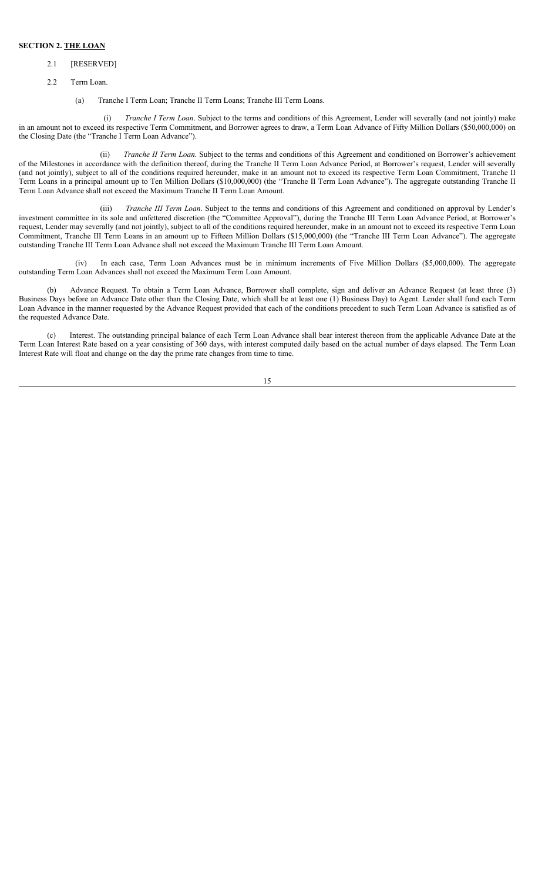**SECTION 2. THE LOAN**

2.1 [RESERVED]

2.2 Term Loan.

(a) Tranche I Term Loan; Tranche II Term Loans; Tranche III Term Loans.

(i) *Tranche I Term Loan*. Subject to the terms and conditions of this Agreement, Lender will severally (and not jointly) make in an amount not to exceed its respective Term Commitment, and Borrower agrees to draw, a Term Loan Advance of Fifty Million Dollars ($50,000,000) on the Closing Date (the "Tranche I Term Loan Advance").

(ii) *Tranche II Term Loan*. Subject to the terms and conditions of this Agreement and conditioned on Borrower's achievement of the Milestones in accordance with the definition thereof, during the Tranche II Term Loan Advance Period, at Borrower's request, Lender will severally (and not jointly), subject to all of the conditions required hereunder, make in an amount not to exceed its respective Term Loan Commitment, Tranche II Term Loans in a principal amount up to Ten Million Dollars ($10,000,000) (the "Tranche II Term Loan Advance"). The aggregate outstanding Tranche II Term Loan Advance shall not exceed the Maximum Tranche II Term Loan Amount.

(iii) *Tranche III Term Loan*. Subject to the terms and conditions of this Agreement and conditioned on approval by Lender's investment committee in its sole and unfettered discretion (the "Committee Approval"), during the Tranche III Term Loan Advance Period, at Borrower's request, Lender may severally (and not jointly), subject to all of the conditions required hereunder, make in an amount not to exceed its respective Term Loan Commitment, Tranche III Term Loans in an amount up to Fifteen Million Dollars ($15,000,000) (the "Tranche III Term Loan Advance"). The aggregate outstanding Tranche III Term Loan Advance shall not exceed the Maximum Tranche III Term Loan Amount.

(iv) In each case, Term Loan Advances must be in minimum increments of Five Million Dollars ($5,000,000). The aggregate outstanding Term Loan Advances shall not exceed the Maximum Term Loan Amount.

(b) Advance Request. To obtain a Term Loan Advance, Borrower shall complete, sign and deliver an Advance Request (at least three (3) Business Days before an Advance Date other than the Closing Date, which shall be at least one (1) Business Day) to Agent. Lender shall fund each Term Loan Advance in the manner requested by the Advance Request provided that each of the conditions precedent to such Term Loan Advance is satisfied as of the requested Advance Date.

(c) Interest. The outstanding principal balance of each Term Loan Advance shall bear interest thereon from the applicable Advance Date at the Term Loan Interest Rate based on a year consisting of 360 days, with interest computed daily based on the actual number of days elapsed. The Term Loan Interest Rate will float and change on the day the prime rate changes from time to time.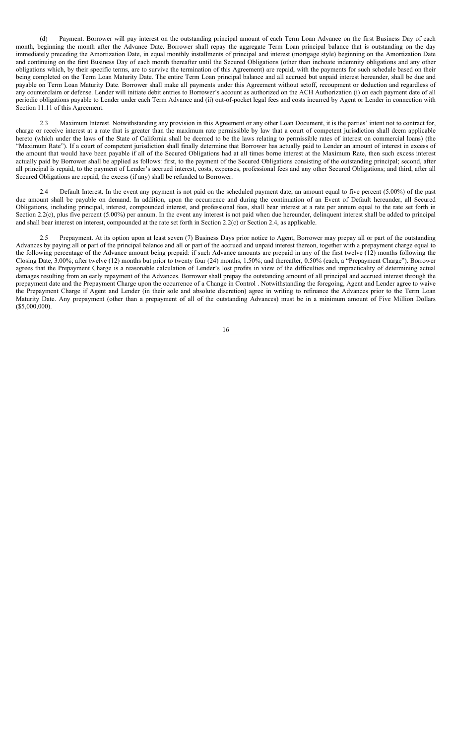(d) Payment. Borrower will pay interest on the outstanding principal amount of each Term Loan Advance on the first Business Day of each month, beginning the month after the Advance Date. Borrower shall repay the aggregate Term Loan principal balance that is outstanding on the day immediately preceding the Amortization Date, in equal monthly installments of principal and interest (mortgage style) beginning on the Amortization Date and continuing on the first Business Day of each month thereafter until the Secured Obligations (other than inchoate indemnity obligations and any other obligations which, by their specific terms, are to survive the termination of this Agreement) are repaid, with the payments for such schedule based on their being completed on the Term Loan Maturity Date. The entire Term Loan principal balance and all accrued but unpaid interest hereunder, shall be due and payable on Term Loan Maturity Date. Borrower shall make all payments under this Agreement without setoff, recoupment or deduction and regardless of any counterclaim or defense. Lender will initiate debit entries to Borrower's account as authorized on the ACH Authorization (i) on each payment date of all periodic obligations payable to Lender under each Term Advance and (ii) out-of-pocket legal fees and costs incurred by Agent or Lender in connection with Section 11.11 of this Agreement.

2.3 Maximum Interest. Notwithstanding any provision in this Agreement or any other Loan Document, it is the parties' intent not to contract for, charge or receive interest at a rate that is greater than the maximum rate permissible by law that a court of competent jurisdiction shall deem applicable hereto (which under the laws of the State of California shall be deemed to be the laws relating to permissible rates of interest on commercial loans) (the "Maximum Rate"). If a court of competent jurisdiction shall finally determine that Borrower has actually paid to Lender an amount of interest in excess of the amount that would have been payable if all of the Secured Obligations had at all times borne interest at the Maximum Rate, then such excess interest actually paid by Borrower shall be applied as follows: first, to the payment of the Secured Obligations consisting of the outstanding principal; second, after all principal is repaid, to the payment of Lender's accrued interest, costs, expenses, professional fees and any other Secured Obligations; and third, after all Secured Obligations are repaid, the excess (if any) shall be refunded to Borrower.

2.4 Default Interest. In the event any payment is not paid on the scheduled payment date, an amount equal to five percent (5.00%) of the past due amount shall be payable on demand. In addition, upon the occurrence and during the continuation of an Event of Default hereunder, all Secured Obligations, including principal, interest, compounded interest, and professional fees, shall bear interest at a rate per annum equal to the rate set forth in Section 2.2(c), plus five percent (5.00%) per annum. In the event any interest is not paid when due hereunder, delinquent interest shall be added to principal and shall bear interest on interest, compounded at the rate set forth in Section 2.2(c) or Section 2.4, as applicable.

2.5 Prepayment. At its option upon at least seven (7) Business Days prior notice to Agent, Borrower may prepay all or part of the outstanding Advances by paying all or part of the principal balance and all or part of the accrued and unpaid interest thereon, together with a prepayment charge equal to the following percentage of the Advance amount being prepaid: if such Advance amounts are prepaid in any of the first twelve (12) months following the Closing Date, 3.00%; after twelve (12) months but prior to twenty four (24) months, 1.50%; and thereafter, 0.50% (each, a "Prepayment Charge"). Borrower agrees that the Prepayment Charge is a reasonable calculation of Lender's lost profits in view of the difficulties and impracticality of determining actual damages resulting from an early repayment of the Advances. Borrower shall prepay the outstanding amount of all principal and accrued interest through the prepayment date and the Prepayment Charge upon the occurrence of a Change in Control . Notwithstanding the foregoing, Agent and Lender agree to waive the Prepayment Charge if Agent and Lender (in their sole and absolute discretion) agree in writing to refinance the Advances prior to the Term Loan Maturity Date. Any prepayment (other than a prepayment of all of the outstanding Advances) must be in a minimum amount of Five Million Dollars ($5,000,000).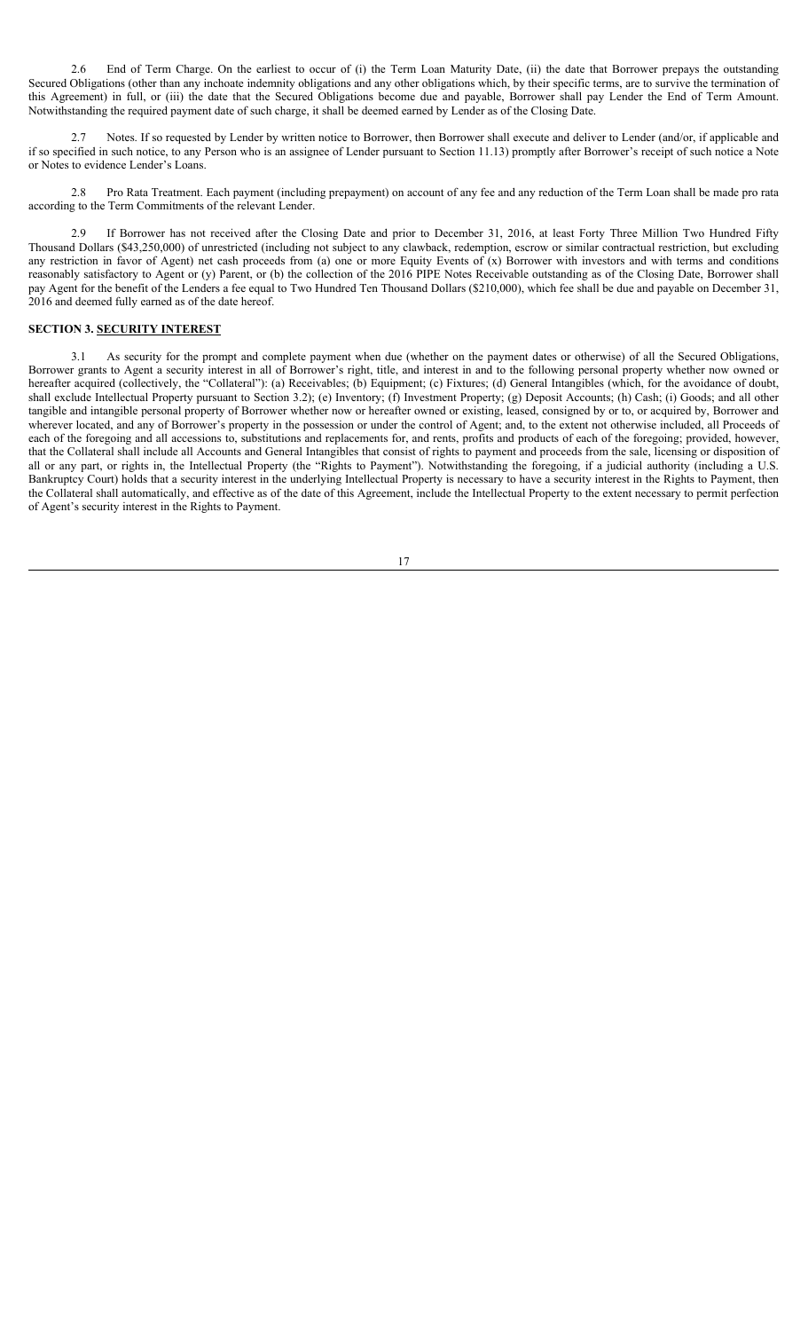2.6 End of Term Charge. On the earliest to occur of (i) the Term Loan Maturity Date, (ii) the date that Borrower prepays the outstanding Secured Obligations (other than any inchoate indemnity obligations and any other obligations which, by their specific terms, are to survive the termination of this Agreement) in full, or (iii) the date that the Secured Obligations become due and payable, Borrower shall pay Lender the End of Term Amount. Notwithstanding the required payment date of such charge, it shall be deemed earned by Lender as of the Closing Date.

2.7 Notes. If so requested by Lender by written notice to Borrower, then Borrower shall execute and deliver to Lender (and/or, if applicable and if so specified in such notice, to any Person who is an assignee of Lender pursuant to Section 11.13) promptly after Borrower's receipt of such notice a Note or Notes to evidence Lender's Loans.

2.8 Pro Rata Treatment. Each payment (including prepayment) on account of any fee and any reduction of the Term Loan shall be made pro rata according to the Term Commitments of the relevant Lender.

2.9 If Borrower has not received after the Closing Date and prior to December 31, 2016, at least Forty Three Million Two Hundred Fifty Thousand Dollars ($43,250,000) of unrestricted (including not subject to any clawback, redemption, escrow or similar contractual restriction, but excluding any restriction in favor of Agent) net cash proceeds from (a) one or more Equity Events of (x) Borrower with investors and with terms and conditions reasonably satisfactory to Agent or (y) Parent, or (b) the collection of the 2016 PIPE Notes Receivable outstanding as of the Closing Date, Borrower shall pay Agent for the benefit of the Lenders a fee equal to Two Hundred Ten Thousand Dollars ($210,000), which fee shall be due and payable on December 31, 2016 and deemed fully earned as of the date hereof.

## SECTION 3. SECURITY INTEREST

3.1 As security for the prompt and complete payment when due (whether on the payment dates or otherwise) of all the Secured Obligations, Borrower grants to Agent a security interest in all of Borrower's right, title, and interest in and to the following personal property whether now owned or hereafter acquired (collectively, the "Collateral"): (a) Receivables; (b) Equipment; (c) Fixtures; (d) General Intangibles (which, for the avoidance of doubt, shall exclude Intellectual Property pursuant to Section 3.2); (e) Inventory; (f) Investment Property; (g) Deposit Accounts; (h) Cash; (i) Goods; and all other tangible and intangible personal property of Borrower whether now or hereafter owned or existing, leased, consigned by or to, or acquired by, Borrower and wherever located, and any of Borrower's property in the possession or under the control of Agent; and, to the extent not otherwise included, all Proceeds of each of the foregoing and all accessions to, substitutions and replacements for, and rents, profits and products of each of the foregoing; provided, however, that the Collateral shall include all Accounts and General Intangibles that consist of rights to payment and proceeds from the sale, licensing or disposition of all or any part, or rights in, the Intellectual Property (the "Rights to Payment"). Notwithstanding the foregoing, if a judicial authority (including a U.S. Bankruptcy Court) holds that a security interest in the underlying Intellectual Property is necessary to have a security interest in the Rights to Payment, then the Collateral shall automatically, and effective as of the date of this Agreement, include the Intellectual Property to the extent necessary to permit perfection of Agent's security interest in the Rights to Payment.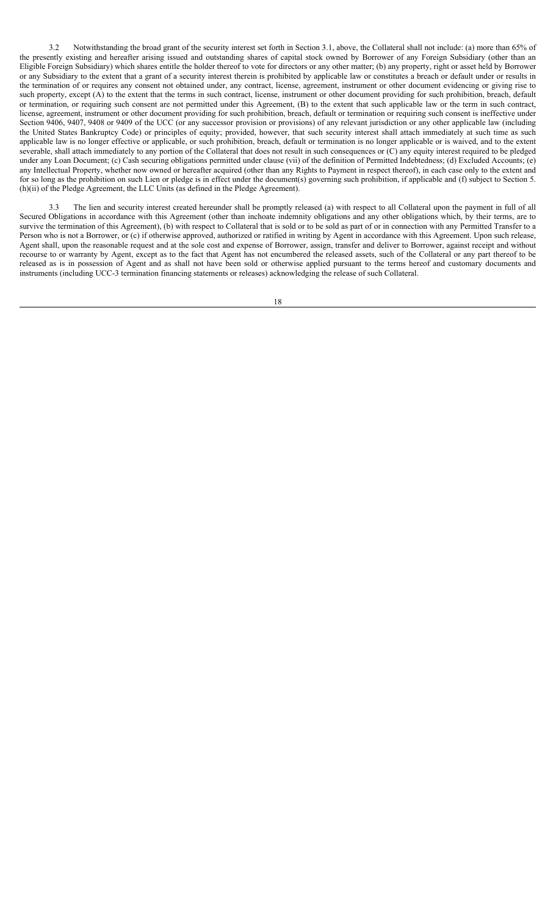3.2 Notwithstanding the broad grant of the security interest set forth in Section 3.1, above, the Collateral shall not include: (a) more than 65% of the presently existing and hereafter arising issued and outstanding shares of capital stock owned by Borrower of any Foreign Subsidiary (other than an Eligible Foreign Subsidiary) which shares entitle the holder thereof to vote for directors or any other matter; (b) any property, right or asset held by Borrower or any Subsidiary to the extent that a grant of a security interest therein is prohibited by applicable law or constitutes a breach or default under or results in the termination of or requires any consent not obtained under, any contract, license, agreement, instrument or other document evidencing or giving rise to such property, except (A) to the extent that the terms in such contract, license, instrument or other document providing for such prohibition, breach, default or termination, or requiring such consent are not permitted under this Agreement, (B) to the extent that such applicable law or the term in such contract, license, agreement, instrument or other document providing for such prohibition, breach, default or termination or requiring such consent is ineffective under Section 9406, 9407, 9408 or 9409 of the UCC (or any successor provision or provisions) of any relevant jurisdiction or any other applicable law (including the United States Bankruptcy Code) or principles of equity; provided, however, that such security interest shall attach immediately at such time as such applicable law is no longer effective or applicable, or such prohibition, breach, default or termination is no longer applicable or is waived, and to the extent severable, shall attach immediately to any portion of the Collateral that does not result in such consequences or (C) any equity interest required to be pledged under any Loan Document; (c) Cash securing obligations permitted under clause (vii) of the definition of Permitted Indebtedness; (d) Excluded Accounts; (e) any Intellectual Property, whether now owned or hereafter acquired (other than any Rights to Payment in respect thereof), in each case only to the extent and for so long as the prohibition on such Lien or pledge is in effect under the document(s) governing such prohibition, if applicable and (f) subject to Section 5.(h)(ii) of the Pledge Agreement, the LLC Units (as defined in the Pledge Agreement).

3.3 The lien and security interest created hereunder shall be promptly released (a) with respect to all Collateral upon the payment in full of all Secured Obligations in accordance with this Agreement (other than inchoate indemnity obligations and any other obligations which, by their terms, are to survive the termination of this Agreement), (b) with respect to Collateral that is sold or to be sold as part of or in connection with any Permitted Transfer to a Person who is not a Borrower, or (c) if otherwise approved, authorized or ratified in writing by Agent in accordance with this Agreement. Upon such release, Agent shall, upon the reasonable request and at the sole cost and expense of Borrower, assign, transfer and deliver to Borrower, against receipt and without recourse to or warranty by Agent, except as to the fact that Agent has not encumbered the released assets, such of the Collateral or any part thereof to be released as is in possession of Agent and as shall not have been sold or otherwise applied pursuant to the terms hereof and customary documents and instruments (including UCC-3 termination financing statements or releases) acknowledging the release of such Collateral.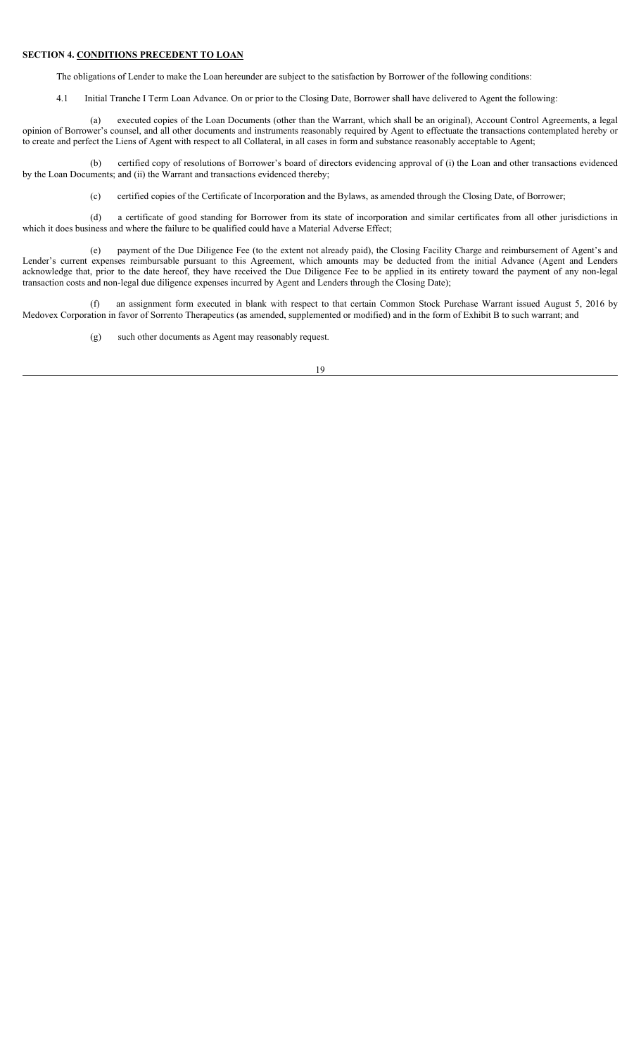**SECTION 4. CONDITIONS PRECEDENT TO LOAN**

The obligations of Lender to make the Loan hereunder are subject to the satisfaction by Borrower of the following conditions:

4.1 Initial Tranche I Term Loan Advance. On or prior to the Closing Date, Borrower shall have delivered to Agent the following:

(a) executed copies of the Loan Documents (other than the Warrant, which shall be an original), Account Control Agreements, a legal opinion of Borrower's counsel, and all other documents and instruments reasonably required by Agent to effectuate the transactions contemplated hereby or to create and perfect the Liens of Agent with respect to all Collateral, in all cases in form and substance reasonably acceptable to Agent;

(b) certified copy of resolutions of Borrower's board of directors evidencing approval of (i) the Loan and other transactions evidenced by the Loan Documents; and (ii) the Warrant and transactions evidenced thereby;

(c) certified copies of the Certificate of Incorporation and the Bylaws, as amended through the Closing Date, of Borrower;

(d) a certificate of good standing for Borrower from its state of incorporation and similar certificates from all other jurisdictions in which it does business and where the failure to be qualified could have a Material Adverse Effect;

(e) payment of the Due Diligence Fee (to the extent not already paid), the Closing Facility Charge and reimbursement of Agent's and Lender's current expenses reimbursable pursuant to this Agreement, which amounts may be deducted from the initial Advance (Agent and Lenders acknowledge that, prior to the date hereof, they have received the Due Diligence Fee to be applied in its entirety toward the payment of any non-legal transaction costs and non-legal due diligence expenses incurred by Agent and Lenders through the Closing Date);

(f) an assignment form executed in blank with respect to that certain Common Stock Purchase Warrant issued August 5, 2016 by Medovex Corporation in favor of Sorrento Therapeutics (as amended, supplemented or modified) and in the form of Exhibit B to such warrant; and

(g) such other documents as Agent may reasonably request.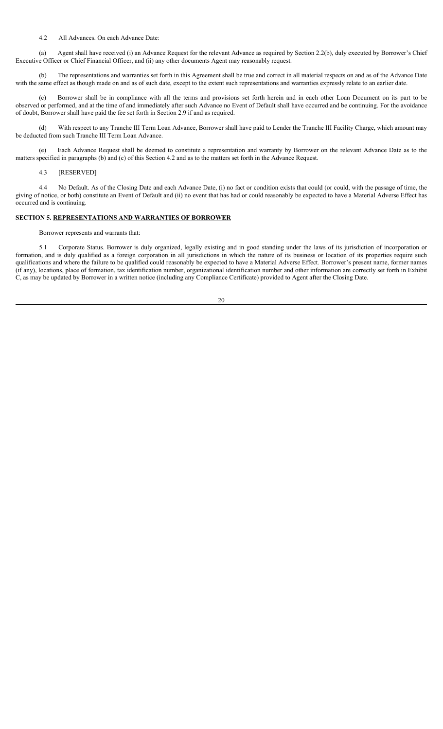4.2 All Advances. On each Advance Date:

(a) Agent shall have received (i) an Advance Request for the relevant Advance as required by Section 2.2(b), duly executed by Borrower's Chief Executive Officer or Chief Financial Officer, and (ii) any other documents Agent may reasonably request.

(b) The representations and warranties set forth in this Agreement shall be true and correct in all material respects on and as of the Advance Date with the same effect as though made on and as of such date, except to the extent such representations and warranties expressly relate to an earlier date.

(c) Borrower shall be in compliance with all the terms and provisions set forth herein and in each other Loan Document on its part to be observed or performed, and at the time of and immediately after such Advance no Event of Default shall have occurred and be continuing. For the avoidance of doubt, Borrower shall have paid the fee set forth in Section 2.9 if and as required.

(d) With respect to any Tranche III Term Loan Advance, Borrower shall have paid to Lender the Tranche III Facility Charge, which amount may be deducted from such Tranche III Term Loan Advance.

(e) Each Advance Request shall be deemed to constitute a representation and warranty by Borrower on the relevant Advance Date as to the matters specified in paragraphs (b) and (c) of this Section 4.2 and as to the matters set forth in the Advance Request.

4.3 [RESERVED]

4.4 No Default. As of the Closing Date and each Advance Date, (i) no fact or condition exists that could (or could, with the passage of time, the giving of notice, or both) constitute an Event of Default and (ii) no event that has had or could reasonably be expected to have a Material Adverse Effect has occurred and is continuing.

## SECTION 5. REPRESENTATIONS AND WARRANTIES OF BORROWER

Borrower represents and warrants that:

5.1 Corporate Status. Borrower is duly organized, legally existing and in good standing under the laws of its jurisdiction of incorporation or formation, and is duly qualified as a foreign corporation in all jurisdictions in which the nature of its business or location of its properties require such qualifications and where the failure to be qualified could reasonably be expected to have a Material Adverse Effect. Borrower's present name, former names (if any), locations, place of formation, tax identification number, organizational identification number and other information are correctly set forth in Exhibit C, as may be updated by Borrower in a written notice (including any Compliance Certificate) provided to Agent after the Closing Date.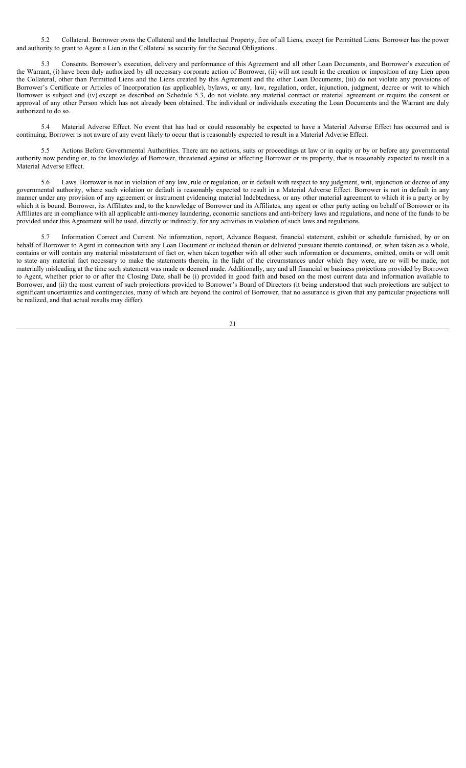5.2 Collateral. Borrower owns the Collateral and the Intellectual Property, free of all Liens, except for Permitted Liens. Borrower has the power and authority to grant to Agent a Lien in the Collateral as security for the Secured Obligations .

5.3 Consents. Borrower's execution, delivery and performance of this Agreement and all other Loan Documents, and Borrower's execution of the Warrant, (i) have been duly authorized by all necessary corporate action of Borrower, (ii) will not result in the creation or imposition of any Lien upon the Collateral, other than Permitted Liens and the Liens created by this Agreement and the other Loan Documents, (iii) do not violate any provisions of Borrower's Certificate or Articles of Incorporation (as applicable), bylaws, or any, law, regulation, order, injunction, judgment, decree or writ to which Borrower is subject and (iv) except as described on Schedule 5.3, do not violate any material contract or material agreement or require the consent or approval of any other Person which has not already been obtained. The individual or individuals executing the Loan Documents and the Warrant are duly authorized to do so.

5.4 Material Adverse Effect. No event that has had or could reasonably be expected to have a Material Adverse Effect has occurred and is continuing. Borrower is not aware of any event likely to occur that is reasonably expected to result in a Material Adverse Effect.

5.5 Actions Before Governmental Authorities. There are no actions, suits or proceedings at law or in equity or by or before any governmental authority now pending or, to the knowledge of Borrower, threatened against or affecting Borrower or its property, that is reasonably expected to result in a Material Adverse Effect.

5.6 Laws. Borrower is not in violation of any law, rule or regulation, or in default with respect to any judgment, writ, injunction or decree of any governmental authority, where such violation or default is reasonably expected to result in a Material Adverse Effect. Borrower is not in default in any manner under any provision of any agreement or instrument evidencing material Indebtedness, or any other material agreement to which it is a party or by which it is bound. Borrower, its Affiliates and, to the knowledge of Borrower and its Affiliates, any agent or other party acting on behalf of Borrower or its Affiliates are in compliance with all applicable anti-money laundering, economic sanctions and anti-bribery laws and regulations, and none of the funds to be provided under this Agreement will be used, directly or indirectly, for any activities in violation of such laws and regulations.

5.7 Information Correct and Current. No information, report, Advance Request, financial statement, exhibit or schedule furnished, by or on behalf of Borrower to Agent in connection with any Loan Document or included therein or delivered pursuant thereto contained, or, when taken as a whole, contains or will contain any material misstatement of fact or, when taken together with all other such information or documents, omitted, omits or will omit to state any material fact necessary to make the statements therein, in the light of the circumstances under which they were, are or will be made, not materially misleading at the time such statement was made or deemed made. Additionally, any and all financial or business projections provided by Borrower to Agent, whether prior to or after the Closing Date, shall be (i) provided in good faith and based on the most current data and information available to Borrower, and (ii) the most current of such projections provided to Borrower's Board of Directors (it being understood that such projections are subject to significant uncertainties and contingencies, many of which are beyond the control of Borrower, that no assurance is given that any particular projections will be realized, and that actual results may differ).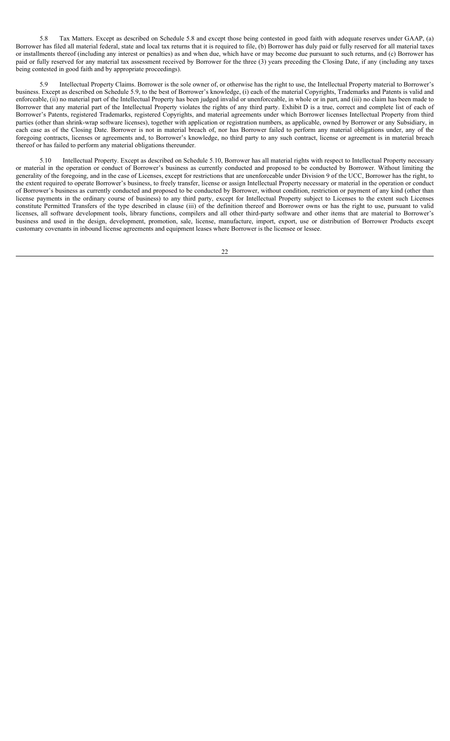5.8 Tax Matters. Except as described on Schedule 5.8 and except those being contested in good faith with adequate reserves under GAAP, (a) Borrower has filed all material federal, state and local tax returns that it is required to file, (b) Borrower has duly paid or fully reserved for all material taxes or installments thereof (including any interest or penalties) as and when due, which have or may become due pursuant to such returns, and (c) Borrower has paid or fully reserved for any material tax assessment received by Borrower for the three (3) years preceding the Closing Date, if any (including any taxes being contested in good faith and by appropriate proceedings).

5.9 Intellectual Property Claims. Borrower is the sole owner of, or otherwise has the right to use, the Intellectual Property material to Borrower's business. Except as described on Schedule 5.9, to the best of Borrower's knowledge, (i) each of the material Copyrights, Trademarks and Patents is valid and enforceable, (ii) no material part of the Intellectual Property has been judged invalid or unenforceable, in whole or in part, and (iii) no claim has been made to Borrower that any material part of the Intellectual Property violates the rights of any third party. Exhibit D is a true, correct and complete list of each of Borrower's Patents, registered Trademarks, registered Copyrights, and material agreements under which Borrower licenses Intellectual Property from third parties (other than shrink-wrap software licenses), together with application or registration numbers, as applicable, owned by Borrower or any Subsidiary, in each case as of the Closing Date. Borrower is not in material breach of, nor has Borrower failed to perform any material obligations under, any of the foregoing contracts, licenses or agreements and, to Borrower's knowledge, no third party to any such contract, license or agreement is in material breach thereof or has failed to perform any material obligations thereunder.

5.10 Intellectual Property. Except as described on Schedule 5.10, Borrower has all material rights with respect to Intellectual Property necessary or material in the operation or conduct of Borrower's business as currently conducted and proposed to be conducted by Borrower. Without limiting the generality of the foregoing, and in the case of Licenses, except for restrictions that are unenforceable under Division 9 of the UCC, Borrower has the right, to the extent required to operate Borrower's business, to freely transfer, license or assign Intellectual Property necessary or material in the operation or conduct of Borrower's business as currently conducted and proposed to be conducted by Borrower, without condition, restriction or payment of any kind (other than license payments in the ordinary course of business) to any third party, except for Intellectual Property subject to Licenses to the extent such Licenses constitute Permitted Transfers of the type described in clause (iii) of the definition thereof and Borrower owns or has the right to use, pursuant to valid licenses, all software development tools, library functions, compilers and all other third-party software and other items that are material to Borrower's business and used in the design, development, promotion, sale, license, manufacture, import, export, use or distribution of Borrower Products except customary covenants in inbound license agreements and equipment leases where Borrower is the licensee or lessee.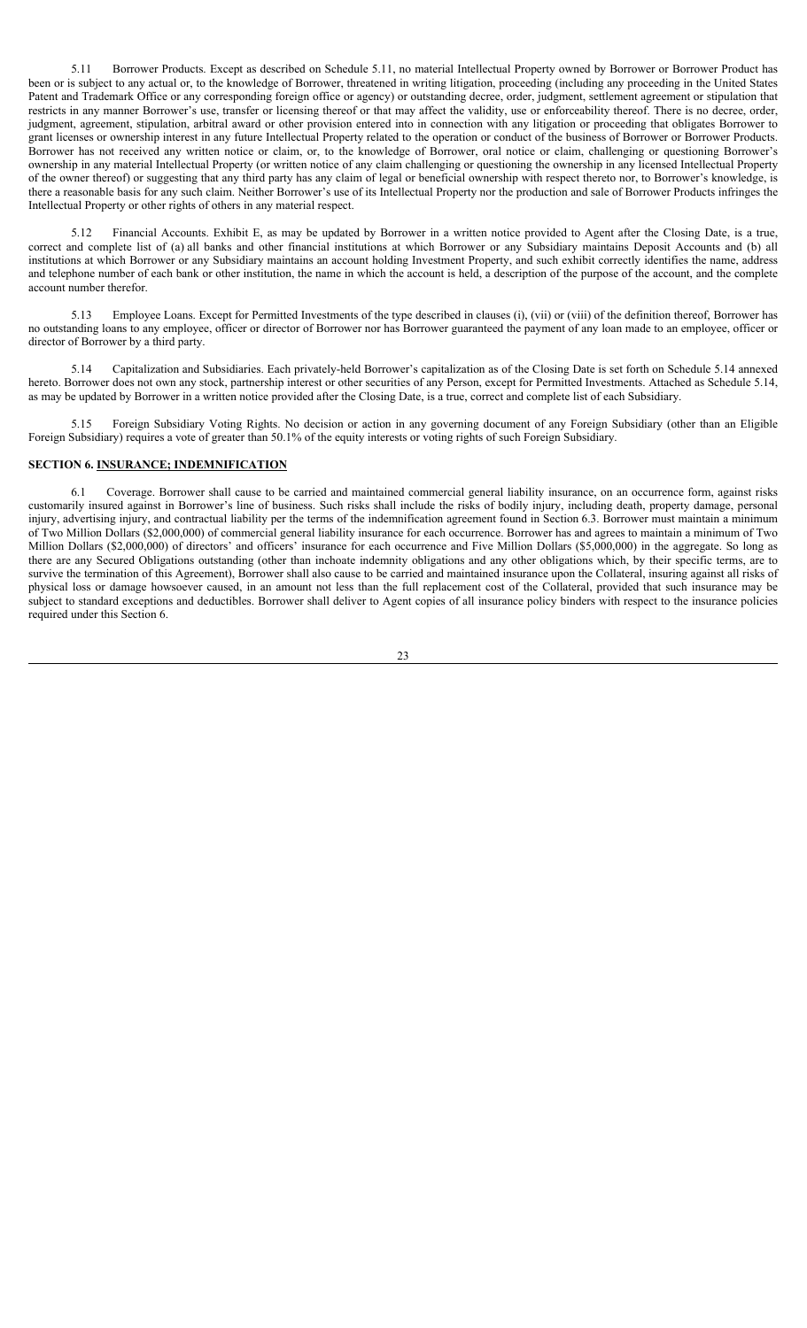5.11 Borrower Products. Except as described on Schedule 5.11, no material Intellectual Property owned by Borrower or Borrower Product has been or is subject to any actual or, to the knowledge of Borrower, threatened in writing litigation, proceeding (including any proceeding in the United States Patent and Trademark Office or any corresponding foreign office or agency) or outstanding decree, order, judgment, settlement agreement or stipulation that restricts in any manner Borrower's use, transfer or licensing thereof or that may affect the validity, use or enforceability thereof. There is no decree, order, judgment, agreement, stipulation, arbitral award or other provision entered into in connection with any litigation or proceeding that obligates Borrower to grant licenses or ownership interest in any future Intellectual Property related to the operation or conduct of the business of Borrower or Borrower Products. Borrower has not received any written notice or claim, or, to the knowledge of Borrower, oral notice or claim, challenging or questioning Borrower's ownership in any material Intellectual Property (or written notice of any claim challenging or questioning the ownership in any licensed Intellectual Property of the owner thereof) or suggesting that any third party has any claim of legal or beneficial ownership with respect thereto nor, to Borrower's knowledge, is there a reasonable basis for any such claim. Neither Borrower's use of its Intellectual Property nor the production and sale of Borrower Products infringes the Intellectual Property or other rights of others in any material respect.

5.12 Financial Accounts. Exhibit E, as may be updated by Borrower in a written notice provided to Agent after the Closing Date, is a true, correct and complete list of (a) all banks and other financial institutions at which Borrower or any Subsidiary maintains Deposit Accounts and (b) all institutions at which Borrower or any Subsidiary maintains an account holding Investment Property, and such exhibit correctly identifies the name, address and telephone number of each bank or other institution, the name in which the account is held, a description of the purpose of the account, and the complete account number therefor.

5.13 Employee Loans. Except for Permitted Investments of the type described in clauses (i), (vii) or (viii) of the definition thereof, Borrower has no outstanding loans to any employee, officer or director of Borrower nor has Borrower guaranteed the payment of any loan made to an employee, officer or director of Borrower by a third party.

5.14 Capitalization and Subsidiaries. Each privately-held Borrower's capitalization as of the Closing Date is set forth on Schedule 5.14 annexed hereto. Borrower does not own any stock, partnership interest or other securities of any Person, except for Permitted Investments. Attached as Schedule 5.14, as may be updated by Borrower in a written notice provided after the Closing Date, is a true, correct and complete list of each Subsidiary.

5.15 Foreign Subsidiary Voting Rights. No decision or action in any governing document of any Foreign Subsidiary (other than an Eligible Foreign Subsidiary) requires a vote of greater than 50.1% of the equity interests or voting rights of such Foreign Subsidiary.

## SECTION 6. INSURANCE; INDEMNIFICATION

6.1 Coverage. Borrower shall cause to be carried and maintained commercial general liability insurance, on an occurrence form, against risks customarily insured against in Borrower's line of business. Such risks shall include the risks of bodily injury, including death, property damage, personal injury, advertising injury, and contractual liability per the terms of the indemnification agreement found in Section 6.3. Borrower must maintain a minimum of Two Million Dollars ($2,000,000) of commercial general liability insurance for each occurrence. Borrower has and agrees to maintain a minimum of Two Million Dollars ($2,000,000) of directors' and officers' insurance for each occurrence and Five Million Dollars ($5,000,000) in the aggregate. So long as there are any Secured Obligations outstanding (other than inchoate indemnity obligations and any other obligations which, by their specific terms, are to survive the termination of this Agreement), Borrower shall also cause to be carried and maintained insurance upon the Collateral, insuring against all risks of physical loss or damage howsoever caused, in an amount not less than the full replacement cost of the Collateral, provided that such insurance may be subject to standard exceptions and deductibles. Borrower shall deliver to Agent copies of all insurance policy binders with respect to the insurance policies required under this Section 6.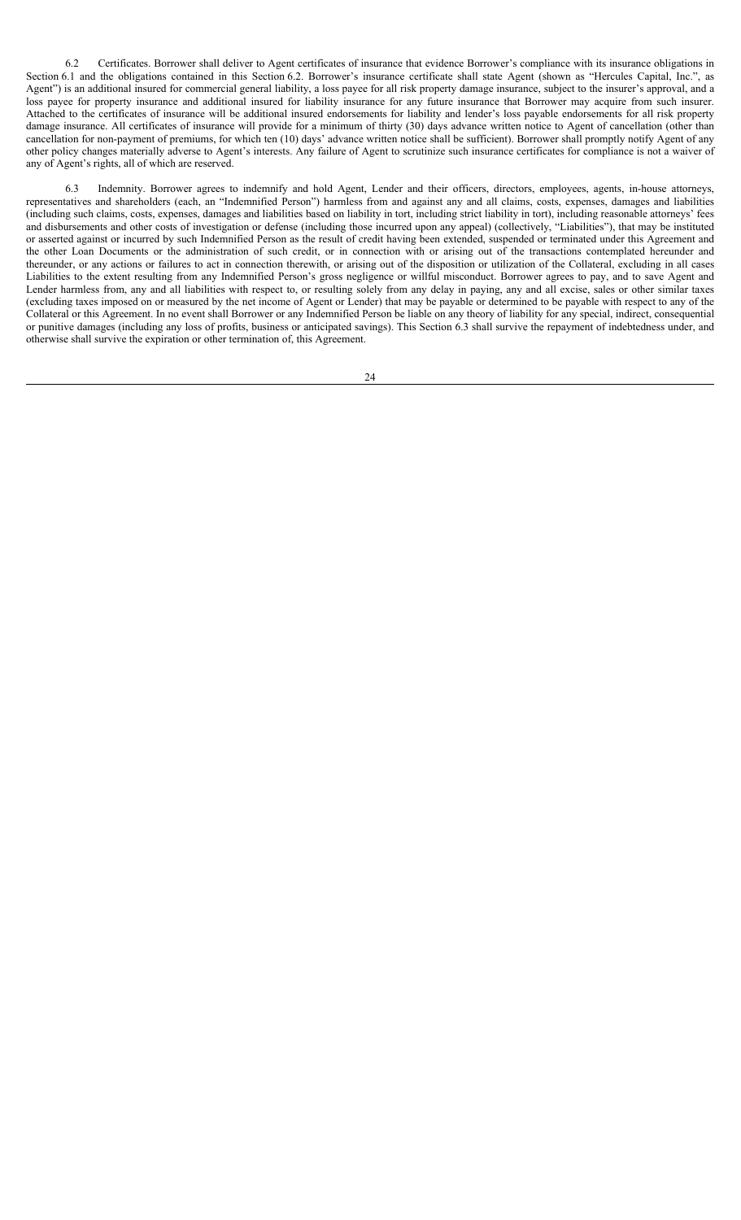6.2 Certificates. Borrower shall deliver to Agent certificates of insurance that evidence Borrower's compliance with its insurance obligations in Section 6.1 and the obligations contained in this Section 6.2. Borrower's insurance certificate shall state Agent (shown as "Hercules Capital, Inc.", as Agent") is an additional insured for commercial general liability, a loss payee for all risk property damage insurance, subject to the insurer's approval, and a loss payee for property insurance and additional insured for liability insurance for any future insurance that Borrower may acquire from such insurer. Attached to the certificates of insurance will be additional insured endorsements for liability and lender's loss payable endorsements for all risk property damage insurance. All certificates of insurance will provide for a minimum of thirty (30) days advance written notice to Agent of cancellation (other than cancellation for non-payment of premiums, for which ten (10) days' advance written notice shall be sufficient). Borrower shall promptly notify Agent of any other policy changes materially adverse to Agent's interests. Any failure of Agent to scrutinize such insurance certificates for compliance is not a waiver of any of Agent's rights, all of which are reserved.

6.3 Indemnity. Borrower agrees to indemnify and hold Agent, Lender and their officers, directors, employees, agents, in-house attorneys, representatives and shareholders (each, an "Indemnified Person") harmless from and against any and all claims, costs, expenses, damages and liabilities (including such claims, costs, expenses, damages and liabilities based on liability in tort, including strict liability in tort), including reasonable attorneys' fees and disbursements and other costs of investigation or defense (including those incurred upon any appeal) (collectively, "Liabilities"), that may be instituted or asserted against or incurred by such Indemnified Person as the result of credit having been extended, suspended or terminated under this Agreement and the other Loan Documents or the administration of such credit, or in connection with or arising out of the transactions contemplated hereunder and thereunder, or any actions or failures to act in connection therewith, or arising out of the disposition or utilization of the Collateral, excluding in all cases Liabilities to the extent resulting from any Indemnified Person's gross negligence or willful misconduct. Borrower agrees to pay, and to save Agent and Lender harmless from, any and all liabilities with respect to, or resulting solely from any delay in paying, any and all excise, sales or other similar taxes (excluding taxes imposed on or measured by the net income of Agent or Lender) that may be payable or determined to be payable with respect to any of the Collateral or this Agreement. In no event shall Borrower or any Indemnified Person be liable on any theory of liability for any special, indirect, consequential or punitive damages (including any loss of profits, business or anticipated savings). This Section 6.3 shall survive the repayment of indebtedness under, and otherwise shall survive the expiration or other termination of, this Agreement.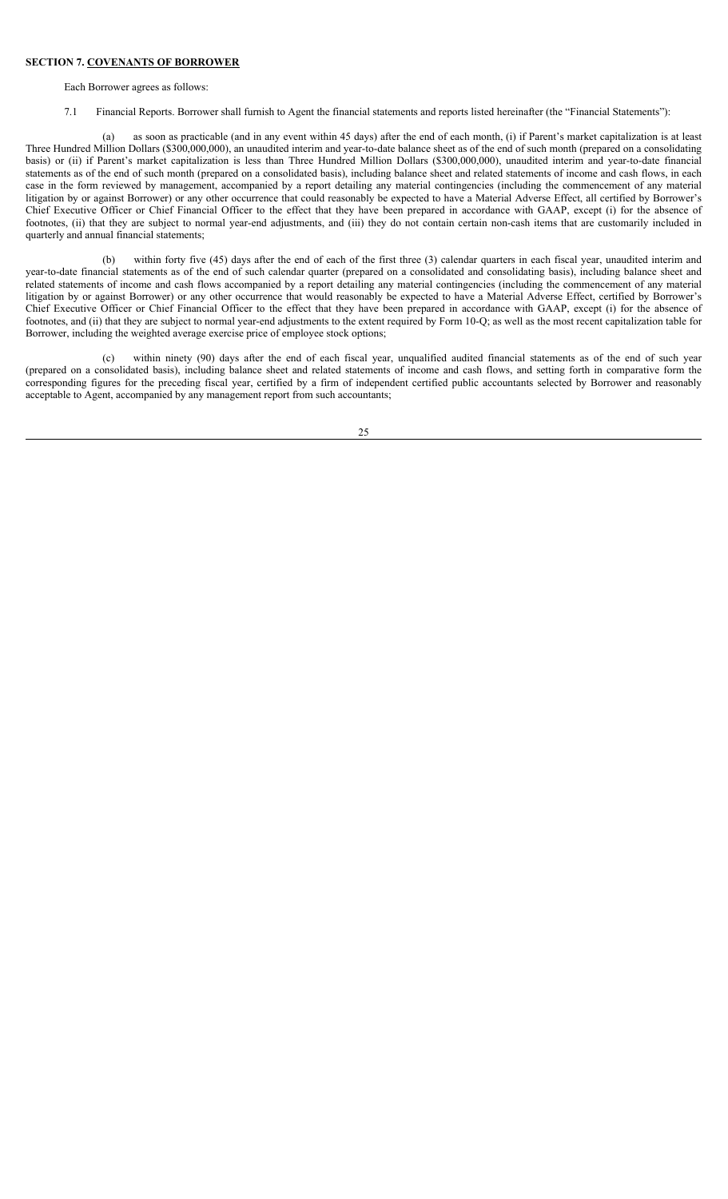## SECTION 7. COVENANTS OF BORROWER

Each Borrower agrees as follows:

7.1 Financial Reports. Borrower shall furnish to Agent the financial statements and reports listed hereinafter (the "Financial Statements"):

(a) as soon as practicable (and in any event within 45 days) after the end of each month, (i) if Parent's market capitalization is at least Three Hundred Million Dollars ($300,000,000), an unaudited interim and year-to-date balance sheet as of the end of such month (prepared on a consolidating basis) or (ii) if Parent's market capitalization is less than Three Hundred Million Dollars ($300,000,000), unaudited interim and year-to-date financial statements as of the end of such month (prepared on a consolidated basis), including balance sheet and related statements of income and cash flows, in each case in the form reviewed by management, accompanied by a report detailing any material contingencies (including the commencement of any material litigation by or against Borrower) or any other occurrence that could reasonably be expected to have a Material Adverse Effect, all certified by Borrower's Chief Executive Officer or Chief Financial Officer to the effect that they have been prepared in accordance with GAAP, except (i) for the absence of footnotes, (ii) that they are subject to normal year-end adjustments, and (iii) they do not contain certain non-cash items that are customarily included in quarterly and annual financial statements;

(b) within forty five (45) days after the end of each of the first three (3) calendar quarters in each fiscal year, unaudited interim and year-to-date financial statements as of the end of such calendar quarter (prepared on a consolidated and consolidating basis), including balance sheet and related statements of income and cash flows accompanied by a report detailing any material contingencies (including the commencement of any material litigation by or against Borrower) or any other occurrence that would reasonably be expected to have a Material Adverse Effect, certified by Borrower's Chief Executive Officer or Chief Financial Officer to the effect that they have been prepared in accordance with GAAP, except (i) for the absence of footnotes, and (ii) that they are subject to normal year-end adjustments to the extent required by Form 10-Q; as well as the most recent capitalization table for Borrower, including the weighted average exercise price of employee stock options;

(c) within ninety (90) days after the end of each fiscal year, unqualified audited financial statements as of the end of such year (prepared on a consolidated basis), including balance sheet and related statements of income and cash flows, and setting forth in comparative form the corresponding figures for the preceding fiscal year, certified by a firm of independent certified public accountants selected by Borrower and reasonably acceptable to Agent, accompanied by any management report from such accountants;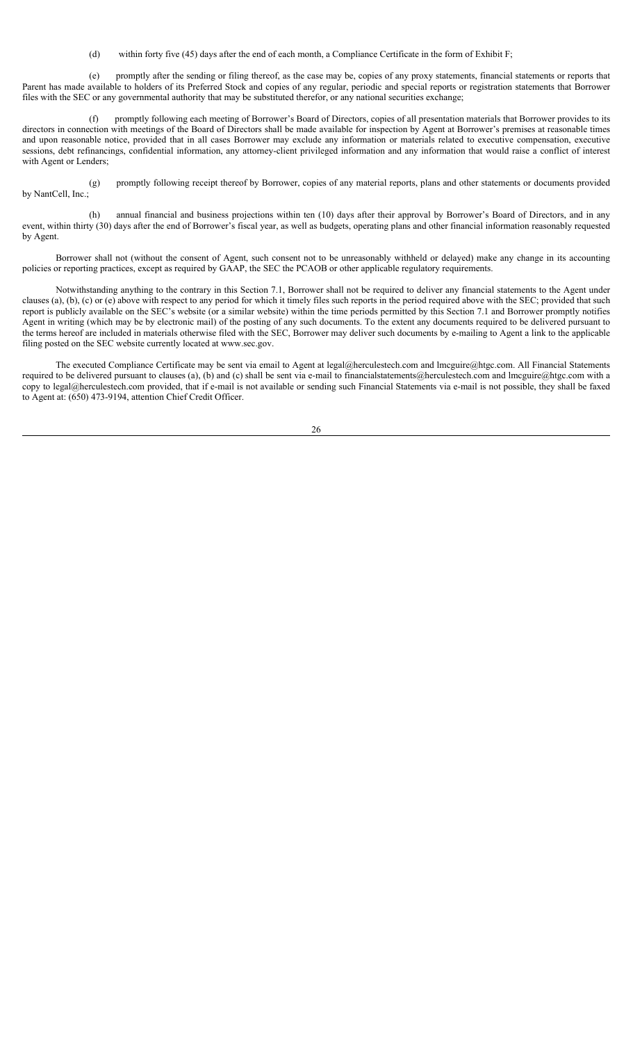(d) within forty five (45) days after the end of each month, a Compliance Certificate in the form of Exhibit F;

(e) promptly after the sending or filing thereof, as the case may be, copies of any proxy statements, financial statements or reports that Parent has made available to holders of its Preferred Stock and copies of any regular, periodic and special reports or registration statements that Borrower files with the SEC or any governmental authority that may be substituted therefor, or any national securities exchange;

(f) promptly following each meeting of Borrower's Board of Directors, copies of all presentation materials that Borrower provides to its directors in connection with meetings of the Board of Directors shall be made available for inspection by Agent at Borrower's premises at reasonable times and upon reasonable notice, provided that in all cases Borrower may exclude any information or materials related to executive compensation, executive sessions, debt refinancings, confidential information, any attorney-client privileged information and any information that would raise a conflict of interest with Agent or Lenders;

(g) promptly following receipt thereof by Borrower, copies of any material reports, plans and other statements or documents provided by NantCell, Inc.;

(h) annual financial and business projections within ten (10) days after their approval by Borrower's Board of Directors, and in any event, within thirty (30) days after the end of Borrower's fiscal year, as well as budgets, operating plans and other financial information reasonably requested by Agent.

Borrower shall not (without the consent of Agent, such consent not to be unreasonably withheld or delayed) make any change in its accounting policies or reporting practices, except as required by GAAP, the SEC the PCAOB or other applicable regulatory requirements.

Notwithstanding anything to the contrary in this Section 7.1, Borrower shall not be required to deliver any financial statements to the Agent under clauses (a), (b), (c) or (e) above with respect to any period for which it timely files such reports in the period required above with the SEC; provided that such report is publicly available on the SEC's website (or a similar website) within the time periods permitted by this Section 7.1 and Borrower promptly notifies Agent in writing (which may be by electronic mail) of the posting of any such documents. To the extent any documents required to be delivered pursuant to the terms hereof are included in materials otherwise filed with the SEC, Borrower may deliver such documents by e-mailing to Agent a link to the applicable filing posted on the SEC website currently located at www.sec.gov.

The executed Compliance Certificate may be sent via email to Agent at legal@herculestech.com and lmcguire@htgc.com. All Financial Statements required to be delivered pursuant to clauses (a), (b) and (c) shall be sent via e-mail to financialstatements@herculestech.com and lmcguire@htgc.com with a copy to legal@herculestech.com provided, that if e-mail is not available or sending such Financial Statements via e-mail is not possible, they shall be faxed to Agent at: (650) 473-9194, attention Chief Credit Officer.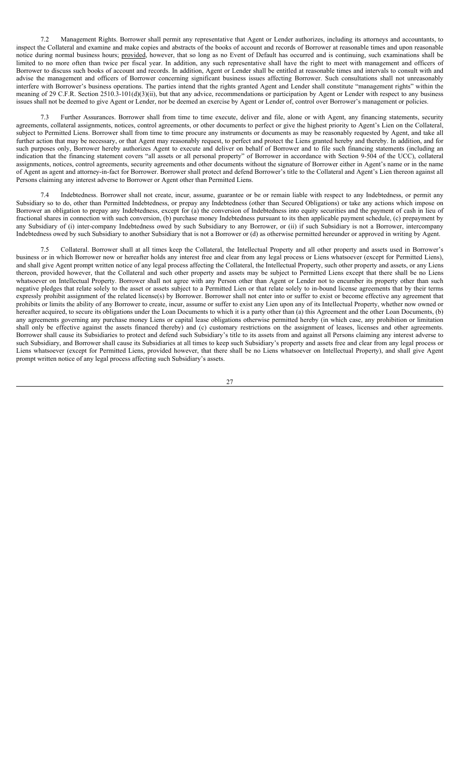7.2 Management Rights. Borrower shall permit any representative that Agent or Lender authorizes, including its attorneys and accountants, to inspect the Collateral and examine and make copies and abstracts of the books of account and records of Borrower at reasonable times and upon reasonable notice during normal business hours; provided, however, that so long as no Event of Default has occurred and is continuing, such examinations shall be limited to no more often than twice per fiscal year. In addition, any such representative shall have the right to meet with management and officers of Borrower to discuss such books of account and records. In addition, Agent or Lender shall be entitled at reasonable times and intervals to consult with and advise the management and officers of Borrower concerning significant business issues affecting Borrower. Such consultations shall not unreasonably interfere with Borrower's business operations. The parties intend that the rights granted Agent and Lender shall constitute "management rights" within the meaning of 29 C.F.R. Section 2510.3-101(d)(3)(ii), but that any advice, recommendations or participation by Agent or Lender with respect to any business issues shall not be deemed to give Agent or Lender, nor be deemed an exercise by Agent or Lender of, control over Borrower's management or policies.

7.3 Further Assurances. Borrower shall from time to time execute, deliver and file, alone or with Agent, any financing statements, security agreements, collateral assignments, notices, control agreements, or other documents to perfect or give the highest priority to Agent's Lien on the Collateral, subject to Permitted Liens. Borrower shall from time to time procure any instruments or documents as may be reasonably requested by Agent, and take all further action that may be necessary, or that Agent may reasonably request, to perfect and protect the Liens granted hereby and thereby. In addition, and for such purposes only, Borrower hereby authorizes Agent to execute and deliver on behalf of Borrower and to file such financing statements (including an indication that the financing statement covers "all assets or all personal property" of Borrower in accordance with Section 9-504 of the UCC), collateral assignments, notices, control agreements, security agreements and other documents without the signature of Borrower either in Agent's name or in the name of Agent as agent and attorney-in-fact for Borrower. Borrower shall protect and defend Borrower's title to the Collateral and Agent's Lien thereon against all Persons claiming any interest adverse to Borrower or Agent other than Permitted Liens.

7.4 Indebtedness. Borrower shall not create, incur, assume, guarantee or be or remain liable with respect to any Indebtedness, or permit any Subsidiary so to do, other than Permitted Indebtedness, or prepay any Indebtedness (other than Secured Obligations) or take any actions which impose on Borrower an obligation to prepay any Indebtedness, except for (a) the conversion of Indebtedness into equity securities and the payment of cash in lieu of fractional shares in connection with such conversion, (b) purchase money Indebtedness pursuant to its then applicable payment schedule, (c) prepayment by any Subsidiary of (i) inter-company Indebtedness owed by such Subsidiary to any Borrower, or (ii) if such Subsidiary is not a Borrower, intercompany Indebtedness owed by such Subsidiary to another Subsidiary that is not a Borrower or (d) as otherwise permitted hereunder or approved in writing by Agent.

7.5 Collateral. Borrower shall at all times keep the Collateral, the Intellectual Property and all other property and assets used in Borrower's business or in which Borrower now or hereafter holds any interest free and clear from any legal process or Liens whatsoever (except for Permitted Liens), and shall give Agent prompt written notice of any legal process affecting the Collateral, the Intellectual Property, such other property and assets, or any Liens thereon, provided however, that the Collateral and such other property and assets may be subject to Permitted Liens except that there shall be no Liens whatsoever on Intellectual Property. Borrower shall not agree with any Person other than Agent or Lender not to encumber its property other than such negative pledges that relate solely to the asset or assets subject to a Permitted Lien or that relate solely to in-bound license agreements that by their terms expressly prohibit assignment of the related license(s) by Borrower. Borrower shall not enter into or suffer to exist or become effective any agreement that prohibits or limits the ability of any Borrower to create, incur, assume or suffer to exist any Lien upon any of its Intellectual Property, whether now owned or hereafter acquired, to secure its obligations under the Loan Documents to which it is a party other than (a) this Agreement and the other Loan Documents, (b) any agreements governing any purchase money Liens or capital lease obligations otherwise permitted hereby (in which case, any prohibition or limitation shall only be effective against the assets financed thereby) and (c) customary restrictions on the assignment of leases, licenses and other agreements. Borrower shall cause its Subsidiaries to protect and defend such Subsidiary's title to its assets from and against all Persons claiming any interest adverse to such Subsidiary, and Borrower shall cause its Subsidiaries at all times to keep such Subsidiary's property and assets free and clear from any legal process or Liens whatsoever (except for Permitted Liens, provided however, that there shall be no Liens whatsoever on Intellectual Property), and shall give Agent prompt written notice of any legal process affecting such Subsidiary's assets.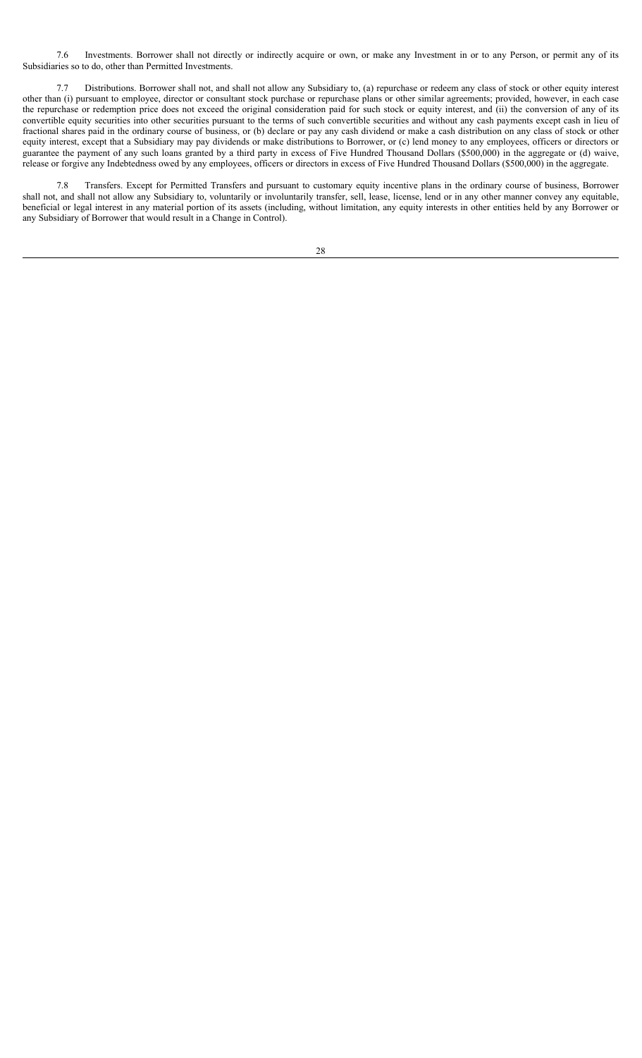7.6 Investments. Borrower shall not directly or indirectly acquire or own, or make any Investment in or to any Person, or permit any of its Subsidiaries so to do, other than Permitted Investments.

7.7 Distributions. Borrower shall not, and shall not allow any Subsidiary to, (a) repurchase or redeem any class of stock or other equity interest other than (i) pursuant to employee, director or consultant stock purchase or repurchase plans or other similar agreements; provided, however, in each case the repurchase or redemption price does not exceed the original consideration paid for such stock or equity interest, and (ii) the conversion of any of its convertible equity securities into other securities pursuant to the terms of such convertible securities and without any cash payments except cash in lieu of fractional shares paid in the ordinary course of business, or (b) declare or pay any cash dividend or make a cash distribution on any class of stock or other equity interest, except that a Subsidiary may pay dividends or make distributions to Borrower, or (c) lend money to any employees, officers or directors or guarantee the payment of any such loans granted by a third party in excess of Five Hundred Thousand Dollars ($500,000) in the aggregate or (d) waive, release or forgive any Indebtedness owed by any employees, officers or directors in excess of Five Hundred Thousand Dollars ($500,000) in the aggregate.

7.8 Transfers. Except for Permitted Transfers and pursuant to customary equity incentive plans in the ordinary course of business, Borrower shall not, and shall not allow any Subsidiary to, voluntarily or involuntarily transfer, sell, lease, license, lend or in any other manner convey any equitable, beneficial or legal interest in any material portion of its assets (including, without limitation, any equity interests in other entities held by any Borrower or any Subsidiary of Borrower that would result in a Change in Control).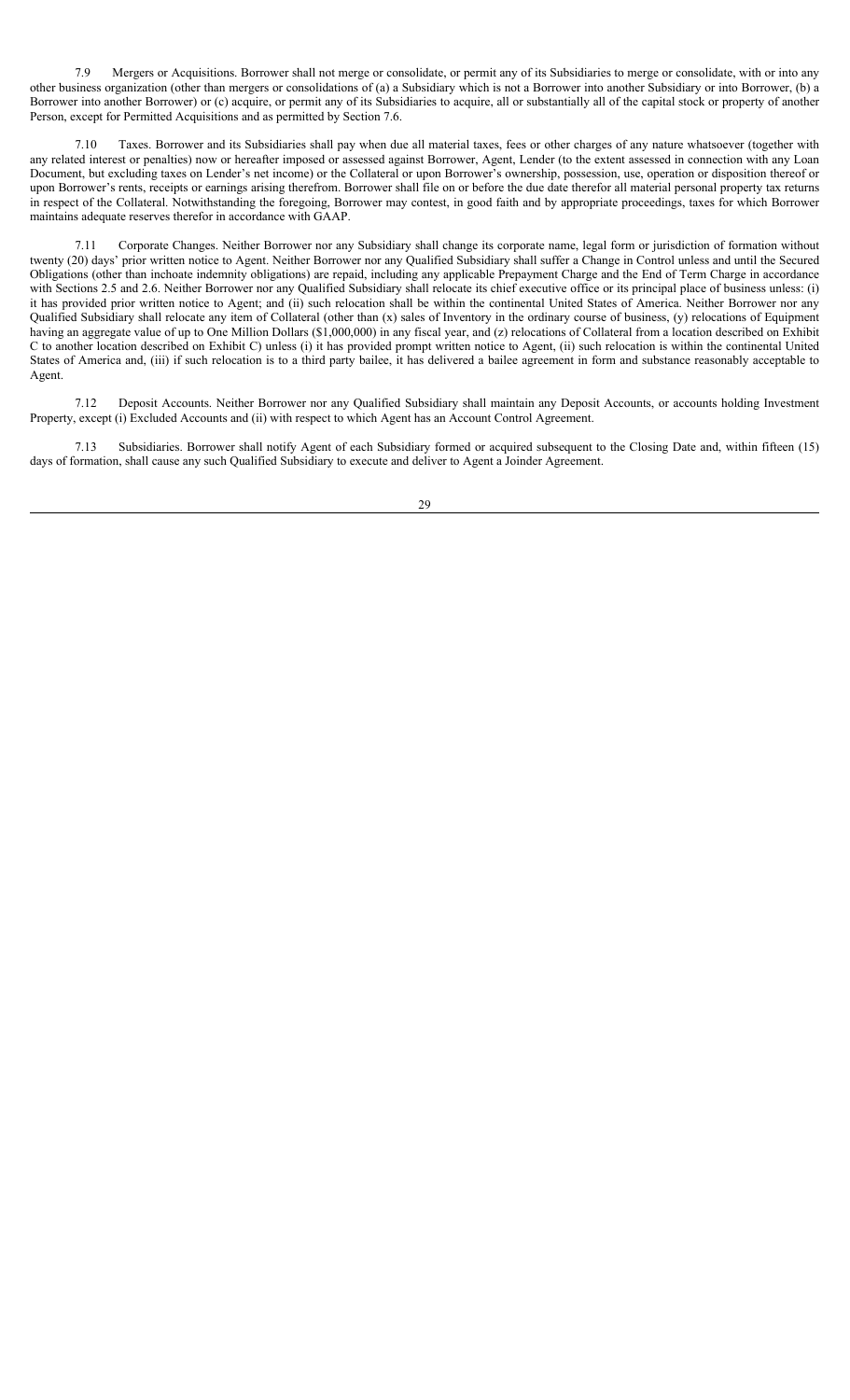7.9 Mergers or Acquisitions. Borrower shall not merge or consolidate, or permit any of its Subsidiaries to merge or consolidate, with or into any other business organization (other than mergers or consolidations of (a) a Subsidiary which is not a Borrower into another Subsidiary or into Borrower, (b) a Borrower into another Borrower) or (c) acquire, or permit any of its Subsidiaries to acquire, all or substantially all of the capital stock or property of another Person, except for Permitted Acquisitions and as permitted by Section 7.6.

7.10 Taxes. Borrower and its Subsidiaries shall pay when due all material taxes, fees or other charges of any nature whatsoever (together with any related interest or penalties) now or hereafter imposed or assessed against Borrower, Agent, Lender (to the extent assessed in connection with any Loan Document, but excluding taxes on Lender's net income) or the Collateral or upon Borrower's ownership, possession, use, operation or disposition thereof or upon Borrower's rents, receipts or earnings arising therefrom. Borrower shall file on or before the due date therefor all material personal property tax returns in respect of the Collateral. Notwithstanding the foregoing, Borrower may contest, in good faith and by appropriate proceedings, taxes for which Borrower maintains adequate reserves therefor in accordance with GAAP.

7.11 Corporate Changes. Neither Borrower nor any Subsidiary shall change its corporate name, legal form or jurisdiction of formation without twenty (20) days' prior written notice to Agent. Neither Borrower nor any Qualified Subsidiary shall suffer a Change in Control unless and until the Secured Obligations (other than inchoate indemnity obligations) are repaid, including any applicable Prepayment Charge and the End of Term Charge in accordance with Sections 2.5 and 2.6. Neither Borrower nor any Qualified Subsidiary shall relocate its chief executive office or its principal place of business unless: (i) it has provided prior written notice to Agent; and (ii) such relocation shall be within the continental United States of America. Neither Borrower nor any Qualified Subsidiary shall relocate any item of Collateral (other than (x) sales of Inventory in the ordinary course of business, (y) relocations of Equipment having an aggregate value of up to One Million Dollars ($1,000,000) in any fiscal year, and (z) relocations of Collateral from a location described on Exhibit C to another location described on Exhibit C) unless (i) it has provided prompt written notice to Agent, (ii) such relocation is within the continental United States of America and, (iii) if such relocation is to a third party bailee, it has delivered a bailee agreement in form and substance reasonably acceptable to Agent.

7.12 Deposit Accounts. Neither Borrower nor any Qualified Subsidiary shall maintain any Deposit Accounts, or accounts holding Investment Property, except (i) Excluded Accounts and (ii) with respect to which Agent has an Account Control Agreement.

7.13 Subsidiaries. Borrower shall notify Agent of each Subsidiary formed or acquired subsequent to the Closing Date and, within fifteen (15) days of formation, shall cause any such Qualified Subsidiary to execute and deliver to Agent a Joinder Agreement.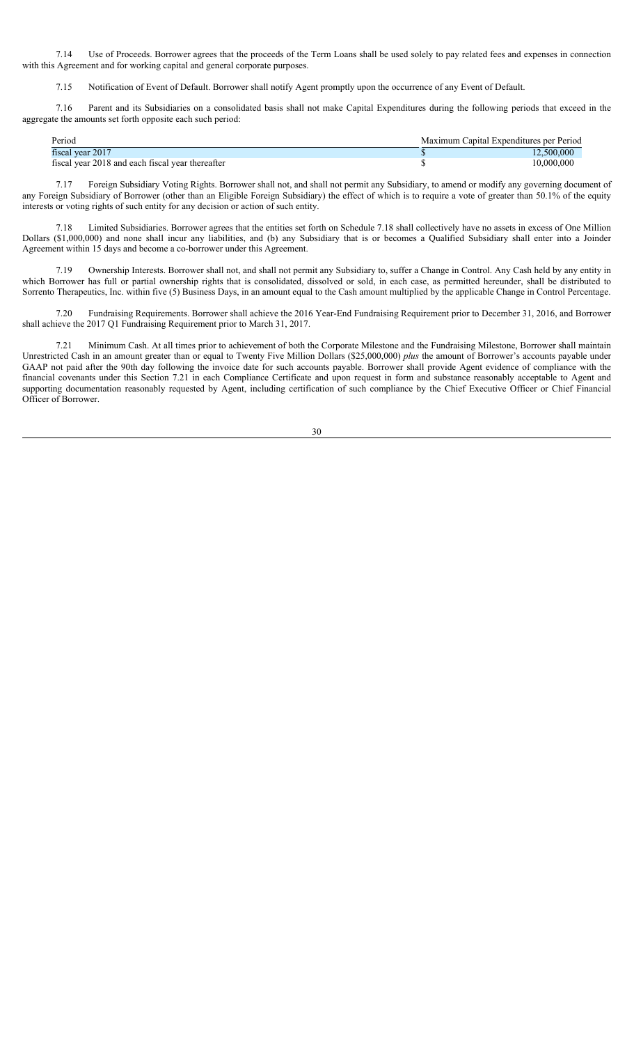7.14 Use of Proceeds. Borrower agrees that the proceeds of the Term Loans shall be used solely to pay related fees and expenses in connection with this Agreement and for working capital and general corporate purposes.

7.15 Notification of Event of Default. Borrower shall notify Agent promptly upon the occurrence of any Event of Default.

7.16 Parent and its Subsidiaries on a consolidated basis shall not make Capital Expenditures during the following periods that exceed in the aggregate the amounts set forth opposite each such period:

| Period | Maximum Capital Expenditures per Period |
| --- | --- |
| fiscal year 2017 | $ 12,500,000 |
| fiscal year 2018 and each fiscal year thereafter | $ 10,000,000 |

7.17 Foreign Subsidiary Voting Rights. Borrower shall not, and shall not permit any Subsidiary, to amend or modify any governing document of any Foreign Subsidiary of Borrower (other than an Eligible Foreign Subsidiary) the effect of which is to require a vote of greater than 50.1% of the equity interests or voting rights of such entity for any decision or action of such entity.

7.18 Limited Subsidiaries. Borrower agrees that the entities set forth on Schedule 7.18 shall collectively have no assets in excess of One Million Dollars ($1,000,000) and none shall incur any liabilities, and (b) any Subsidiary that is or becomes a Qualified Subsidiary shall enter into a Joinder Agreement within 15 days and become a co-borrower under this Agreement.

7.19 Ownership Interests. Borrower shall not, and shall not permit any Subsidiary to, suffer a Change in Control. Any Cash held by any entity in which Borrower has full or partial ownership rights that is consolidated, dissolved or sold, in each case, as permitted hereunder, shall be distributed to Sorrento Therapeutics, Inc. within five (5) Business Days, in an amount equal to the Cash amount multiplied by the applicable Change in Control Percentage.

7.20 Fundraising Requirements. Borrower shall achieve the 2016 Year-End Fundraising Requirement prior to December 31, 2016, and Borrower shall achieve the 2017 Q1 Fundraising Requirement prior to March 31, 2017.

7.21 Minimum Cash. At all times prior to achievement of both the Corporate Milestone and the Fundraising Milestone, Borrower shall maintain Unrestricted Cash in an amount greater than or equal to Twenty Five Million Dollars ($25,000,000) *plus* the amount of Borrower's accounts payable under GAAP not paid after the 90th day following the invoice date for such accounts payable. Borrower shall provide Agent evidence of compliance with the financial covenants under this Section 7.21 in each Compliance Certificate and upon request in form and substance reasonably acceptable to Agent and supporting documentation reasonably requested by Agent, including certification of such compliance by the Chief Executive Officer or Chief Financial Officer of Borrower.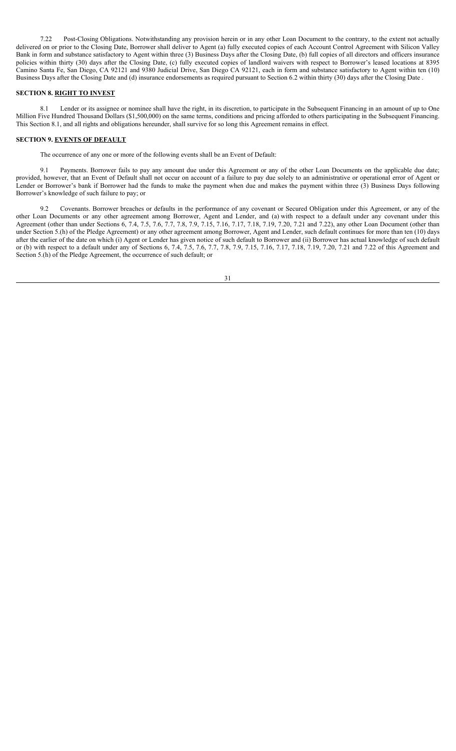7.22 Post-Closing Obligations. Notwithstanding any provision herein or in any other Loan Document to the contrary, to the extent not actually delivered on or prior to the Closing Date, Borrower shall deliver to Agent (a) fully executed copies of each Account Control Agreement with Silicon Valley Bank in form and substance satisfactory to Agent within three (3) Business Days after the Closing Date, (b) full copies of all directors and officers insurance policies within thirty (30) days after the Closing Date, (c) fully executed copies of landlord waivers with respect to Borrower's leased locations at 8395 Camino Santa Fe, San Diego, CA 92121 and 9380 Judicial Drive, San Diego CA 92121, each in form and substance satisfactory to Agent within ten (10) Business Days after the Closing Date and (d) insurance endorsements as required pursuant to Section 6.2 within thirty (30) days after the Closing Date .

**SECTION 8. RIGHT TO INVEST**

8.1 Lender or its assignee or nominee shall have the right, in its discretion, to participate in the Subsequent Financing in an amount of up to One Million Five Hundred Thousand Dollars ($1,500,000) on the same terms, conditions and pricing afforded to others participating in the Subsequent Financing. This Section 8.1, and all rights and obligations hereunder, shall survive for so long this Agreement remains in effect.

**SECTION 9. EVENTS OF DEFAULT**

The occurrence of any one or more of the following events shall be an Event of Default:

9.1 Payments. Borrower fails to pay any amount due under this Agreement or any of the other Loan Documents on the applicable due date; provided, however, that an Event of Default shall not occur on account of a failure to pay due solely to an administrative or operational error of Agent or Lender or Borrower's bank if Borrower had the funds to make the payment when due and makes the payment within three (3) Business Days following Borrower's knowledge of such failure to pay; or

9.2 Covenants. Borrower breaches or defaults in the performance of any covenant or Secured Obligation under this Agreement, or any of the other Loan Documents or any other agreement among Borrower, Agent and Lender, and (a) with respect to a default under any covenant under this Agreement (other than under Sections 6, 7.4, 7.5, 7.6, 7.7, 7.8, 7.9, 7.15, 7.16, 7.17, 7.18, 7.19, 7.20, 7.21 and 7.22), any other Loan Document (other than under Section 5.(h) of the Pledge Agreement) or any other agreement among Borrower, Agent and Lender, such default continues for more than ten (10) days after the earlier of the date on which (i) Agent or Lender has given notice of such default to Borrower and (ii) Borrower has actual knowledge of such default or (b) with respect to a default under any of Sections 6, 7.4, 7.5, 7.6, 7.7, 7.8, 7.9, 7.15, 7.16, 7.17, 7.18, 7.19, 7.20, 7.21 and 7.22 of this Agreement and Section 5.(h) of the Pledge Agreement, the occurrence of such default; or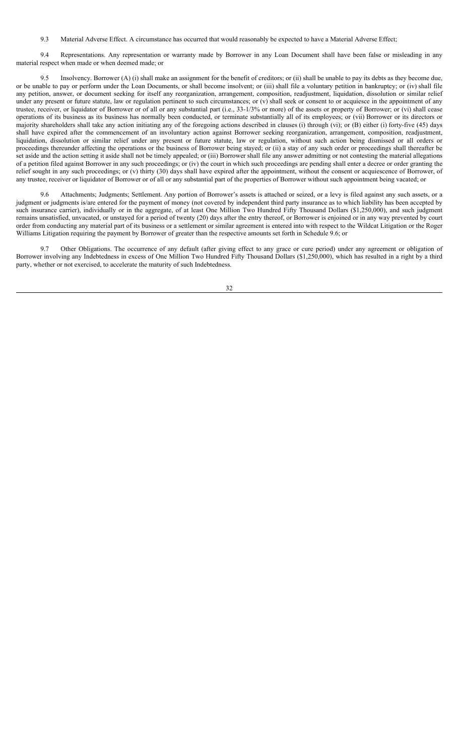9.3 Material Adverse Effect. A circumstance has occurred that would reasonably be expected to have a Material Adverse Effect;

9.4 Representations. Any representation or warranty made by Borrower in any Loan Document shall have been false or misleading in any material respect when made or when deemed made; or

9.5 Insolvency. Borrower (A) (i) shall make an assignment for the benefit of creditors; or (ii) shall be unable to pay its debts as they become due, or be unable to pay or perform under the Loan Documents, or shall become insolvent; or (iii) shall file a voluntary petition in bankruptcy; or (iv) shall file any petition, answer, or document seeking for itself any reorganization, arrangement, composition, readjustment, liquidation, dissolution or similar relief under any present or future statute, law or regulation pertinent to such circumstances; or (v) shall seek or consent to or acquiesce in the appointment of any trustee, receiver, or liquidator of Borrower or of all or any substantial part (i.e., 33-1/3% or more) of the assets or property of Borrower; or (vi) shall cease operations of its business as its business has normally been conducted, or terminate substantially all of its employees; or (vii) Borrower or its directors or majority shareholders shall take any action initiating any of the foregoing actions described in clauses (i) through (vi); or (B) either (i) forty-five (45) days shall have expired after the commencement of an involuntary action against Borrower seeking reorganization, arrangement, composition, readjustment, liquidation, dissolution or similar relief under any present or future statute, law or regulation, without such action being dismissed or all orders or proceedings thereunder affecting the operations or the business of Borrower being stayed; or (ii) a stay of any such order or proceedings shall thereafter be set aside and the action setting it aside shall not be timely appealed; or (iii) Borrower shall file any answer admitting or not contesting the material allegations of a petition filed against Borrower in any such proceedings; or (iv) the court in which such proceedings are pending shall enter a decree or order granting the relief sought in any such proceedings; or (v) thirty (30) days shall have expired after the appointment, without the consent or acquiescence of Borrower, of any trustee, receiver or liquidator of Borrower or of all or any substantial part of the properties of Borrower without such appointment being vacated; or

9.6 Attachments; Judgments; Settlement. Any portion of Borrower's assets is attached or seized, or a levy is filed against any such assets, or a judgment or judgments is/are entered for the payment of money (not covered by independent third party insurance as to which liability has been accepted by such insurance carrier), individually or in the aggregate, of at least One Million Two Hundred Fifty Thousand Dollars ($1,250,000), and such judgment remains unsatisfied, unvacated, or unstayed for a period of twenty (20) days after the entry thereof, or Borrower is enjoined or in any way prevented by court order from conducting any material part of its business or a settlement or similar agreement is entered into with respect to the Wildcat Litigation or the Roger Williams Litigation requiring the payment by Borrower of greater than the respective amounts set forth in Schedule 9.6; or

9.7 Other Obligations. The occurrence of any default (after giving effect to any grace or cure period) under any agreement or obligation of Borrower involving any Indebtedness in excess of One Million Two Hundred Fifty Thousand Dollars ($1,250,000), which has resulted in a right by a third party, whether or not exercised, to accelerate the maturity of such Indebtedness.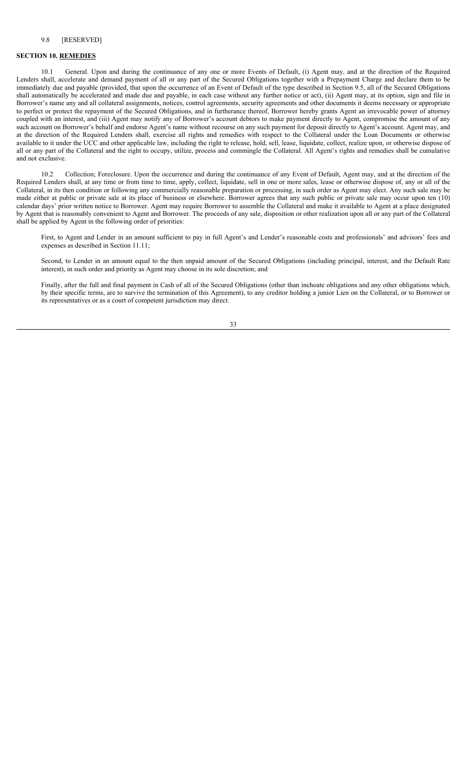9.8 [RESERVED]

## SECTION 10. **REMEDIES**

10.1 General. Upon and during the continuance of any one or more Events of Default, (i) Agent may, and at the direction of the Required Lenders shall, accelerate and demand payment of all or any part of the Secured Obligations together with a Prepayment Charge and declare them to be immediately due and payable (provided, that upon the occurrence of an Event of Default of the type described in Section 9.5, all of the Secured Obligations shall automatically be accelerated and made due and payable, in each case without any further notice or act), (ii) Agent may, at its option, sign and file in Borrower's name any and all collateral assignments, notices, control agreements, security agreements and other documents it deems necessary or appropriate to perfect or protect the repayment of the Secured Obligations, and in furtherance thereof, Borrower hereby grants Agent an irrevocable power of attorney coupled with an interest, and (iii) Agent may notify any of Borrower's account debtors to make payment directly to Agent, compromise the amount of any such account on Borrower's behalf and endorse Agent's name without recourse on any such payment for deposit directly to Agent's account. Agent may, and at the direction of the Required Lenders shall, exercise all rights and remedies with respect to the Collateral under the Loan Documents or otherwise available to it under the UCC and other applicable law, including the right to release, hold, sell, lease, liquidate, collect, realize upon, or otherwise dispose of all or any part of the Collateral and the right to occupy, utilize, process and commingle the Collateral. All Agent's rights and remedies shall be cumulative and not exclusive.

10.2 Collection; Foreclosure. Upon the occurrence and during the continuance of any Event of Default, Agent may, and at the direction of the Required Lenders shall, at any time or from time to time, apply, collect, liquidate, sell in one or more sales, lease or otherwise dispose of, any or all of the Collateral, in its then condition or following any commercially reasonable preparation or processing, in such order as Agent may elect. Any such sale may be made either at public or private sale at its place of business or elsewhere. Borrower agrees that any such public or private sale may occur upon ten (10) calendar days' prior written notice to Borrower. Agent may require Borrower to assemble the Collateral and make it available to Agent at a place designated by Agent that is reasonably convenient to Agent and Borrower. The proceeds of any sale, disposition or other realization upon all or any part of the Collateral shall be applied by Agent in the following order of priorities:

First, to Agent and Lender in an amount sufficient to pay in full Agent's and Lender's reasonable costs and professionals' and advisors' fees and expenses as described in Section 11.11;

Second, to Lender in an amount equal to the then unpaid amount of the Secured Obligations (including principal, interest, and the Default Rate interest), in such order and priority as Agent may choose in its sole discretion; and

Finally, after the full and final payment in Cash of all of the Secured Obligations (other than inchoate obligations and any other obligations which, by their specific terms, are to survive the termination of this Agreement), to any creditor holding a junior Lien on the Collateral, or to Borrower or its representatives or as a court of competent jurisdiction may direct.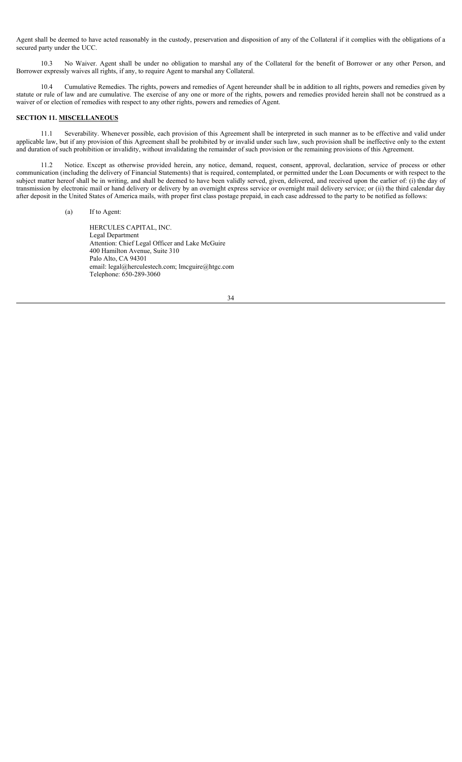Agent shall be deemed to have acted reasonably in the custody, preservation and disposition of any of the Collateral if it complies with the obligations of a secured party under the UCC.

10.3 No Waiver. Agent shall be under no obligation to marshal any of the Collateral for the benefit of Borrower or any other Person, and Borrower expressly waives all rights, if any, to require Agent to marshal any Collateral.

10.4 Cumulative Remedies. The rights, powers and remedies of Agent hereunder shall be in addition to all rights, powers and remedies given by statute or rule of law and are cumulative. The exercise of any one or more of the rights, powers and remedies provided herein shall not be construed as a waiver of or election of remedies with respect to any other rights, powers and remedies of Agent.

**SECTION 11. MISCELLANEOUS**

11.1 Severability. Whenever possible, each provision of this Agreement shall be interpreted in such manner as to be effective and valid under applicable law, but if any provision of this Agreement shall be prohibited by or invalid under such law, such provision shall be ineffective only to the extent and duration of such prohibition or invalidity, without invalidating the remainder of such provision or the remaining provisions of this Agreement.

11.2 Notice. Except as otherwise provided herein, any notice, demand, request, consent, approval, declaration, service of process or other communication (including the delivery of Financial Statements) that is required, contemplated, or permitted under the Loan Documents or with respect to the subject matter hereof shall be in writing, and shall be deemed to have been validly served, given, delivered, and received upon the earlier of: (i) the day of transmission by electronic mail or hand delivery or delivery by an overnight express service or overnight mail delivery service; or (ii) the third calendar day after deposit in the United States of America mails, with proper first class postage prepaid, in each case addressed to the party to be notified as follows:

(a) If to Agent:

HERCULES CAPITAL, INC.
Legal Department
Attention: Chief Legal Officer and Lake McGuire
400 Hamilton Avenue, Suite 310
Palo Alto, CA 94301
email: legal@herculestech.com; lmcguire@htgc.com
Telephone: 650-289-3060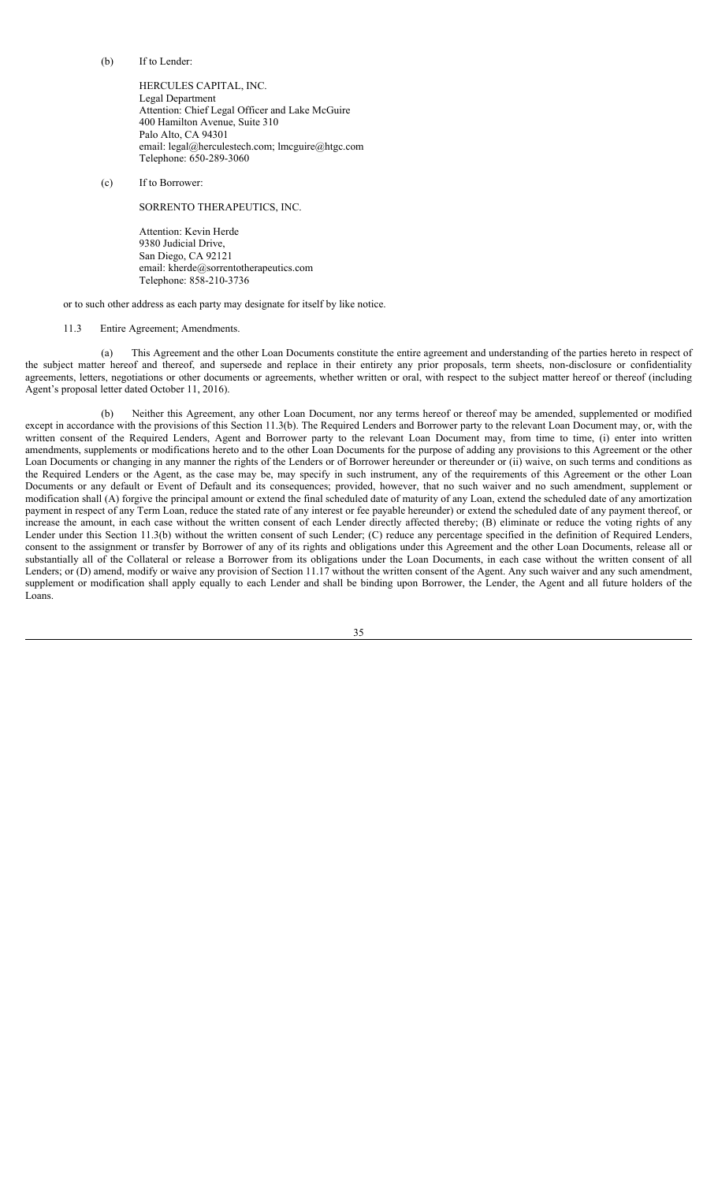(b) If to Lender:

HERCULES CAPITAL, INC.
Legal Department
Attention: Chief Legal Officer and Lake McGuire
400 Hamilton Avenue, Suite 310
Palo Alto, CA 94301
email: legal@herculestech.com; lmcguire@htgc.com
Telephone: 650-289-3060

(c) If to Borrower:

SORRENTO THERAPEUTICS, INC.

Attention: Kevin Herde
9380 Judicial Drive,
San Diego, CA 92121
email: kherde@sorrentotherapeutics.com
Telephone: 858-210-3736

or to such other address as each party may designate for itself by like notice.

11.3 Entire Agreement; Amendments.

(a) This Agreement and the other Loan Documents constitute the entire agreement and understanding of the parties hereto in respect of the subject matter hereof and thereof, and supersede and replace in their entirety any prior proposals, term sheets, non-disclosure or confidentiality agreements, letters, negotiations or other documents or agreements, whether written or oral, with respect to the subject matter hereof or thereof (including Agent's proposal letter dated October 11, 2016).

(b) Neither this Agreement, any other Loan Document, nor any terms hereof or thereof may be amended, supplemented or modified except in accordance with the provisions of this Section 11.3(b). The Required Lenders and Borrower party to the relevant Loan Document may, or, with the written consent of the Required Lenders, Agent and Borrower party to the relevant Loan Document may, from time to time, (i) enter into written amendments, supplements or modifications hereto and to the other Loan Documents for the purpose of adding any provisions to this Agreement or the other Loan Documents or changing in any manner the rights of the Lenders or of Borrower hereunder or thereunder or (ii) waive, on such terms and conditions as the Required Lenders or the Agent, as the case may be, may specify in such instrument, any of the requirements of this Agreement or the other Loan Documents or any default or Event of Default and its consequences; provided, however, that no such waiver and no such amendment, supplement or modification shall (A) forgive the principal amount or extend the final scheduled date of maturity of any Loan, extend the scheduled date of any amortization payment in respect of any Term Loan, reduce the stated rate of any interest or fee payable hereunder) or extend the scheduled date of any payment thereof, or increase the amount, in each case without the written consent of each Lender directly affected thereby; (B) eliminate or reduce the voting rights of any Lender under this Section 11.3(b) without the written consent of such Lender; (C) reduce any percentage specified in the definition of Required Lenders, consent to the assignment or transfer by Borrower of any of its rights and obligations under this Agreement and the other Loan Documents, release all or substantially all of the Collateral or release a Borrower from its obligations under the Loan Documents, in each case without the written consent of all Lenders; or (D) amend, modify or waive any provision of Section 11.17 without the written consent of the Agent. Any such waiver and any such amendment, supplement or modification shall apply equally to each Lender and shall be binding upon Borrower, the Lender, the Agent and all future holders of the Loans.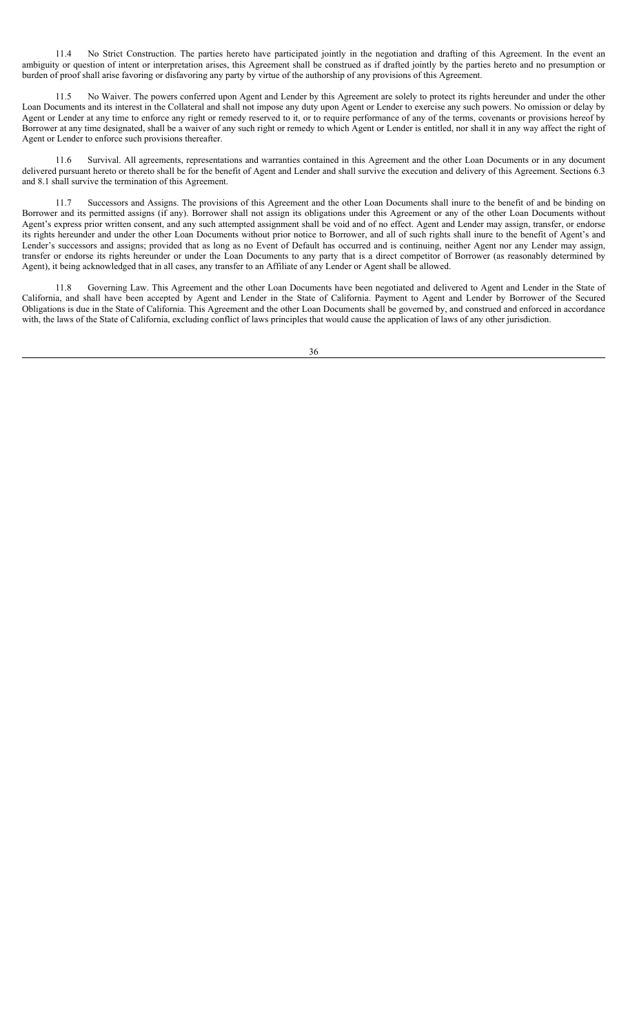11.4 No Strict Construction. The parties hereto have participated jointly in the negotiation and drafting of this Agreement. In the event an ambiguity or question of intent or interpretation arises, this Agreement shall be construed as if drafted jointly by the parties hereto and no presumption or burden of proof shall arise favoring or disfavoring any party by virtue of the authorship of any provisions of this Agreement.

11.5 No Waiver. The powers conferred upon Agent and Lender by this Agreement are solely to protect its rights hereunder and under the other Loan Documents and its interest in the Collateral and shall not impose any duty upon Agent or Lender to exercise any such powers. No omission or delay by Agent or Lender at any time to enforce any right or remedy reserved to it, or to require performance of any of the terms, covenants or provisions hereof by Borrower at any time designated, shall be a waiver of any such right or remedy to which Agent or Lender is entitled, nor shall it in any way affect the right of Agent or Lender to enforce such provisions thereafter.

11.6 Survival. All agreements, representations and warranties contained in this Agreement and the other Loan Documents or in any document delivered pursuant hereto or thereto shall be for the benefit of Agent and Lender and shall survive the execution and delivery of this Agreement. Sections 6.3 and 8.1 shall survive the termination of this Agreement.

11.7 Successors and Assigns. The provisions of this Agreement and the other Loan Documents shall inure to the benefit of and be binding on Borrower and its permitted assigns (if any). Borrower shall not assign its obligations under this Agreement or any of the other Loan Documents without Agent's express prior written consent, and any such attempted assignment shall be void and of no effect. Agent and Lender may assign, transfer, or endorse its rights hereunder and under the other Loan Documents without prior notice to Borrower, and all of such rights shall inure to the benefit of Agent's and Lender's successors and assigns; provided that as long as no Event of Default has occurred and is continuing, neither Agent nor any Lender may assign, transfer or endorse its rights hereunder or under the Loan Documents to any party that is a direct competitor of Borrower (as reasonably determined by Agent), it being acknowledged that in all cases, any transfer to an Affiliate of any Lender or Agent shall be allowed.

11.8 Governing Law. This Agreement and the other Loan Documents have been negotiated and delivered to Agent and Lender in the State of California, and shall have been accepted by Agent and Lender in the State of California. Payment to Agent and Lender by Borrower of the Secured Obligations is due in the State of California. This Agreement and the other Loan Documents shall be governed by, and construed and enforced in accordance with, the laws of the State of California, excluding conflict of laws principles that would cause the application of laws of any other jurisdiction.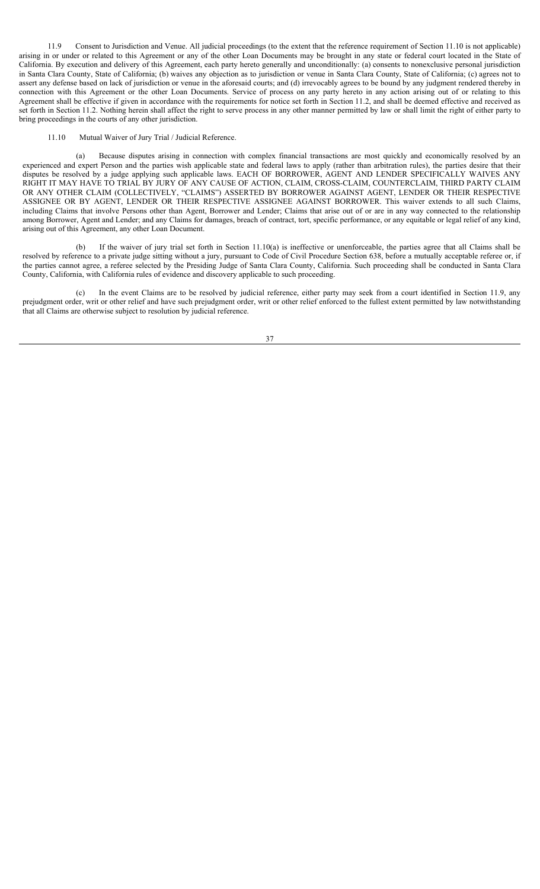11.9 Consent to Jurisdiction and Venue. All judicial proceedings (to the extent that the reference requirement of Section 11.10 is not applicable) arising in or under or related to this Agreement or any of the other Loan Documents may be brought in any state or federal court located in the State of California. By execution and delivery of this Agreement, each party hereto generally and unconditionally: (a) consents to nonexclusive personal jurisdiction in Santa Clara County, State of California; (b) waives any objection as to jurisdiction or venue in Santa Clara County, State of California; (c) agrees not to assert any defense based on lack of jurisdiction or venue in the aforesaid courts; and (d) irrevocably agrees to be bound by any judgment rendered thereby in connection with this Agreement or the other Loan Documents. Service of process on any party hereto in any action arising out of or relating to this Agreement shall be effective if given in accordance with the requirements for notice set forth in Section 11.2, and shall be deemed effective and received as set forth in Section 11.2. Nothing herein shall affect the right to serve process in any other manner permitted by law or shall limit the right of either party to bring proceedings in the courts of any other jurisdiction.

11.10 Mutual Waiver of Jury Trial / Judicial Reference.

(a) Because disputes arising in connection with complex financial transactions are most quickly and economically resolved by an experienced and expert Person and the parties wish applicable state and federal laws to apply (rather than arbitration rules), the parties desire that their disputes be resolved by a judge applying such applicable laws. EACH OF BORROWER, AGENT AND LENDER SPECIFICALLY WAIVES ANY RIGHT IT MAY HAVE TO TRIAL BY JURY OF ANY CAUSE OF ACTION, CLAIM, CROSS-CLAIM, COUNTERCLAIM, THIRD PARTY CLAIM OR ANY OTHER CLAIM (COLLECTIVELY, "CLAIMS") ASSERTED BY BORROWER AGAINST AGENT, LENDER OR THEIR RESPECTIVE ASSIGNEE OR BY AGENT, LENDER OR THEIR RESPECTIVE ASSIGNEE AGAINST BORROWER. This waiver extends to all such Claims, including Claims that involve Persons other than Agent, Borrower and Lender; Claims that arise out of or are in any way connected to the relationship among Borrower, Agent and Lender; and any Claims for damages, breach of contract, tort, specific performance, or any equitable or legal relief of any kind, arising out of this Agreement, any other Loan Document.

(b) If the waiver of jury trial set forth in Section 11.10(a) is ineffective or unenforceable, the parties agree that all Claims shall be resolved by reference to a private judge sitting without a jury, pursuant to Code of Civil Procedure Section 638, before a mutually acceptable referee or, if the parties cannot agree, a referee selected by the Presiding Judge of Santa Clara County, California. Such proceeding shall be conducted in Santa Clara County, California, with California rules of evidence and discovery applicable to such proceeding.

(c) In the event Claims are to be resolved by judicial reference, either party may seek from a court identified in Section 11.9, any prejudgment order, writ or other relief and have such prejudgment order, writ or other relief enforced to the fullest extent permitted by law notwithstanding that all Claims are otherwise subject to resolution by judicial reference.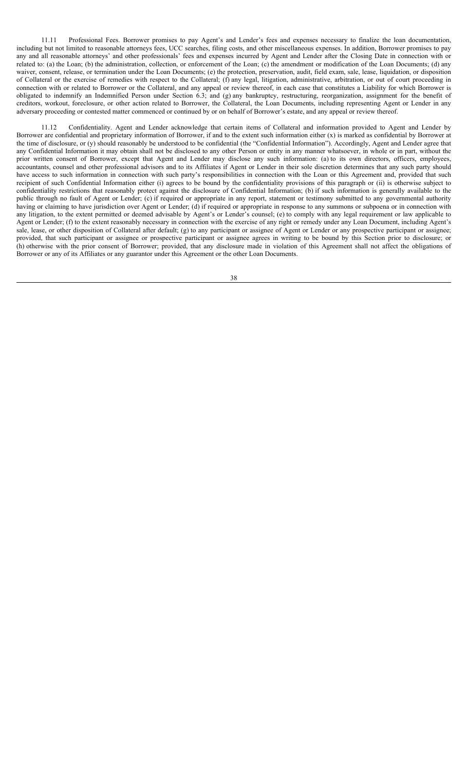11.11 Professional Fees. Borrower promises to pay Agent's and Lender's fees and expenses necessary to finalize the loan documentation, including but not limited to reasonable attorneys fees, UCC searches, filing costs, and other miscellaneous expenses. In addition, Borrower promises to pay any and all reasonable attorneys' and other professionals' fees and expenses incurred by Agent and Lender after the Closing Date in connection with or related to: (a) the Loan; (b) the administration, collection, or enforcement of the Loan; (c) the amendment or modification of the Loan Documents; (d) any waiver, consent, release, or termination under the Loan Documents; (e) the protection, preservation, audit, field exam, sale, lease, liquidation, or disposition of Collateral or the exercise of remedies with respect to the Collateral; (f) any legal, litigation, administrative, arbitration, or out of court proceeding in connection with or related to Borrower or the Collateral, and any appeal or review thereof, in each case that constitutes a Liability for which Borrower is obligated to indemnify an Indemnified Person under Section 6.3; and (g) any bankruptcy, restructuring, reorganization, assignment for the benefit of creditors, workout, foreclosure, or other action related to Borrower, the Collateral, the Loan Documents, including representing Agent or Lender in any adversary proceeding or contested matter commenced or continued by or on behalf of Borrower's estate, and any appeal or review thereof.

11.12 Confidentiality. Agent and Lender acknowledge that certain items of Collateral and information provided to Agent and Lender by Borrower are confidential and proprietary information of Borrower, if and to the extent such information either (x) is marked as confidential by Borrower at the time of disclosure, or (y) should reasonably be understood to be confidential (the "Confidential Information"). Accordingly, Agent and Lender agree that any Confidential Information it may obtain shall not be disclosed to any other Person or entity in any manner whatsoever, in whole or in part, without the prior written consent of Borrower, except that Agent and Lender may disclose any such information: (a) to its own directors, officers, employees, accountants, counsel and other professional advisors and to its Affiliates if Agent or Lender in their sole discretion determines that any such party should have access to such information in connection with such party's responsibilities in connection with the Loan or this Agreement and, provided that such recipient of such Confidential Information either (i) agrees to be bound by the confidentiality provisions of this paragraph or (ii) is otherwise subject to confidentiality restrictions that reasonably protect against the disclosure of Confidential Information; (b) if such information is generally available to the public through no fault of Agent or Lender; (c) if required or appropriate in any report, statement or testimony submitted to any governmental authority having or claiming to have jurisdiction over Agent or Lender; (d) if required or appropriate in response to any summons or subpoena or in connection with any litigation, to the extent permitted or deemed advisable by Agent's or Lender's counsel; (e) to comply with any legal requirement or law applicable to Agent or Lender; (f) to the extent reasonably necessary in connection with the exercise of any right or remedy under any Loan Document, including Agent's sale, lease, or other disposition of Collateral after default; (g) to any participant or assignee of Agent or Lender or any prospective participant or assignee; provided, that such participant or assignee or prospective participant or assignee agrees in writing to be bound by this Section prior to disclosure; or (h) otherwise with the prior consent of Borrower; provided, that any disclosure made in violation of this Agreement shall not affect the obligations of Borrower or any of its Affiliates or any guarantor under this Agreement or the other Loan Documents.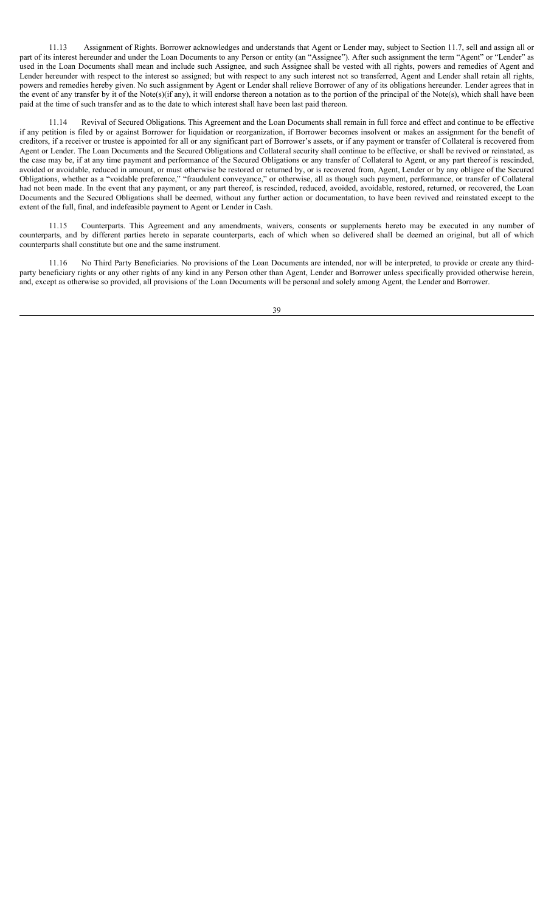11.13 Assignment of Rights. Borrower acknowledges and understands that Agent or Lender may, subject to Section 11.7, sell and assign all or part of its interest hereunder and under the Loan Documents to any Person or entity (an "Assignee"). After such assignment the term "Agent" or "Lender" as used in the Loan Documents shall mean and include such Assignee, and such Assignee shall be vested with all rights, powers and remedies of Agent and Lender hereunder with respect to the interest so assigned; but with respect to any such interest not so transferred, Agent and Lender shall retain all rights, powers and remedies hereby given. No such assignment by Agent or Lender shall relieve Borrower of any of its obligations hereunder. Lender agrees that in the event of any transfer by it of the Note(s)(if any), it will endorse thereon a notation as to the portion of the principal of the Note(s), which shall have been paid at the time of such transfer and as to the date to which interest shall have been last paid thereon.

11.14 Revival of Secured Obligations. This Agreement and the Loan Documents shall remain in full force and effect and continue to be effective if any petition is filed by or against Borrower for liquidation or reorganization, if Borrower becomes insolvent or makes an assignment for the benefit of creditors, if a receiver or trustee is appointed for all or any significant part of Borrower's assets, or if any payment or transfer of Collateral is recovered from Agent or Lender. The Loan Documents and the Secured Obligations and Collateral security shall continue to be effective, or shall be revived or reinstated, as the case may be, if at any time payment and performance of the Secured Obligations or any transfer of Collateral to Agent, or any part thereof is rescinded, avoided or avoidable, reduced in amount, or must otherwise be restored or returned by, or is recovered from, Agent, Lender or by any obligee of the Secured Obligations, whether as a "voidable preference," "fraudulent conveyance," or otherwise, all as though such payment, performance, or transfer of Collateral had not been made. In the event that any payment, or any part thereof, is rescinded, reduced, avoided, avoidable, restored, returned, or recovered, the Loan Documents and the Secured Obligations shall be deemed, without any further action or documentation, to have been revived and reinstated except to the extent of the full, final, and indefeasible payment to Agent or Lender in Cash.

11.15 Counterparts. This Agreement and any amendments, waivers, consents or supplements hereto may be executed in any number of counterparts, and by different parties hereto in separate counterparts, each of which when so delivered shall be deemed an original, but all of which counterparts shall constitute but one and the same instrument.

11.16 No Third Party Beneficiaries. No provisions of the Loan Documents are intended, nor will be interpreted, to provide or create any third-party beneficiary rights or any other rights of any kind in any Person other than Agent, Lender and Borrower unless specifically provided otherwise herein, and, except as otherwise so provided, all provisions of the Loan Documents will be personal and solely among Agent, the Lender and Borrower.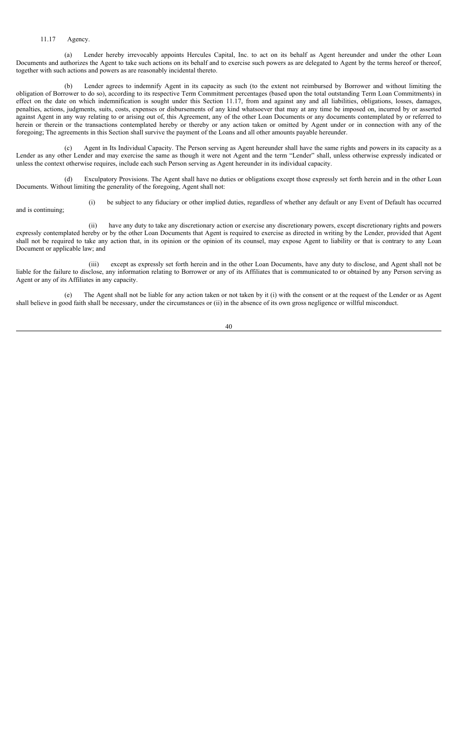11.17 Agency.

(a) Lender hereby irrevocably appoints Hercules Capital, Inc. to act on its behalf as Agent hereunder and under the other Loan Documents and authorizes the Agent to take such actions on its behalf and to exercise such powers as are delegated to Agent by the terms hereof or thereof, together with such actions and powers as are reasonably incidental thereto.

(b) Lender agrees to indemnify Agent in its capacity as such (to the extent not reimbursed by Borrower and without limiting the obligation of Borrower to do so), according to its respective Term Commitment percentages (based upon the total outstanding Term Loan Commitments) in effect on the date on which indemnification is sought under this Section 11.17, from and against any and all liabilities, obligations, losses, damages, penalties, actions, judgments, suits, costs, expenses or disbursements of any kind whatsoever that may at any time be imposed on, incurred by or asserted against Agent in any way relating to or arising out of, this Agreement, any of the other Loan Documents or any documents contemplated by or referred to herein or therein or the transactions contemplated hereby or thereby or any action taken or omitted by Agent under or in connection with any of the foregoing; The agreements in this Section shall survive the payment of the Loans and all other amounts payable hereunder.

(c) Agent in Its Individual Capacity. The Person serving as Agent hereunder shall have the same rights and powers in its capacity as a Lender as any other Lender and may exercise the same as though it were not Agent and the term "Lender" shall, unless otherwise expressly indicated or unless the context otherwise requires, include each such Person serving as Agent hereunder in its individual capacity.

(d) Exculpatory Provisions. The Agent shall have no duties or obligations except those expressly set forth herein and in the other Loan Documents. Without limiting the generality of the foregoing, Agent shall not:

(i) be subject to any fiduciary or other implied duties, regardless of whether any default or any Event of Default has occurred and is continuing;

(ii) have any duty to take any discretionary action or exercise any discretionary powers, except discretionary rights and powers expressly contemplated hereby or by the other Loan Documents that Agent is required to exercise as directed in writing by the Lender, provided that Agent shall not be required to take any action that, in its opinion or the opinion of its counsel, may expose Agent to liability or that is contrary to any Loan Document or applicable law; and

(iii) except as expressly set forth herein and in the other Loan Documents, have any duty to disclose, and Agent shall not be liable for the failure to disclose, any information relating to Borrower or any of its Affiliates that is communicated to or obtained by any Person serving as Agent or any of its Affiliates in any capacity.

(e) The Agent shall not be liable for any action taken or not taken by it (i) with the consent or at the request of the Lender or as Agent shall believe in good faith shall be necessary, under the circumstances or (ii) in the absence of its own gross negligence or willful misconduct.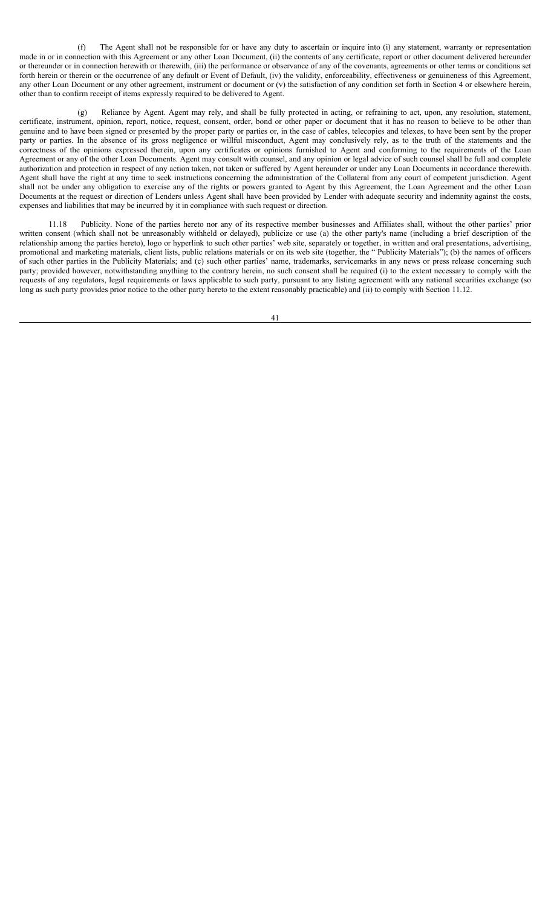(f) The Agent shall not be responsible for or have any duty to ascertain or inquire into (i) any statement, warranty or representation made in or in connection with this Agreement or any other Loan Document, (ii) the contents of any certificate, report or other document delivered hereunder or thereunder or in connection herewith or therewith, (iii) the performance or observance of any of the covenants, agreements or other terms or conditions set forth herein or therein or the occurrence of any default or Event of Default, (iv) the validity, enforceability, effectiveness or genuineness of this Agreement, any other Loan Document or any other agreement, instrument or document or (v) the satisfaction of any condition set forth in Section 4 or elsewhere herein, other than to confirm receipt of items expressly required to be delivered to Agent.

(g) Reliance by Agent. Agent may rely, and shall be fully protected in acting, or refraining to act, upon, any resolution, statement, certificate, instrument, opinion, report, notice, request, consent, order, bond or other paper or document that it has no reason to believe to be other than genuine and to have been signed or presented by the proper party or parties or, in the case of cables, telecopies and telexes, to have been sent by the proper party or parties. In the absence of its gross negligence or willful misconduct, Agent may conclusively rely, as to the truth of the statements and the correctness of the opinions expressed therein, upon any certificates or opinions furnished to Agent and conforming to the requirements of the Loan Agreement or any of the other Loan Documents. Agent may consult with counsel, and any opinion or legal advice of such counsel shall be full and complete authorization and protection in respect of any action taken, not taken or suffered by Agent hereunder or under any Loan Documents in accordance therewith. Agent shall have the right at any time to seek instructions concerning the administration of the Collateral from any court of competent jurisdiction. Agent shall not be under any obligation to exercise any of the rights or powers granted to Agent by this Agreement, the Loan Agreement and the other Loan Documents at the request or direction of Lenders unless Agent shall have been provided by Lender with adequate security and indemnity against the costs, expenses and liabilities that may be incurred by it in compliance with such request or direction.

11.18 Publicity. None of the parties hereto nor any of its respective member businesses and Affiliates shall, without the other parties' prior written consent (which shall not be unreasonably withheld or delayed), publicize or use (a) the other party's name (including a brief description of the relationship among the parties hereto), logo or hyperlink to such other parties' web site, separately or together, in written and oral presentations, advertising, promotional and marketing materials, client lists, public relations materials or on its web site (together, the " Publicity Materials"); (b) the names of officers of such other parties in the Publicity Materials; and (c) such other parties' name, trademarks, servicemarks in any news or press release concerning such party; provided however, notwithstanding anything to the contrary herein, no such consent shall be required (i) to the extent necessary to comply with the requests of any regulators, legal requirements or laws applicable to such party, pursuant to any listing agreement with any national securities exchange (so long as such party provides prior notice to the other party hereto to the extent reasonably practicable) and (ii) to comply with Section 11.12.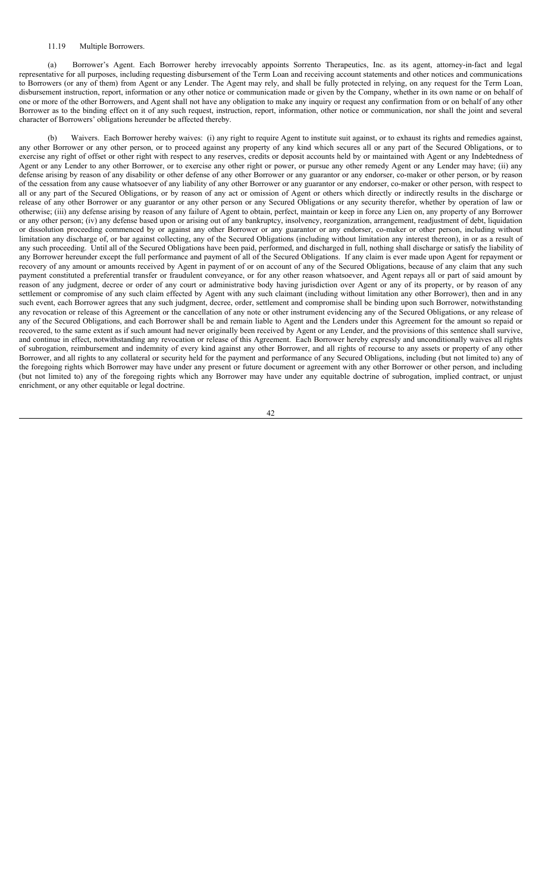11.19 Multiple Borrowers.

(a) Borrower's Agent. Each Borrower hereby irrevocably appoints Sorrento Therapeutics, Inc. as its agent, attorney-in-fact and legal representative for all purposes, including requesting disbursement of the Term Loan and receiving account statements and other notices and communications to Borrowers (or any of them) from Agent or any Lender. The Agent may rely, and shall be fully protected in relying, on any request for the Term Loan, disbursement instruction, report, information or any other notice or communication made or given by the Company, whether in its own name or on behalf of one or more of the other Borrowers, and Agent shall not have any obligation to make any inquiry or request any confirmation from or on behalf of any other Borrower as to the binding effect on it of any such request, instruction, report, information, other notice or communication, nor shall the joint and several character of Borrowers' obligations hereunder be affected thereby.

(b) Waivers. Each Borrower hereby waives: (i) any right to require Agent to institute suit against, or to exhaust its rights and remedies against, any other Borrower or any other person, or to proceed against any property of any kind which secures all or any part of the Secured Obligations, or to exercise any right of offset or other right with respect to any reserves, credits or deposit accounts held by or maintained with Agent or any Indebtedness of Agent or any Lender to any other Borrower, or to exercise any other right or power, or pursue any other remedy Agent or any Lender may have; (ii) any defense arising by reason of any disability or other defense of any other Borrower or any guarantor or any endorser, co-maker or other person, or by reason of the cessation from any cause whatsoever of any liability of any other Borrower or any guarantor or any endorser, co-maker or other person, with respect to all or any part of the Secured Obligations, or by reason of any act or omission of Agent or others which directly or indirectly results in the discharge or release of any other Borrower or any guarantor or any other person or any Secured Obligations or any security therefor, whether by operation of law or otherwise; (iii) any defense arising by reason of any failure of Agent to obtain, perfect, maintain or keep in force any Lien on, any property of any Borrower or any other person; (iv) any defense based upon or arising out of any bankruptcy, insolvency, reorganization, arrangement, readjustment of debt, liquidation or dissolution proceeding commenced by or against any other Borrower or any guarantor or any endorser, co-maker or other person, including without limitation any discharge of, or bar against collecting, any of the Secured Obligations (including without limitation any interest thereon), in or as a result of any such proceeding. Until all of the Secured Obligations have been paid, performed, and discharged in full, nothing shall discharge or satisfy the liability of any Borrower hereunder except the full performance and payment of all of the Secured Obligations. If any claim is ever made upon Agent for repayment or recovery of any amount or amounts received by Agent in payment of or on account of any of the Secured Obligations, because of any claim that any such payment constituted a preferential transfer or fraudulent conveyance, or for any other reason whatsoever, and Agent repays all or part of said amount by reason of any judgment, decree or order of any court or administrative body having jurisdiction over Agent or any of its property, or by reason of any settlement or compromise of any such claim effected by Agent with any such claimant (including without limitation any other Borrower), then and in any such event, each Borrower agrees that any such judgment, decree, order, settlement and compromise shall be binding upon such Borrower, notwithstanding any revocation or release of this Agreement or the cancellation of any note or other instrument evidencing any of the Secured Obligations, or any release of any of the Secured Obligations, and each Borrower shall be and remain liable to Agent and the Lenders under this Agreement for the amount so repaid or recovered, to the same extent as if such amount had never originally been received by Agent or any Lender, and the provisions of this sentence shall survive, and continue in effect, notwithstanding any revocation or release of this Agreement. Each Borrower hereby expressly and unconditionally waives all rights of subrogation, reimbursement and indemnity of every kind against any other Borrower, and all rights of recourse to any assets or property of any other Borrower, and all rights to any collateral or security held for the payment and performance of any Secured Obligations, including (but not limited to) any of the foregoing rights which Borrower may have under any present or future document or agreement with any other Borrower or other person, and including (but not limited to) any of the foregoing rights which any Borrower may have under any equitable doctrine of subrogation, implied contract, or unjust enrichment, or any other equitable or legal doctrine.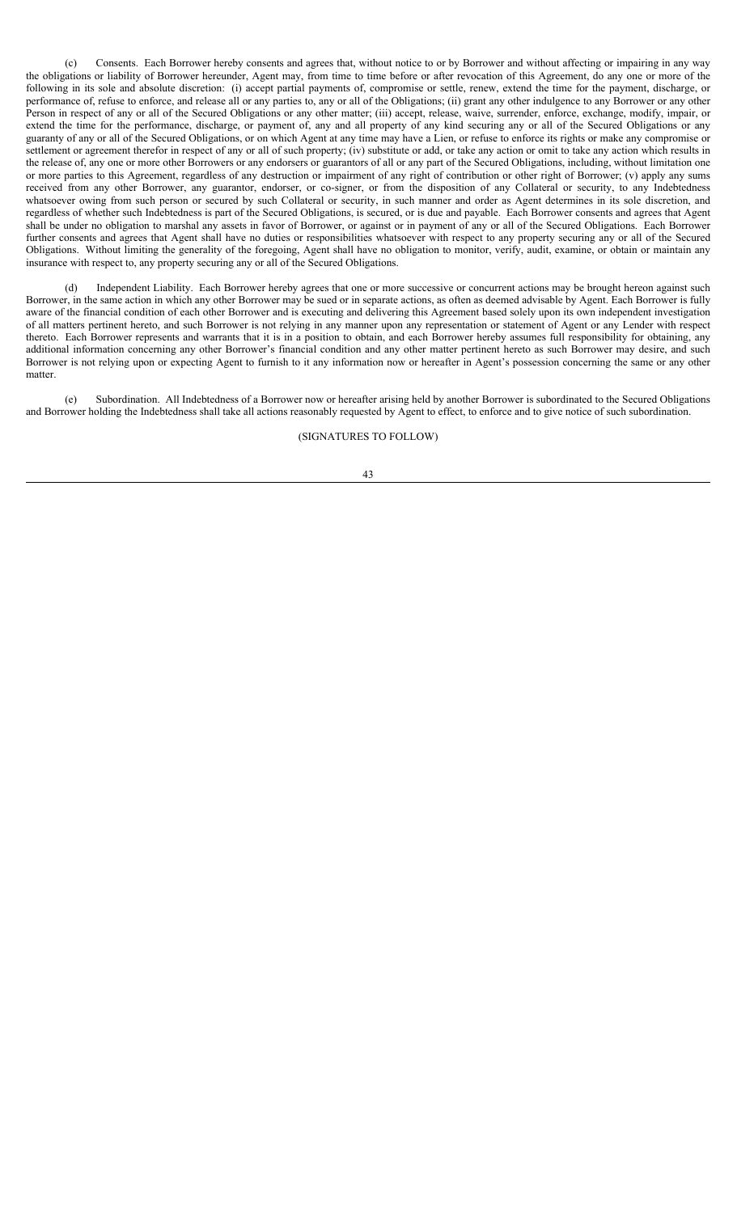(c) Consents. Each Borrower hereby consents and agrees that, without notice to or by Borrower and without affecting or impairing in any way the obligations or liability of Borrower hereunder, Agent may, from time to time before or after revocation of this Agreement, do any one or more of the following in its sole and absolute discretion: (i) accept partial payments of, compromise or settle, renew, extend the time for the payment, discharge, or performance of, refuse to enforce, and release all or any parties to, any or all of the Obligations; (ii) grant any other indulgence to any Borrower or any other Person in respect of any or all of the Secured Obligations or any other matter; (iii) accept, release, waive, surrender, enforce, exchange, modify, impair, or extend the time for the performance, discharge, or payment of, any and all property of any kind securing any or all of the Secured Obligations or any guaranty of any or all of the Secured Obligations, or on which Agent at any time may have a Lien, or refuse to enforce its rights or make any compromise or settlement or agreement therefor in respect of any or all of such property; (iv) substitute or add, or take any action or omit to take any action which results in the release of, any one or more other Borrowers or any endorsers or guarantors of all or any part of the Secured Obligations, including, without limitation one or more parties to this Agreement, regardless of any destruction or impairment of any right of contribution or other right of Borrower; (v) apply any sums received from any other Borrower, any guarantor, endorser, or co-signer, or from the disposition of any Collateral or security, to any Indebtedness whatsoever owing from such person or secured by such Collateral or security, in such manner and order as Agent determines in its sole discretion, and regardless of whether such Indebtedness is part of the Secured Obligations, is secured, or is due and payable. Each Borrower consents and agrees that Agent shall be under no obligation to marshal any assets in favor of Borrower, or against or in payment of any or all of the Secured Obligations. Each Borrower further consents and agrees that Agent shall have no duties or responsibilities whatsoever with respect to any property securing any or all of the Secured Obligations. Without limiting the generality of the foregoing, Agent shall have no obligation to monitor, verify, audit, examine, or obtain or maintain any insurance with respect to, any property securing any or all of the Secured Obligations.

(d) Independent Liability. Each Borrower hereby agrees that one or more successive or concurrent actions may be brought hereon against such Borrower, in the same action in which any other Borrower may be sued or in separate actions, as often as deemed advisable by Agent. Each Borrower is fully aware of the financial condition of each other Borrower and is executing and delivering this Agreement based solely upon its own independent investigation of all matters pertinent hereto, and such Borrower is not relying in any manner upon any representation or statement of Agent or any Lender with respect thereto. Each Borrower represents and warrants that it is in a position to obtain, and each Borrower hereby assumes full responsibility for obtaining, any additional information concerning any other Borrower's financial condition and any other matter pertinent hereto as such Borrower may desire, and such Borrower is not relying upon or expecting Agent to furnish to it any information now or hereafter in Agent's possession concerning the same or any other matter.

(e) Subordination. All Indebtedness of a Borrower now or hereafter arising held by another Borrower is subordinated to the Secured Obligations and Borrower holding the Indebtedness shall take all actions reasonably requested by Agent to effect, to enforce and to give notice of such subordination.

(SIGNATURES TO FOLLOW)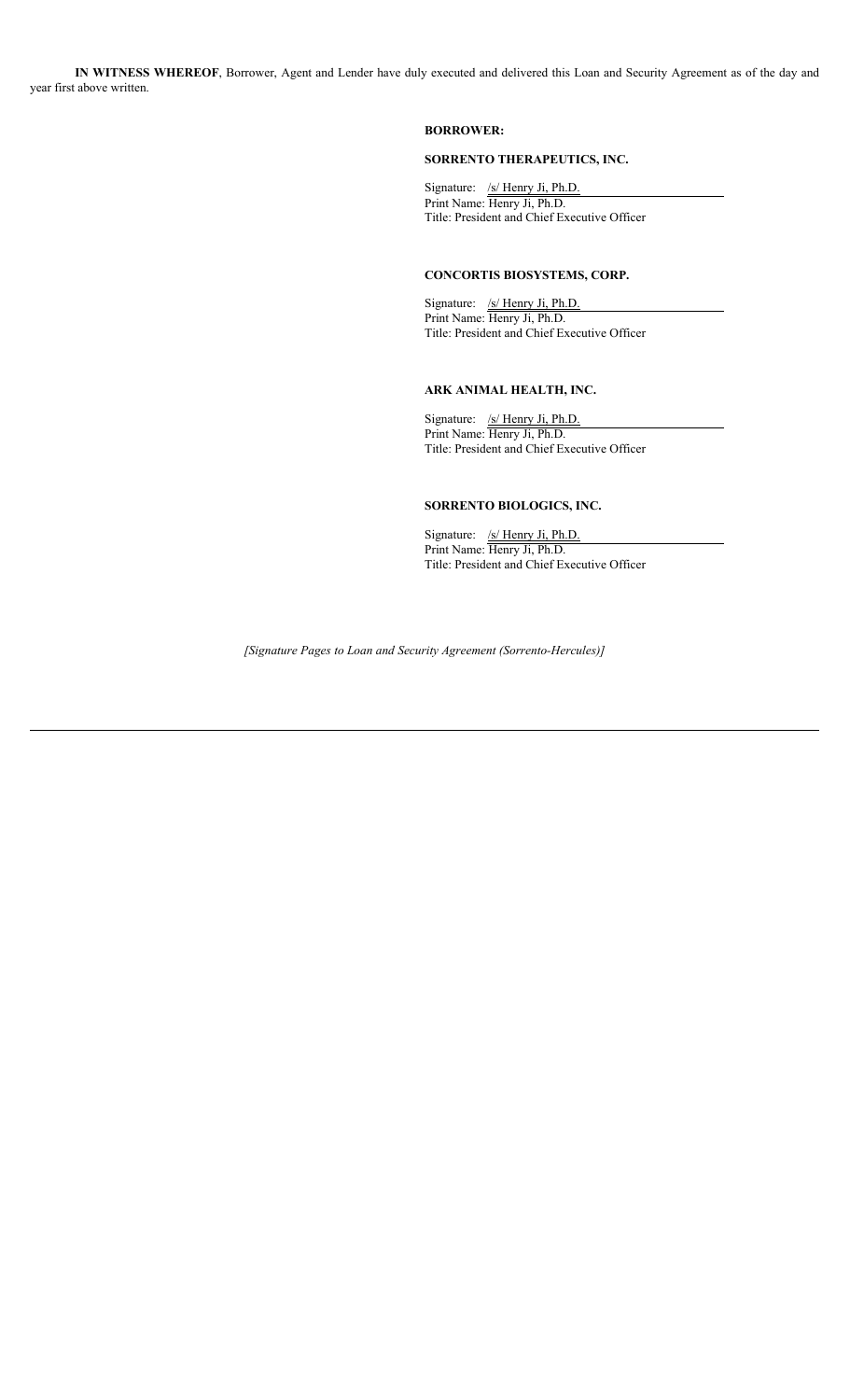**IN WITNESS WHEREOF**, Borrower, Agent and Lender have duly executed and delivered this Loan and Security Agreement as of the day and year first above written.

**BORROWER:**

**SORRENTO THERAPEUTICS, INC.**

Signature: /s/ Henry Ji, Ph.D.
Print Name: Henry Ji, Ph.D.
Title: President and Chief Executive Officer

**CONCORTIS BIOSYSTEMS, CORP.**

Signature: /s/ Henry Ji, Ph.D.
Print Name: Henry Ji, Ph.D.
Title: President and Chief Executive Officer

**ARK ANIMAL HEALTH, INC.**

Signature: /s/ Henry Ji, Ph.D.
Print Name: Henry Ji, Ph.D.
Title: President and Chief Executive Officer

**SORRENTO BIOLOGICS, INC.**

Signature: /s/ Henry Ji, Ph.D.
Print Name: Henry Ji, Ph.D.
Title: President and Chief Executive Officer

*[Signature Pages to Loan and Security Agreement (Sorrento-Hercules)]*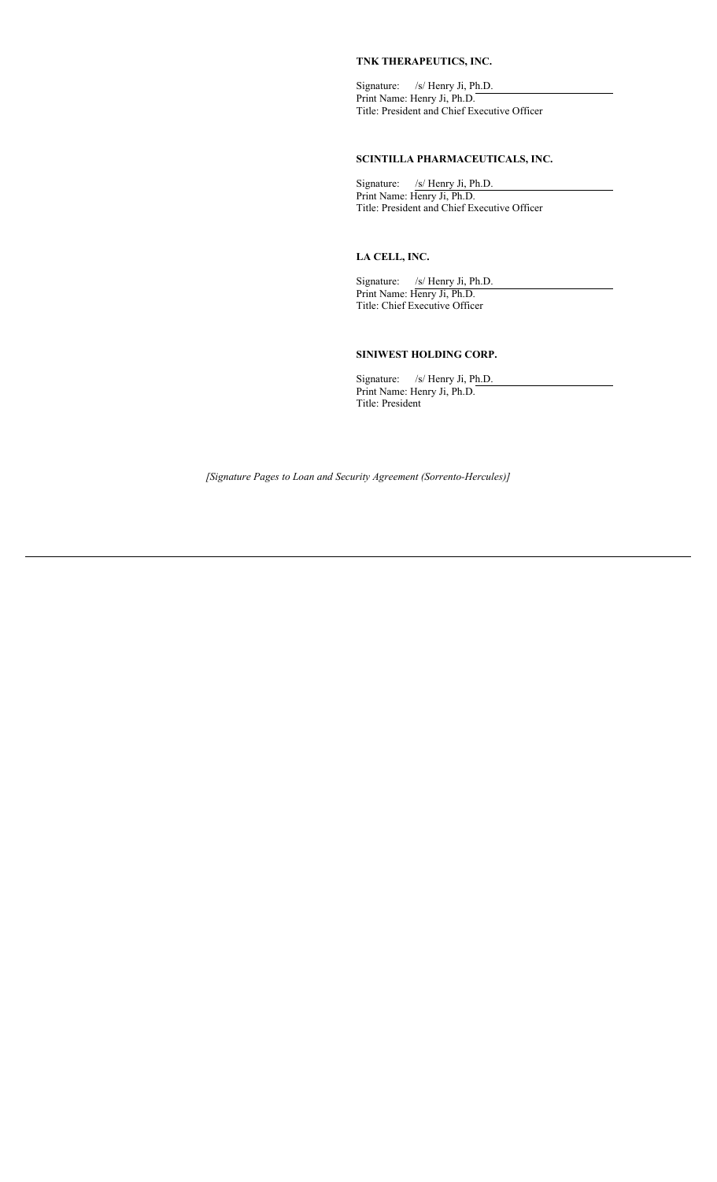**TNK THERAPEUTICS, INC.**

Signature: /s/ Henry Ji, Ph.D.
Print Name: Henry Ji, Ph.D.
Title: President and Chief Executive Officer

**SCINTILLA PHARMACEUTICALS, INC.**

Signature: /s/ Henry Ji, Ph.D.
Print Name: Henry Ji, Ph.D.
Title: President and Chief Executive Officer

**LA CELL, INC.**

Signature: /s/ Henry Ji, Ph.D.
Print Name: Henry Ji, Ph.D.
Title: Chief Executive Officer

**SINIWEST HOLDING CORP.**

Signature: /s/ Henry Ji, Ph.D.
Print Name: Henry Ji, Ph.D.
Title: President

*[Signature Pages to Loan and Security Agreement (Sorrento-Hercules)]*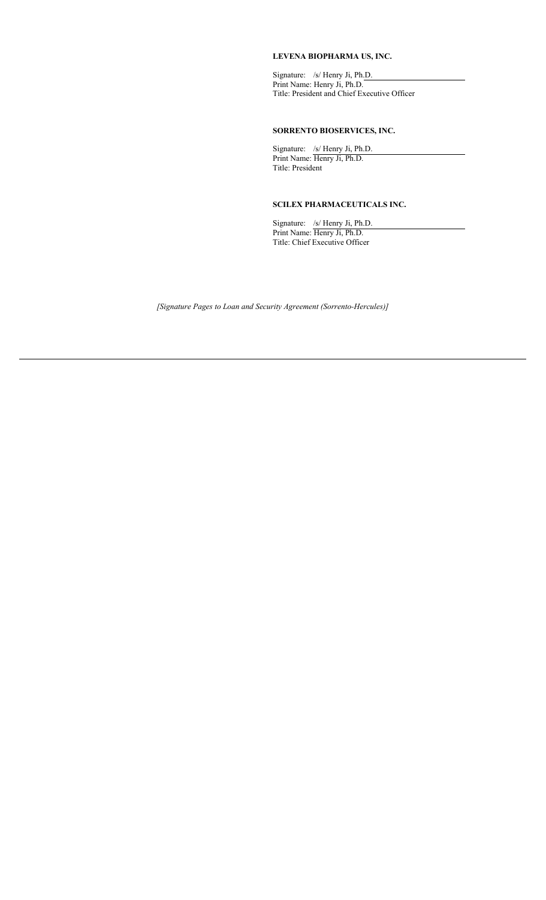**LEVENA BIOPHARMA US, INC.**

Signature: /s/ Henry Ji, Ph.D.
Print Name: Henry Ji, Ph.D.
Title: President and Chief Executive Officer

**SORRENTO BIOSERVICES, INC.**

Signature: /s/ Henry Ji, Ph.D.
Print Name: Henry Ji, Ph.D.
Title: President

**SCILEX PHARMACEUTICALS INC.**

Signature: /s/ Henry Ji, Ph.D.
Print Name: Henry Ji, Ph.D.
Title: Chief Executive Officer

*[Signature Pages to Loan and Security Agreement (Sorrento-Hercules)]*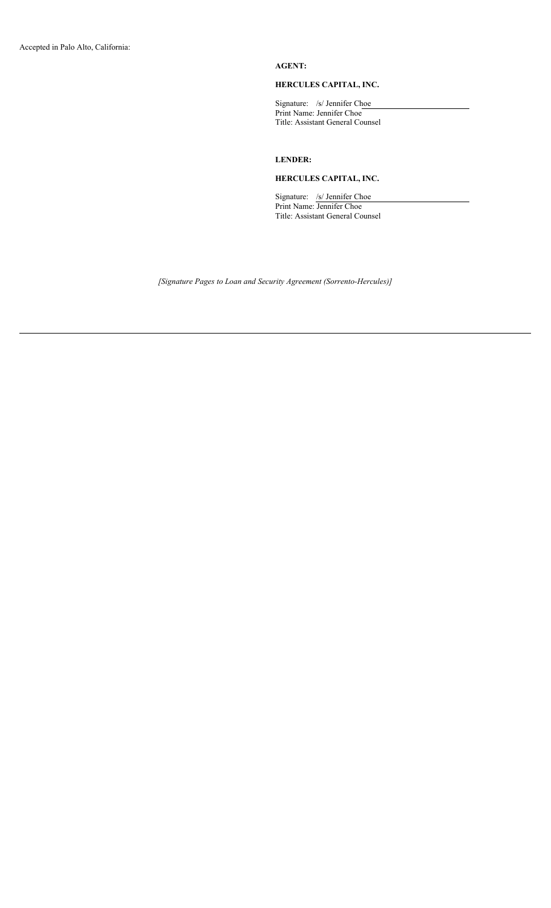Accepted in Palo Alto, California:

**AGENT:**

**HERCULES CAPITAL, INC.**

Signature: /s/ Jennifer Choe
Print Name: Jennifer Choe
Title: Assistant General Counsel

**LENDER:**

**HERCULES CAPITAL, INC.**

Signature: /s/ Jennifer Choe
Print Name: Jennifer Choe
Title: Assistant General Counsel

*[Signature Pages to Loan and Security Agreement (Sorrento-Hercules)]*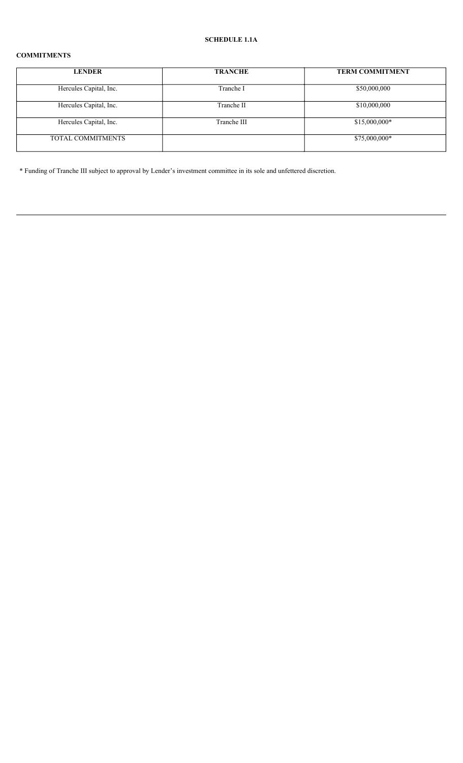**SCHEDULE 1.1A**

**COMMITMENTS**

| LENDER | TRANCHE | TERM COMMITMENT |
|---|---|---|
| Hercules Capital, Inc. | Tranche I | $50,000,000 |
| Hercules Capital, Inc. | Tranche II | $10,000,000 |
| Hercules Capital, Inc. | Tranche III | $15,000,000* |
| TOTAL COMMITMENTS | | $75,000,000* |

* Funding of Tranche III subject to approval by Lender's investment committee in its sole and unfettered discretion.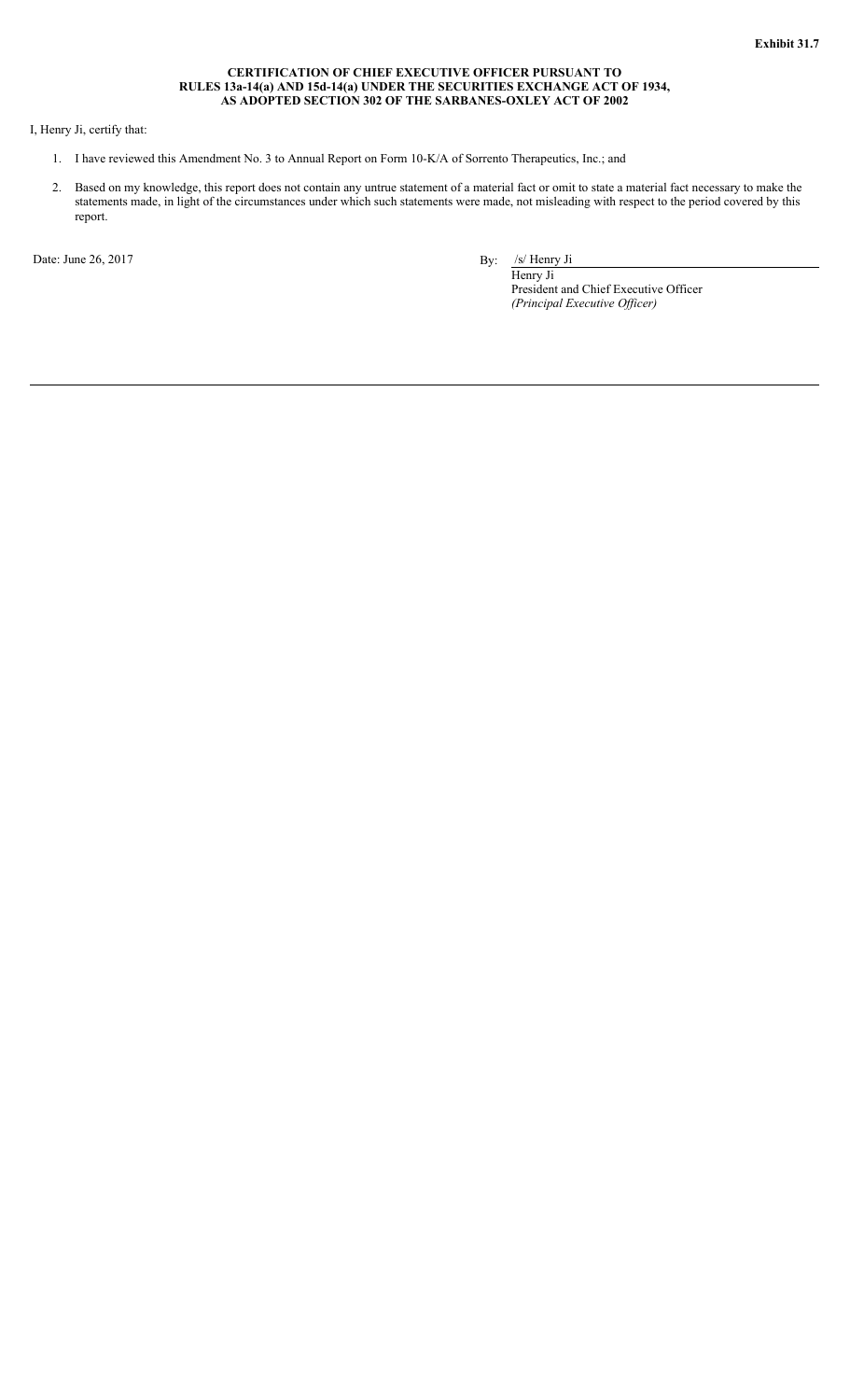**Exhibit 31.7**

**CERTIFICATION OF CHIEF EXECUTIVE OFFICER PURSUANT TO RULES 13a-14(a) AND 15d-14(a) UNDER THE SECURITIES EXCHANGE ACT OF 1934, AS ADOPTED SECTION 302 OF THE SARBANES-OXLEY ACT OF 2002**

I, Henry Ji, certify that:

1. I have reviewed this Amendment No. 3 to Annual Report on Form 10-K/A of Sorrento Therapeutics, Inc.; and

2. Based on my knowledge, this report does not contain any untrue statement of a material fact or omit to state a material fact necessary to make the statements made, in light of the circumstances under which such statements were made, not misleading with respect to the period covered by this report.

Date: June 26, 2017

By: /s/ Henry Ji

Henry Ji
President and Chief Executive Officer
*(Principal Executive Officer)*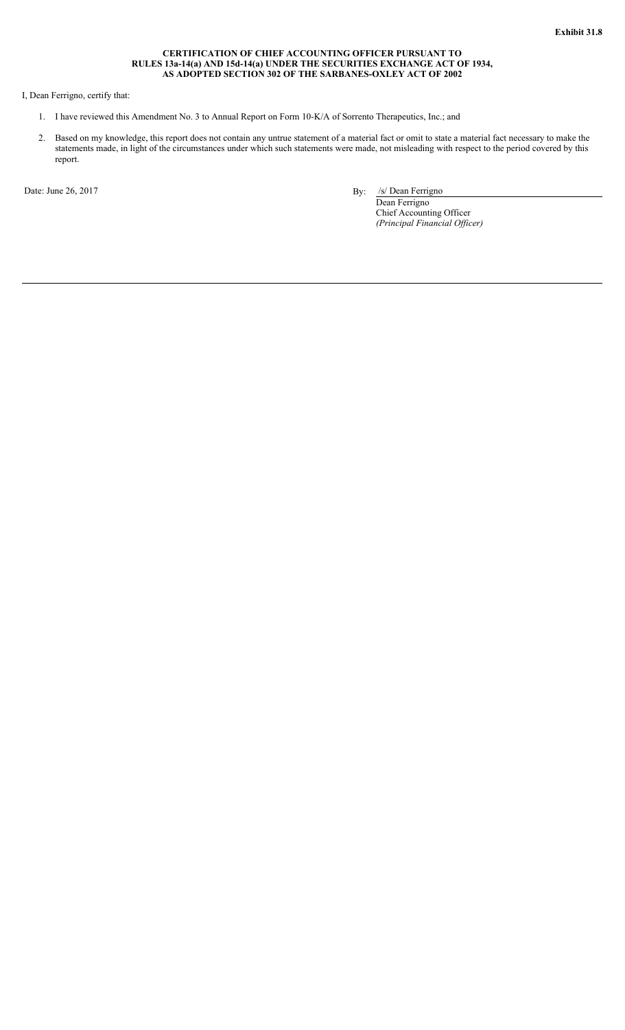**Exhibit 31.8**

**CERTIFICATION OF CHIEF ACCOUNTING OFFICER PURSUANT TO RULES 13a-14(a) AND 15d-14(a) UNDER THE SECURITIES EXCHANGE ACT OF 1934, AS ADOPTED SECTION 302 OF THE SARBANES-OXLEY ACT OF 2002**

I, Dean Ferrigno, certify that:

1. I have reviewed this Amendment No. 3 to Annual Report on Form 10-K/A of Sorrento Therapeutics, Inc.; and
2. Based on my knowledge, this report does not contain any untrue statement of a material fact or omit to state a material fact necessary to make the statements made, in light of the circumstances under which such statements were made, not misleading with respect to the period covered by this report.

Date: June 26, 2017

By: /s/ Dean Ferrigno
Dean Ferrigno
Chief Accounting Officer
*(Principal Financial Officer)*